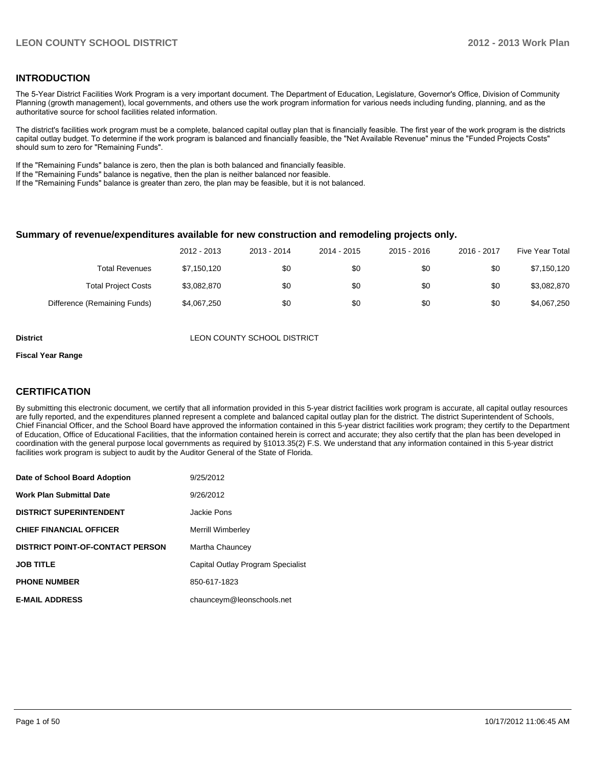## INTRODUCTION

The 5-Year District Facilities Work Program is a very important document. The Department of Education, Legislature, Governor's Office, Division of Community Planning (growth management), local governments, and others use the work program information for various needs including funding, planning, and as the authoritative source for school facilities related information.

The district's facilities work program must be a complete, balanced capital outlay plan that is financially feasible. The first year of the work program is the districts capital outlay budget. To determine if the work program is balanced and financially feasible, the "Net Available Revenue" minus the "Funded Projects Costs" should sum to zero for "Remaining Funds".

If the "Remaining Funds" balance is zero, then the plan is both balanced and financially feasible.
If the "Remaining Funds" balance is negative, then the plan is neither balanced nor feasible.
If the "Remaining Funds" balance is greater than zero, the plan may be feasible, but it is not balanced.

### Summary of revenue/expenditures available for new construction and remodeling projects only.

| | 2012 - 2013 | 2013 - 2014 | 2014 - 2015 | 2015 - 2016 | 2016 - 2017 | Five Year Total |
|---|---|---|---|---|---|---|
| Total Revenues | $7,150,120 | $0 | $0 | $0 | $0 | $7,150,120 |
| Total Project Costs | $3,082,870 | $0 | $0 | $0 | $0 | $3,082,870 |
| Difference (Remaining Funds) | $4,067,250 | $0 | $0 | $0 | $0 | $4,067,250 |

**District** LEON COUNTY SCHOOL DISTRICT

**Fiscal Year Range**

## CERTIFICATION

By submitting this electronic document, we certify that all information provided in this 5-year district facilities work program is accurate, all capital outlay resources are fully reported, and the expenditures planned represent a complete and balanced capital outlay plan for the district. The district Superintendent of Schools, Chief Financial Officer, and the School Board have approved the information contained in this 5-year district facilities work program; they certify to the Department of Education, Office of Educational Facilities, that the information contained herein is correct and accurate; they also certify that the plan has been developed in coordination with the general purpose local governments as required by §1013.35(2) F.S. We understand that any information contained in this 5-year district facilities work program is subject to audit by the Auditor General of the State of Florida.

| | |
|---|---|
| **Date of School Board Adoption** | 9/25/2012 |
| **Work Plan Submittal Date** | 9/26/2012 |
| **DISTRICT SUPERINTENDENT** | Jackie Pons |
| **CHIEF FINANCIAL OFFICER** | Merrill Wimberley |
| **DISTRICT POINT-OF-CONTACT PERSON** | Martha Chauncey |
| **JOB TITLE** | Capital Outlay Program Specialist |
| **PHONE NUMBER** | 850-617-1823 |
| **E-MAIL ADDRESS** | chaunceym@leonschools.net |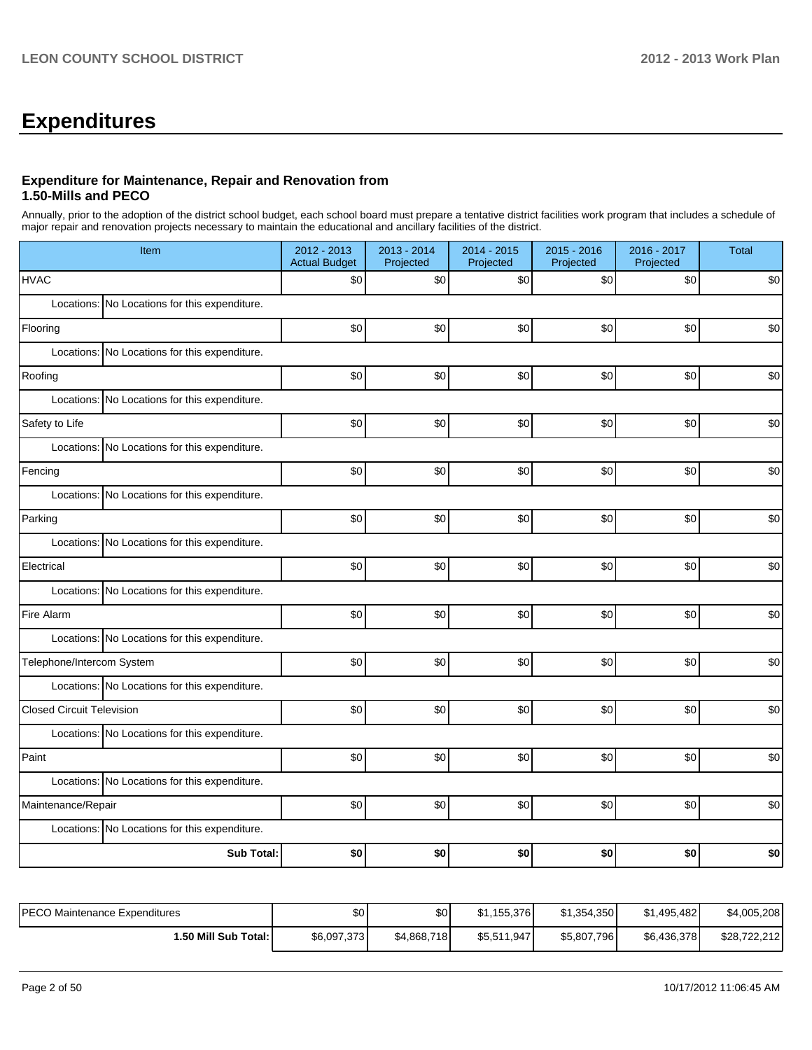# Expenditures

### Expenditure for Maintenance, Repair and Renovation from 1.50-Mills and PECO

Annually, prior to the adoption of the district school budget, each school board must prepare a tentative district facilities work program that includes a schedule of major repair and renovation projects necessary to maintain the educational and ancillary facilities of the district.

| Item | | 2012 - 2013 Actual Budget | 2013 - 2014 Projected | 2014 - 2015 Projected | 2015 - 2016 Projected | 2016 - 2017 Projected | Total |
|---|---|---|---|---|---|---|---|
| HVAC | | $0 | $0 | $0 | $0 | $0 | $0 |
| Locations: | No Locations for this expenditure. | | | | | | |
| Flooring | | $0 | $0 | $0 | $0 | $0 | $0 |
| Locations: | No Locations for this expenditure. | | | | | | |
| Roofing | | $0 | $0 | $0 | $0 | $0 | $0 |
| Locations: | No Locations for this expenditure. | | | | | | |
| Safety to Life | | $0 | $0 | $0 | $0 | $0 | $0 |
| Locations: | No Locations for this expenditure. | | | | | | |
| Fencing | | $0 | $0 | $0 | $0 | $0 | $0 |
| Locations: | No Locations for this expenditure. | | | | | | |
| Parking | | $0 | $0 | $0 | $0 | $0 | $0 |
| Locations: | No Locations for this expenditure. | | | | | | |
| Electrical | | $0 | $0 | $0 | $0 | $0 | $0 |
| Locations: | No Locations for this expenditure. | | | | | | |
| Fire Alarm | | $0 | $0 | $0 | $0 | $0 | $0 |
| Locations: | No Locations for this expenditure. | | | | | | |
| Telephone/Intercom System | | $0 | $0 | $0 | $0 | $0 | $0 |
| Locations: | No Locations for this expenditure. | | | | | | |
| Closed Circuit Television | | $0 | $0 | $0 | $0 | $0 | $0 |
| Locations: | No Locations for this expenditure. | | | | | | |
| Paint | | $0 | $0 | $0 | $0 | $0 | $0 |
| Locations: | No Locations for this expenditure. | | | | | | |
| Maintenance/Repair | | $0 | $0 | $0 | $0 | $0 | $0 |
| Locations: | No Locations for this expenditure. | | | | | | |
| | **Sub Total:** | **$0** | **$0** | **$0** | **$0** | **$0** | **$0** |

| | 2012 - 2013 Actual Budget | 2013 - 2014 Projected | 2014 - 2015 Projected | 2015 - 2016 Projected | 2016 - 2017 Projected | Total |
|---|---|---|---|---|---|---|
| PECO Maintenance Expenditures | $0 | $0 | $1,155,376 | $1,354,350 | $1,495,482 | $4,005,208 |
| **1.50 Mill Sub Total:** | $6,097,373 | $4,868,718 | $5,511,947 | $5,807,796 | $6,436,378 | $28,722,212 |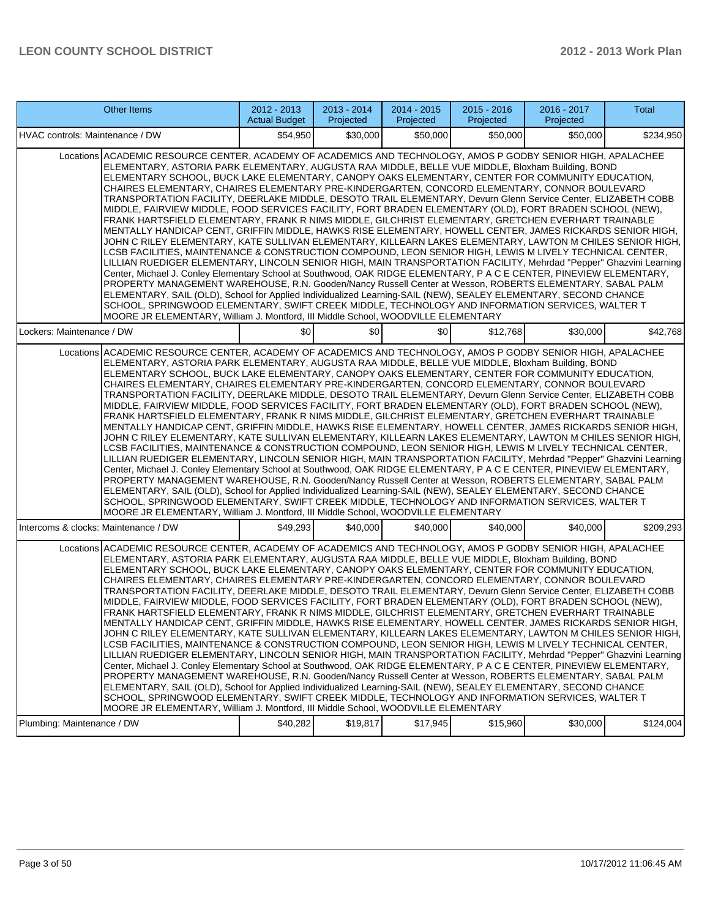| Other Items | 2012 - 2013 Actual Budget | 2013 - 2014 Projected | 2014 - 2015 Projected | 2015 - 2016 Projected | 2016 - 2017 Projected | Total |
|---|---|---|---|---|---|---|
| HVAC controls: Maintenance / DW | $54,950 | $30,000 | $50,000 | $50,000 | $50,000 | $234,950 |
| Locations ACADEMIC RESOURCE CENTER, ACADEMY OF ACADEMICS AND TECHNOLOGY, AMOS P GODBY SENIOR HIGH, APALACHEE ELEMENTARY, ASTORIA PARK ELEMENTARY, AUGUSTA RAA MIDDLE, BELLE VUE MIDDLE, Bloxham Building, BOND ELEMENTARY SCHOOL, BUCK LAKE ELEMENTARY, CANOPY OAKS ELEMENTARY, CENTER FOR COMMUNITY EDUCATION, CHAIRES ELEMENTARY, CHAIRES ELEMENTARY PRE-KINDERGARTEN, CONCORD ELEMENTARY, CONNOR BOULEVARD TRANSPORTATION FACILITY, DEERLAKE MIDDLE, DESOTO TRAIL ELEMENTARY, Devurn Glenn Service Center, ELIZABETH COBB MIDDLE, FAIRVIEW MIDDLE, FOOD SERVICES FACILITY, FORT BRADEN ELEMENTARY (OLD), FORT BRADEN SCHOOL (NEW), FRANK HARTSFIELD ELEMENTARY, FRANK R NIMS MIDDLE, GILCHRIST ELEMENTARY, GRETCHEN EVERHART TRAINABLE MENTALLY HANDICAP CENT, GRIFFIN MIDDLE, HAWKS RISE ELEMENTARY, HOWELL CENTER, JAMES RICKARDS SENIOR HIGH, JOHN C RILEY ELEMENTARY, KATE SULLIVAN ELEMENTARY, KILLEARN LAKES ELEMENTARY, LAWTON M CHILES SENIOR HIGH, LCSB FACILITIES, MAINTENANCE & CONSTRUCTION COMPOUND, LEON SENIOR HIGH, LEWIS M LIVELY TECHNICAL CENTER, LILLIAN RUEDIGER ELEMENTARY, LINCOLN SENIOR HIGH, MAIN TRANSPORTATION FACILITY, Mehrdad "Pepper" Ghazvini Learning Center, Michael J. Conley Elementary School at Southwood, OAK RIDGE ELEMENTARY, P A C E CENTER, PINEVIEW ELEMENTARY, PROPERTY MANAGEMENT WAREHOUSE, R.N. Gooden/Nancy Russell Center at Wesson, ROBERTS ELEMENTARY, SABAL PALM ELEMENTARY, SAIL (OLD), School for Applied Individualized Learning-SAIL (NEW), SEALEY ELEMENTARY, SECOND CHANCE SCHOOL, SPRINGWOOD ELEMENTARY, SWIFT CREEK MIDDLE, TECHNOLOGY AND INFORMATION SERVICES, WALTER T MOORE JR ELEMENTARY, William J. Montford, III Middle School, WOODVILLE ELEMENTARY | | | | | | |
| Lockers: Maintenance / DW | $0 | $0 | $0 | $12,768 | $30,000 | $42,768 |
| Locations ACADEMIC RESOURCE CENTER, ACADEMY OF ACADEMICS AND TECHNOLOGY, AMOS P GODBY SENIOR HIGH, APALACHEE ELEMENTARY, ASTORIA PARK ELEMENTARY, AUGUSTA RAA MIDDLE, BELLE VUE MIDDLE, Bloxham Building, BOND ELEMENTARY SCHOOL, BUCK LAKE ELEMENTARY, CANOPY OAKS ELEMENTARY, CENTER FOR COMMUNITY EDUCATION, CHAIRES ELEMENTARY, CHAIRES ELEMENTARY PRE-KINDERGARTEN, CONCORD ELEMENTARY, CONNOR BOULEVARD TRANSPORTATION FACILITY, DEERLAKE MIDDLE, DESOTO TRAIL ELEMENTARY, Devurn Glenn Service Center, ELIZABETH COBB MIDDLE, FAIRVIEW MIDDLE, FOOD SERVICES FACILITY, FORT BRADEN ELEMENTARY (OLD), FORT BRADEN SCHOOL (NEW), FRANK HARTSFIELD ELEMENTARY, FRANK R NIMS MIDDLE, GILCHRIST ELEMENTARY, GRETCHEN EVERHART TRAINABLE MENTALLY HANDICAP CENT, GRIFFIN MIDDLE, HAWKS RISE ELEMENTARY, HOWELL CENTER, JAMES RICKARDS SENIOR HIGH, JOHN C RILEY ELEMENTARY, KATE SULLIVAN ELEMENTARY, KILLEARN LAKES ELEMENTARY, LAWTON M CHILES SENIOR HIGH, LCSB FACILITIES, MAINTENANCE & CONSTRUCTION COMPOUND, LEON SENIOR HIGH, LEWIS M LIVELY TECHNICAL CENTER, LILLIAN RUEDIGER ELEMENTARY, LINCOLN SENIOR HIGH, MAIN TRANSPORTATION FACILITY, Mehrdad "Pepper" Ghazvini Learning Center, Michael J. Conley Elementary School at Southwood, OAK RIDGE ELEMENTARY, P A C E CENTER, PINEVIEW ELEMENTARY, PROPERTY MANAGEMENT WAREHOUSE, R.N. Gooden/Nancy Russell Center at Wesson, ROBERTS ELEMENTARY, SABAL PALM ELEMENTARY, SAIL (OLD), School for Applied Individualized Learning-SAIL (NEW), SEALEY ELEMENTARY, SECOND CHANCE SCHOOL, SPRINGWOOD ELEMENTARY, SWIFT CREEK MIDDLE, TECHNOLOGY AND INFORMATION SERVICES, WALTER T MOORE JR ELEMENTARY, William J. Montford, III Middle School, WOODVILLE ELEMENTARY | | | | | | |
| Intercoms & clocks: Maintenance / DW | $49,293 | $40,000 | $40,000 | $40,000 | $40,000 | $209,293 |
| Locations ACADEMIC RESOURCE CENTER, ACADEMY OF ACADEMICS AND TECHNOLOGY, AMOS P GODBY SENIOR HIGH, APALACHEE ELEMENTARY, ASTORIA PARK ELEMENTARY, AUGUSTA RAA MIDDLE, BELLE VUE MIDDLE, Bloxham Building, BOND ELEMENTARY SCHOOL, BUCK LAKE ELEMENTARY, CANOPY OAKS ELEMENTARY, CENTER FOR COMMUNITY EDUCATION, CHAIRES ELEMENTARY, CHAIRES ELEMENTARY PRE-KINDERGARTEN, CONCORD ELEMENTARY, CONNOR BOULEVARD TRANSPORTATION FACILITY, DEERLAKE MIDDLE, DESOTO TRAIL ELEMENTARY, Devurn Glenn Service Center, ELIZABETH COBB MIDDLE, FAIRVIEW MIDDLE, FOOD SERVICES FACILITY, FORT BRADEN ELEMENTARY (OLD), FORT BRADEN SCHOOL (NEW), FRANK HARTSFIELD ELEMENTARY, FRANK R NIMS MIDDLE, GILCHRIST ELEMENTARY, GRETCHEN EVERHART TRAINABLE MENTALLY HANDICAP CENT, GRIFFIN MIDDLE, HAWKS RISE ELEMENTARY, HOWELL CENTER, JAMES RICKARDS SENIOR HIGH, JOHN C RILEY ELEMENTARY, KATE SULLIVAN ELEMENTARY, KILLEARN LAKES ELEMENTARY, LAWTON M CHILES SENIOR HIGH, LCSB FACILITIES, MAINTENANCE & CONSTRUCTION COMPOUND, LEON SENIOR HIGH, LEWIS M LIVELY TECHNICAL CENTER, LILLIAN RUEDIGER ELEMENTARY, LINCOLN SENIOR HIGH, MAIN TRANSPORTATION FACILITY, Mehrdad "Pepper" Ghazvini Learning Center, Michael J. Conley Elementary School at Southwood, OAK RIDGE ELEMENTARY, P A C E CENTER, PINEVIEW ELEMENTARY, PROPERTY MANAGEMENT WAREHOUSE, R.N. Gooden/Nancy Russell Center at Wesson, ROBERTS ELEMENTARY, SABAL PALM ELEMENTARY, SAIL (OLD), School for Applied Individualized Learning-SAIL (NEW), SEALEY ELEMENTARY, SECOND CHANCE SCHOOL, SPRINGWOOD ELEMENTARY, SWIFT CREEK MIDDLE, TECHNOLOGY AND INFORMATION SERVICES, WALTER T MOORE JR ELEMENTARY, William J. Montford, III Middle School, WOODVILLE ELEMENTARY | | | | | | |
| Plumbing: Maintenance / DW | $40,282 | $19,817 | $17,945 | $15,960 | $30,000 | $124,004 |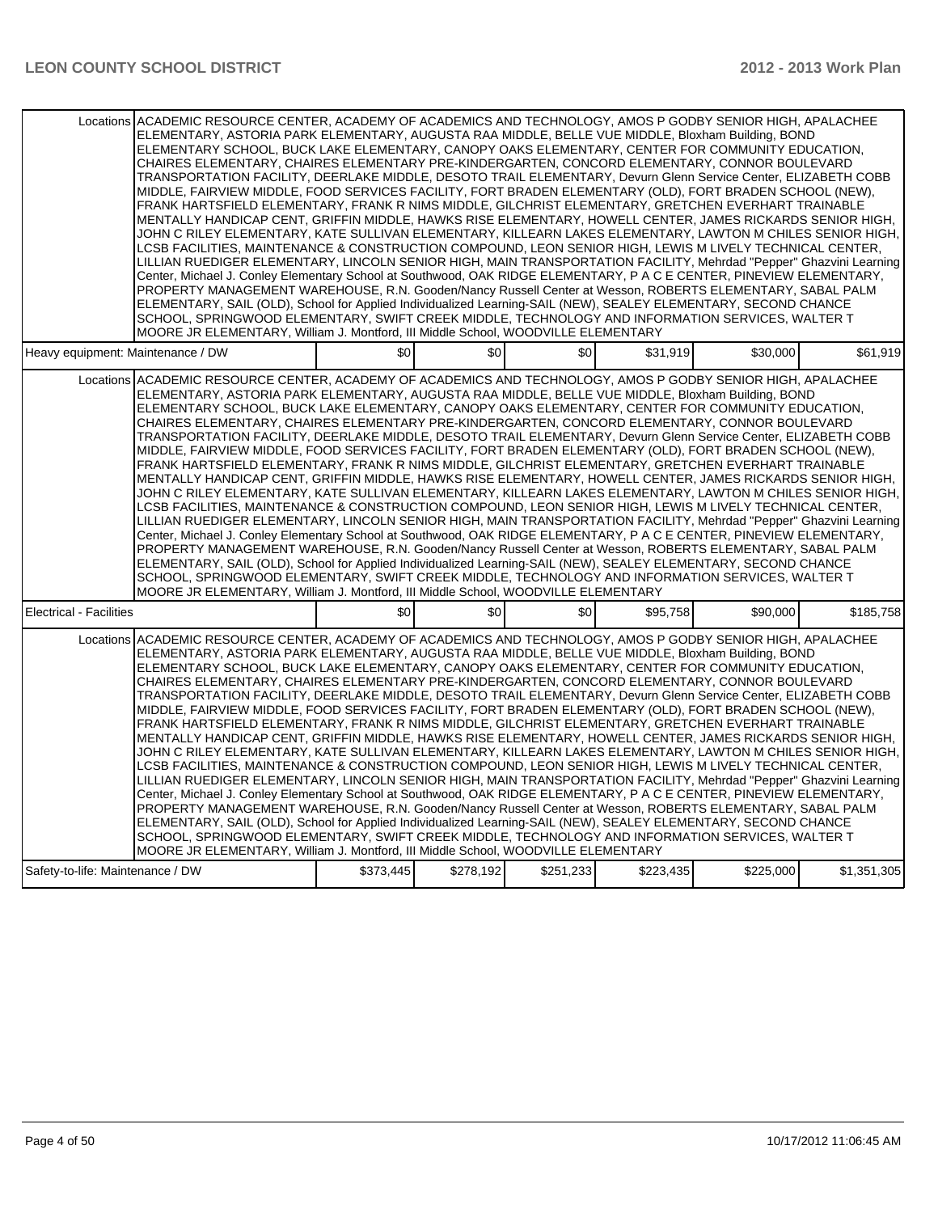| | | | | | | |
|---|---|---|---|---|---|---|
| Locations | ACADEMIC RESOURCE CENTER, ACADEMY OF ACADEMICS AND TECHNOLOGY, AMOS P GODBY SENIOR HIGH, APALACHEE ELEMENTARY, ASTORIA PARK ELEMENTARY, AUGUSTA RAA MIDDLE, BELLE VUE MIDDLE, Bloxham Building, BOND ELEMENTARY SCHOOL, BUCK LAKE ELEMENTARY, CANOPY OAKS ELEMENTARY, CENTER FOR COMMUNITY EDUCATION, CHAIRES ELEMENTARY, CHAIRES ELEMENTARY PRE-KINDERGARTEN, CONCORD ELEMENTARY, CONNOR BOULEVARD TRANSPORTATION FACILITY, DEERLAKE MIDDLE, DESOTO TRAIL ELEMENTARY, Devurn Glenn Service Center, ELIZABETH COBB MIDDLE, FAIRVIEW MIDDLE, FOOD SERVICES FACILITY, FORT BRADEN ELEMENTARY (OLD), FORT BRADEN SCHOOL (NEW), FRANK HARTSFIELD ELEMENTARY, FRANK R NIMS MIDDLE, GILCHRIST ELEMENTARY, GRETCHEN EVERHART TRAINABLE MENTALLY HANDICAP CENT, GRIFFIN MIDDLE, HAWKS RISE ELEMENTARY, HOWELL CENTER, JAMES RICKARDS SENIOR HIGH, JOHN C RILEY ELEMENTARY, KATE SULLIVAN ELEMENTARY, KILLEARN LAKES ELEMENTARY, LAWTON M CHILES SENIOR HIGH, LCSB FACILITIES, MAINTENANCE & CONSTRUCTION COMPOUND, LEON SENIOR HIGH, LEWIS M LIVELY TECHNICAL CENTER, LILLIAN RUEDIGER ELEMENTARY, LINCOLN SENIOR HIGH, MAIN TRANSPORTATION FACILITY, Mehrdad "Pepper" Ghazvini Learning Center, Michael J. Conley Elementary School at Southwood, OAK RIDGE ELEMENTARY, P A C E CENTER, PINEVIEW ELEMENTARY, PROPERTY MANAGEMENT WAREHOUSE, R.N. Gooden/Nancy Russell Center at Wesson, ROBERTS ELEMENTARY, SABAL PALM ELEMENTARY, SAIL (OLD), School for Applied Individualized Learning-SAIL (NEW), SEALEY ELEMENTARY, SECOND CHANCE SCHOOL, SPRINGWOOD ELEMENTARY, SWIFT CREEK MIDDLE, TECHNOLOGY AND INFORMATION SERVICES, WALTER T MOORE JR ELEMENTARY, William J. Montford, III Middle School, WOODVILLE ELEMENTARY | | | | | | |
| Heavy equipment: Maintenance / DW | | $0 | $0 | $0 | $31,919 | $30,000 | $61,919 |
| Locations | ACADEMIC RESOURCE CENTER, ACADEMY OF ACADEMICS AND TECHNOLOGY, AMOS P GODBY SENIOR HIGH, APALACHEE ELEMENTARY, ASTORIA PARK ELEMENTARY, AUGUSTA RAA MIDDLE, BELLE VUE MIDDLE, Bloxham Building, BOND ELEMENTARY SCHOOL, BUCK LAKE ELEMENTARY, CANOPY OAKS ELEMENTARY, CENTER FOR COMMUNITY EDUCATION, CHAIRES ELEMENTARY, CHAIRES ELEMENTARY PRE-KINDERGARTEN, CONCORD ELEMENTARY, CONNOR BOULEVARD TRANSPORTATION FACILITY, DEERLAKE MIDDLE, DESOTO TRAIL ELEMENTARY, Devurn Glenn Service Center, ELIZABETH COBB MIDDLE, FAIRVIEW MIDDLE, FOOD SERVICES FACILITY, FORT BRADEN ELEMENTARY (OLD), FORT BRADEN SCHOOL (NEW), FRANK HARTSFIELD ELEMENTARY, FRANK R NIMS MIDDLE, GILCHRIST ELEMENTARY, GRETCHEN EVERHART TRAINABLE MENTALLY HANDICAP CENT, GRIFFIN MIDDLE, HAWKS RISE ELEMENTARY, HOWELL CENTER, JAMES RICKARDS SENIOR HIGH, JOHN C RILEY ELEMENTARY, KATE SULLIVAN ELEMENTARY, KILLEARN LAKES ELEMENTARY, LAWTON M CHILES SENIOR HIGH, LCSB FACILITIES, MAINTENANCE & CONSTRUCTION COMPOUND, LEON SENIOR HIGH, LEWIS M LIVELY TECHNICAL CENTER, LILLIAN RUEDIGER ELEMENTARY, LINCOLN SENIOR HIGH, MAIN TRANSPORTATION FACILITY, Mehrdad "Pepper" Ghazvini Learning Center, Michael J. Conley Elementary School at Southwood, OAK RIDGE ELEMENTARY, P A C E CENTER, PINEVIEW ELEMENTARY, PROPERTY MANAGEMENT WAREHOUSE, R.N. Gooden/Nancy Russell Center at Wesson, ROBERTS ELEMENTARY, SABAL PALM ELEMENTARY, SAIL (OLD), School for Applied Individualized Learning-SAIL (NEW), SEALEY ELEMENTARY, SECOND CHANCE SCHOOL, SPRINGWOOD ELEMENTARY, SWIFT CREEK MIDDLE, TECHNOLOGY AND INFORMATION SERVICES, WALTER T MOORE JR ELEMENTARY, William J. Montford, III Middle School, WOODVILLE ELEMENTARY | | | | | | |
| Electrical - Facilities | | $0 | $0 | $0 | $95,758 | $90,000 | $185,758 |
| Locations | ACADEMIC RESOURCE CENTER, ACADEMY OF ACADEMICS AND TECHNOLOGY, AMOS P GODBY SENIOR HIGH, APALACHEE ELEMENTARY, ASTORIA PARK ELEMENTARY, AUGUSTA RAA MIDDLE, BELLE VUE MIDDLE, Bloxham Building, BOND ELEMENTARY SCHOOL, BUCK LAKE ELEMENTARY, CANOPY OAKS ELEMENTARY, CENTER FOR COMMUNITY EDUCATION, CHAIRES ELEMENTARY, CHAIRES ELEMENTARY PRE-KINDERGARTEN, CONCORD ELEMENTARY, CONNOR BOULEVARD TRANSPORTATION FACILITY, DEERLAKE MIDDLE, DESOTO TRAIL ELEMENTARY, Devurn Glenn Service Center, ELIZABETH COBB MIDDLE, FAIRVIEW MIDDLE, FOOD SERVICES FACILITY, FORT BRADEN ELEMENTARY (OLD), FORT BRADEN SCHOOL (NEW), FRANK HARTSFIELD ELEMENTARY, FRANK R NIMS MIDDLE, GILCHRIST ELEMENTARY, GRETCHEN EVERHART TRAINABLE MENTALLY HANDICAP CENT, GRIFFIN MIDDLE, HAWKS RISE ELEMENTARY, HOWELL CENTER, JAMES RICKARDS SENIOR HIGH, JOHN C RILEY ELEMENTARY, KATE SULLIVAN ELEMENTARY, KILLEARN LAKES ELEMENTARY, LAWTON M CHILES SENIOR HIGH, LCSB FACILITIES, MAINTENANCE & CONSTRUCTION COMPOUND, LEON SENIOR HIGH, LEWIS M LIVELY TECHNICAL CENTER, LILLIAN RUEDIGER ELEMENTARY, LINCOLN SENIOR HIGH, MAIN TRANSPORTATION FACILITY, Mehrdad "Pepper" Ghazvini Learning Center, Michael J. Conley Elementary School at Southwood, OAK RIDGE ELEMENTARY, P A C E CENTER, PINEVIEW ELEMENTARY, PROPERTY MANAGEMENT WAREHOUSE, R.N. Gooden/Nancy Russell Center at Wesson, ROBERTS ELEMENTARY, SABAL PALM ELEMENTARY, SAIL (OLD), School for Applied Individualized Learning-SAIL (NEW), SEALEY ELEMENTARY, SECOND CHANCE SCHOOL, SPRINGWOOD ELEMENTARY, SWIFT CREEK MIDDLE, TECHNOLOGY AND INFORMATION SERVICES, WALTER T MOORE JR ELEMENTARY, William J. Montford, III Middle School, WOODVILLE ELEMENTARY | | | | | | |
| Safety-to-life: Maintenance / DW | | $373,445 | $278,192 | $251,233 | $223,435 | $225,000 | $1,351,305 |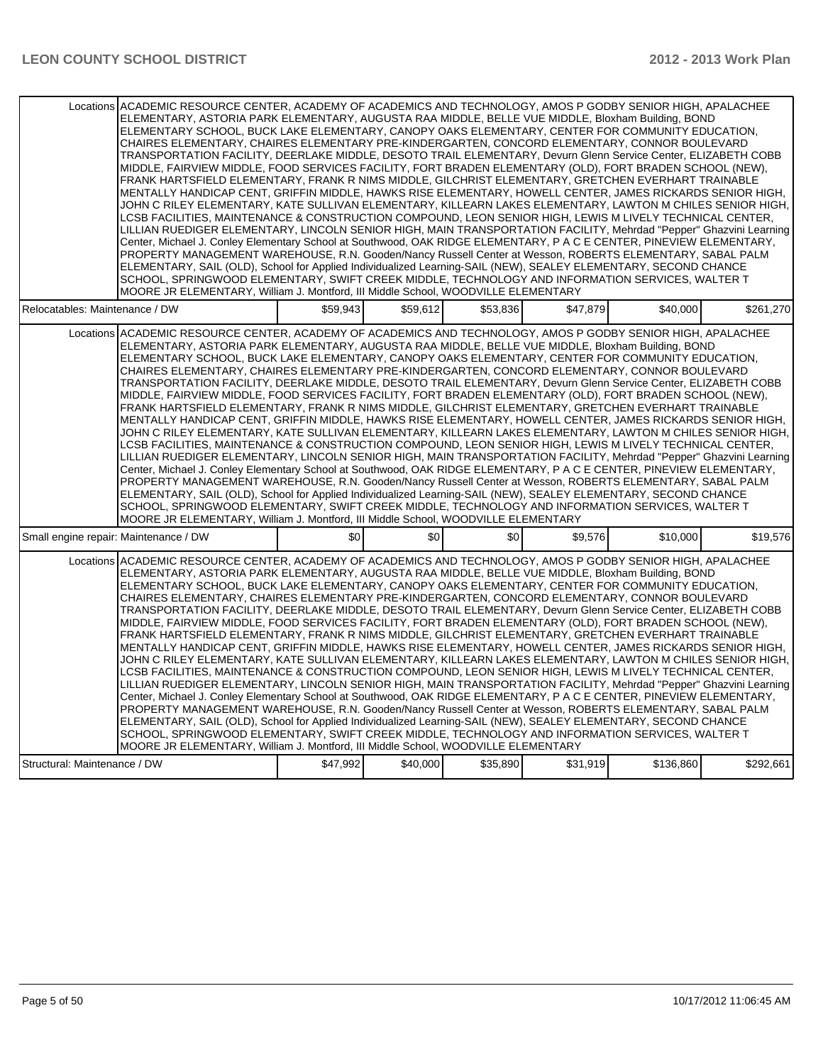| | | | | | | |
|---|---|---|---|---|---|---|
| Locations | ACADEMIC RESOURCE CENTER, ACADEMY OF ACADEMICS AND TECHNOLOGY, AMOS P GODBY SENIOR HIGH, APALACHEE ELEMENTARY, ASTORIA PARK ELEMENTARY, AUGUSTA RAA MIDDLE, BELLE VUE MIDDLE, Bloxham Building, BOND ELEMENTARY SCHOOL, BUCK LAKE ELEMENTARY, CANOPY OAKS ELEMENTARY, CENTER FOR COMMUNITY EDUCATION, CHAIRES ELEMENTARY, CHAIRES ELEMENTARY PRE-KINDERGARTEN, CONCORD ELEMENTARY, CONNOR BOULEVARD TRANSPORTATION FACILITY, DEERLAKE MIDDLE, DESOTO TRAIL ELEMENTARY, Devurn Glenn Service Center, ELIZABETH COBB MIDDLE, FAIRVIEW MIDDLE, FOOD SERVICES FACILITY, FORT BRADEN ELEMENTARY (OLD), FORT BRADEN SCHOOL (NEW), FRANK HARTSFIELD ELEMENTARY, FRANK R NIMS MIDDLE, GILCHRIST ELEMENTARY, GRETCHEN EVERHART TRAINABLE MENTALLY HANDICAP CENT, GRIFFIN MIDDLE, HAWKS RISE ELEMENTARY, HOWELL CENTER, JAMES RICKARDS SENIOR HIGH, JOHN C RILEY ELEMENTARY, KATE SULLIVAN ELEMENTARY, KILLEARN LAKES ELEMENTARY, LAWTON M CHILES SENIOR HIGH, LCSB FACILITIES, MAINTENANCE & CONSTRUCTION COMPOUND, LEON SENIOR HIGH, LEWIS M LIVELY TECHNICAL CENTER, LILLIAN RUEDIGER ELEMENTARY, LINCOLN SENIOR HIGH, MAIN TRANSPORTATION FACILITY, Mehrdad "Pepper" Ghazvini Learning Center, Michael J. Conley Elementary School at Southwood, OAK RIDGE ELEMENTARY, P A C E CENTER, PINEVIEW ELEMENTARY, PROPERTY MANAGEMENT WAREHOUSE, R.N. Gooden/Nancy Russell Center at Wesson, ROBERTS ELEMENTARY, SABAL PALM ELEMENTARY, SAIL (OLD), School for Applied Individualized Learning-SAIL (NEW), SEALEY ELEMENTARY, SECOND CHANCE SCHOOL, SPRINGWOOD ELEMENTARY, SWIFT CREEK MIDDLE, TECHNOLOGY AND INFORMATION SERVICES, WALTER T MOORE JR ELEMENTARY, William J. Montford, III Middle School, WOODVILLE ELEMENTARY | | | | | |
| Relocatables: Maintenance / DW | | $59,943 | $59,612 | $53,836 | $47,879 | $40,000 | $261,270 |
| Locations | ACADEMIC RESOURCE CENTER, ACADEMY OF ACADEMICS AND TECHNOLOGY, AMOS P GODBY SENIOR HIGH, APALACHEE ELEMENTARY, ASTORIA PARK ELEMENTARY, AUGUSTA RAA MIDDLE, BELLE VUE MIDDLE, Bloxham Building, BOND ELEMENTARY SCHOOL, BUCK LAKE ELEMENTARY, CANOPY OAKS ELEMENTARY, CENTER FOR COMMUNITY EDUCATION, CHAIRES ELEMENTARY, CHAIRES ELEMENTARY PRE-KINDERGARTEN, CONCORD ELEMENTARY, CONNOR BOULEVARD TRANSPORTATION FACILITY, DEERLAKE MIDDLE, DESOTO TRAIL ELEMENTARY, Devurn Glenn Service Center, ELIZABETH COBB MIDDLE, FAIRVIEW MIDDLE, FOOD SERVICES FACILITY, FORT BRADEN ELEMENTARY (OLD), FORT BRADEN SCHOOL (NEW), FRANK HARTSFIELD ELEMENTARY, FRANK R NIMS MIDDLE, GILCHRIST ELEMENTARY, GRETCHEN EVERHART TRAINABLE MENTALLY HANDICAP CENT, GRIFFIN MIDDLE, HAWKS RISE ELEMENTARY, HOWELL CENTER, JAMES RICKARDS SENIOR HIGH, JOHN C RILEY ELEMENTARY, KATE SULLIVAN ELEMENTARY, KILLEARN LAKES ELEMENTARY, LAWTON M CHILES SENIOR HIGH, LCSB FACILITIES, MAINTENANCE & CONSTRUCTION COMPOUND, LEON SENIOR HIGH, LEWIS M LIVELY TECHNICAL CENTER, LILLIAN RUEDIGER ELEMENTARY, LINCOLN SENIOR HIGH, MAIN TRANSPORTATION FACILITY, Mehrdad "Pepper" Ghazvini Learning Center, Michael J. Conley Elementary School at Southwood, OAK RIDGE ELEMENTARY, P A C E CENTER, PINEVIEW ELEMENTARY, PROPERTY MANAGEMENT WAREHOUSE, R.N. Gooden/Nancy Russell Center at Wesson, ROBERTS ELEMENTARY, SABAL PALM ELEMENTARY, SAIL (OLD), School for Applied Individualized Learning-SAIL (NEW), SEALEY ELEMENTARY, SECOND CHANCE SCHOOL, SPRINGWOOD ELEMENTARY, SWIFT CREEK MIDDLE, TECHNOLOGY AND INFORMATION SERVICES, WALTER T MOORE JR ELEMENTARY, William J. Montford, III Middle School, WOODVILLE ELEMENTARY | | | | | |
| Small engine repair: Maintenance / DW | | $0 | $0 | $0 | $9,576 | $10,000 | $19,576 |
| Locations | ACADEMIC RESOURCE CENTER, ACADEMY OF ACADEMICS AND TECHNOLOGY, AMOS P GODBY SENIOR HIGH, APALACHEE ELEMENTARY, ASTORIA PARK ELEMENTARY, AUGUSTA RAA MIDDLE, BELLE VUE MIDDLE, Bloxham Building, BOND ELEMENTARY SCHOOL, BUCK LAKE ELEMENTARY, CANOPY OAKS ELEMENTARY, CENTER FOR COMMUNITY EDUCATION, CHAIRES ELEMENTARY, CHAIRES ELEMENTARY PRE-KINDERGARTEN, CONCORD ELEMENTARY, CONNOR BOULEVARD TRANSPORTATION FACILITY, DEERLAKE MIDDLE, DESOTO TRAIL ELEMENTARY, Devurn Glenn Service Center, ELIZABETH COBB MIDDLE, FAIRVIEW MIDDLE, FOOD SERVICES FACILITY, FORT BRADEN ELEMENTARY (OLD), FORT BRADEN SCHOOL (NEW), FRANK HARTSFIELD ELEMENTARY, FRANK R NIMS MIDDLE, GILCHRIST ELEMENTARY, GRETCHEN EVERHART TRAINABLE MENTALLY HANDICAP CENT, GRIFFIN MIDDLE, HAWKS RISE ELEMENTARY, HOWELL CENTER, JAMES RICKARDS SENIOR HIGH, JOHN C RILEY ELEMENTARY, KATE SULLIVAN ELEMENTARY, KILLEARN LAKES ELEMENTARY, LAWTON M CHILES SENIOR HIGH, LCSB FACILITIES, MAINTENANCE & CONSTRUCTION COMPOUND, LEON SENIOR HIGH, LEWIS M LIVELY TECHNICAL CENTER, LILLIAN RUEDIGER ELEMENTARY, LINCOLN SENIOR HIGH, MAIN TRANSPORTATION FACILITY, Mehrdad "Pepper" Ghazvini Learning Center, Michael J. Conley Elementary School at Southwood, OAK RIDGE ELEMENTARY, P A C E CENTER, PINEVIEW ELEMENTARY, PROPERTY MANAGEMENT WAREHOUSE, R.N. Gooden/Nancy Russell Center at Wesson, ROBERTS ELEMENTARY, SABAL PALM ELEMENTARY, SAIL (OLD), School for Applied Individualized Learning-SAIL (NEW), SEALEY ELEMENTARY, SECOND CHANCE SCHOOL, SPRINGWOOD ELEMENTARY, SWIFT CREEK MIDDLE, TECHNOLOGY AND INFORMATION SERVICES, WALTER T MOORE JR ELEMENTARY, William J. Montford, III Middle School, WOODVILLE ELEMENTARY | | | | | |
| Structural: Maintenance / DW | | $47,992 | $40,000 | $35,890 | $31,919 | $136,860 | $292,661 |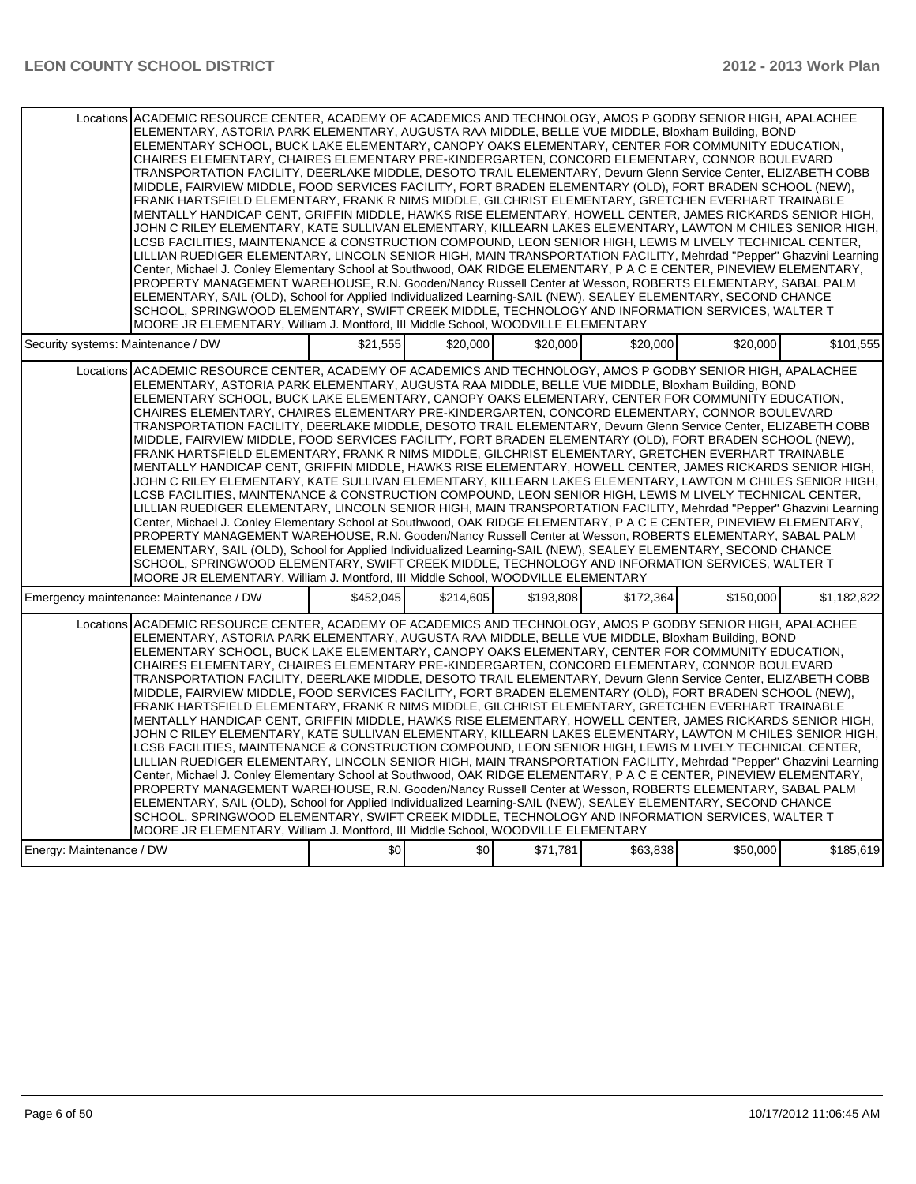| | | | | | | |
|---|---|---|---|---|---|---|
| Locations | ACADEMIC RESOURCE CENTER, ACADEMY OF ACADEMICS AND TECHNOLOGY, AMOS P GODBY SENIOR HIGH, APALACHEE ELEMENTARY, ASTORIA PARK ELEMENTARY, AUGUSTA RAA MIDDLE, BELLE VUE MIDDLE, Bloxham Building, BOND ELEMENTARY SCHOOL, BUCK LAKE ELEMENTARY, CANOPY OAKS ELEMENTARY, CENTER FOR COMMUNITY EDUCATION, CHAIRES ELEMENTARY, CHAIRES ELEMENTARY PRE-KINDERGARTEN, CONCORD ELEMENTARY, CONNOR BOULEVARD TRANSPORTATION FACILITY, DEERLAKE MIDDLE, DESOTO TRAIL ELEMENTARY, Devurn Glenn Service Center, ELIZABETH COBB MIDDLE, FAIRVIEW MIDDLE, FOOD SERVICES FACILITY, FORT BRADEN ELEMENTARY (OLD), FORT BRADEN SCHOOL (NEW), FRANK HARTSFIELD ELEMENTARY, FRANK R NIMS MIDDLE, GILCHRIST ELEMENTARY, GRETCHEN EVERHART TRAINABLE MENTALLY HANDICAP CENT, GRIFFIN MIDDLE, HAWKS RISE ELEMENTARY, HOWELL CENTER, JAMES RICKARDS SENIOR HIGH, JOHN C RILEY ELEMENTARY, KATE SULLIVAN ELEMENTARY, KILLEARN LAKES ELEMENTARY, LAWTON M CHILES SENIOR HIGH, LCSB FACILITIES, MAINTENANCE & CONSTRUCTION COMPOUND, LEON SENIOR HIGH, LEWIS M LIVELY TECHNICAL CENTER, LILLIAN RUEDIGER ELEMENTARY, LINCOLN SENIOR HIGH, MAIN TRANSPORTATION FACILITY, Mehrdad "Pepper" Ghazvini Learning Center, Michael J. Conley Elementary School at Southwood, OAK RIDGE ELEMENTARY, P A C E CENTER, PINEVIEW ELEMENTARY, PROPERTY MANAGEMENT WAREHOUSE, R.N. Gooden/Nancy Russell Center at Wesson, ROBERTS ELEMENTARY, SABAL PALM ELEMENTARY, SAIL (OLD), School for Applied Individualized Learning-SAIL (NEW), SEALEY ELEMENTARY, SECOND CHANCE SCHOOL, SPRINGWOOD ELEMENTARY, SWIFT CREEK MIDDLE, TECHNOLOGY AND INFORMATION SERVICES, WALTER T MOORE JR ELEMENTARY, William J. Montford, III Middle School, WOODVILLE ELEMENTARY | | | | | |
| Security systems: Maintenance / DW | | $21,555 | $20,000 | $20,000 | $20,000 | $20,000 | $101,555 |
| Locations | ACADEMIC RESOURCE CENTER, ACADEMY OF ACADEMICS AND TECHNOLOGY, AMOS P GODBY SENIOR HIGH, APALACHEE ELEMENTARY, ASTORIA PARK ELEMENTARY, AUGUSTA RAA MIDDLE, BELLE VUE MIDDLE, Bloxham Building, BOND ELEMENTARY SCHOOL, BUCK LAKE ELEMENTARY, CANOPY OAKS ELEMENTARY, CENTER FOR COMMUNITY EDUCATION, CHAIRES ELEMENTARY, CHAIRES ELEMENTARY PRE-KINDERGARTEN, CONCORD ELEMENTARY, CONNOR BOULEVARD TRANSPORTATION FACILITY, DEERLAKE MIDDLE, DESOTO TRAIL ELEMENTARY, Devurn Glenn Service Center, ELIZABETH COBB MIDDLE, FAIRVIEW MIDDLE, FOOD SERVICES FACILITY, FORT BRADEN ELEMENTARY (OLD), FORT BRADEN SCHOOL (NEW), FRANK HARTSFIELD ELEMENTARY, FRANK R NIMS MIDDLE, GILCHRIST ELEMENTARY, GRETCHEN EVERHART TRAINABLE MENTALLY HANDICAP CENT, GRIFFIN MIDDLE, HAWKS RISE ELEMENTARY, HOWELL CENTER, JAMES RICKARDS SENIOR HIGH, JOHN C RILEY ELEMENTARY, KATE SULLIVAN ELEMENTARY, KILLEARN LAKES ELEMENTARY, LAWTON M CHILES SENIOR HIGH, LCSB FACILITIES, MAINTENANCE & CONSTRUCTION COMPOUND, LEON SENIOR HIGH, LEWIS M LIVELY TECHNICAL CENTER, LILLIAN RUEDIGER ELEMENTARY, LINCOLN SENIOR HIGH, MAIN TRANSPORTATION FACILITY, Mehrdad "Pepper" Ghazvini Learning Center, Michael J. Conley Elementary School at Southwood, OAK RIDGE ELEMENTARY, P A C E CENTER, PINEVIEW ELEMENTARY, PROPERTY MANAGEMENT WAREHOUSE, R.N. Gooden/Nancy Russell Center at Wesson, ROBERTS ELEMENTARY, SABAL PALM ELEMENTARY, SAIL (OLD), School for Applied Individualized Learning-SAIL (NEW), SEALEY ELEMENTARY, SECOND CHANCE SCHOOL, SPRINGWOOD ELEMENTARY, SWIFT CREEK MIDDLE, TECHNOLOGY AND INFORMATION SERVICES, WALTER T MOORE JR ELEMENTARY, William J. Montford, III Middle School, WOODVILLE ELEMENTARY | | | | | |
| Emergency maintenance: Maintenance / DW | | $452,045 | $214,605 | $193,808 | $172,364 | $150,000 | $1,182,822 |
| Locations | ACADEMIC RESOURCE CENTER, ACADEMY OF ACADEMICS AND TECHNOLOGY, AMOS P GODBY SENIOR HIGH, APALACHEE ELEMENTARY, ASTORIA PARK ELEMENTARY, AUGUSTA RAA MIDDLE, BELLE VUE MIDDLE, Bloxham Building, BOND ELEMENTARY SCHOOL, BUCK LAKE ELEMENTARY, CANOPY OAKS ELEMENTARY, CENTER FOR COMMUNITY EDUCATION, CHAIRES ELEMENTARY, CHAIRES ELEMENTARY PRE-KINDERGARTEN, CONCORD ELEMENTARY, CONNOR BOULEVARD TRANSPORTATION FACILITY, DEERLAKE MIDDLE, DESOTO TRAIL ELEMENTARY, Devurn Glenn Service Center, ELIZABETH COBB MIDDLE, FAIRVIEW MIDDLE, FOOD SERVICES FACILITY, FORT BRADEN ELEMENTARY (OLD), FORT BRADEN SCHOOL (NEW), FRANK HARTSFIELD ELEMENTARY, FRANK R NIMS MIDDLE, GILCHRIST ELEMENTARY, GRETCHEN EVERHART TRAINABLE MENTALLY HANDICAP CENT, GRIFFIN MIDDLE, HAWKS RISE ELEMENTARY, HOWELL CENTER, JAMES RICKARDS SENIOR HIGH, JOHN C RILEY ELEMENTARY, KATE SULLIVAN ELEMENTARY, KILLEARN LAKES ELEMENTARY, LAWTON M CHILES SENIOR HIGH, LCSB FACILITIES, MAINTENANCE & CONSTRUCTION COMPOUND, LEON SENIOR HIGH, LEWIS M LIVELY TECHNICAL CENTER, LILLIAN RUEDIGER ELEMENTARY, LINCOLN SENIOR HIGH, MAIN TRANSPORTATION FACILITY, Mehrdad "Pepper" Ghazvini Learning Center, Michael J. Conley Elementary School at Southwood, OAK RIDGE ELEMENTARY, P A C E CENTER, PINEVIEW ELEMENTARY, PROPERTY MANAGEMENT WAREHOUSE, R.N. Gooden/Nancy Russell Center at Wesson, ROBERTS ELEMENTARY, SABAL PALM ELEMENTARY, SAIL (OLD), School for Applied Individualized Learning-SAIL (NEW), SEALEY ELEMENTARY, SECOND CHANCE SCHOOL, SPRINGWOOD ELEMENTARY, SWIFT CREEK MIDDLE, TECHNOLOGY AND INFORMATION SERVICES, WALTER T MOORE JR ELEMENTARY, William J. Montford, III Middle School, WOODVILLE ELEMENTARY | | | | | |
| Energy: Maintenance / DW | | $0 | $0 | $71,781 | $63,838 | $50,000 | $185,619 |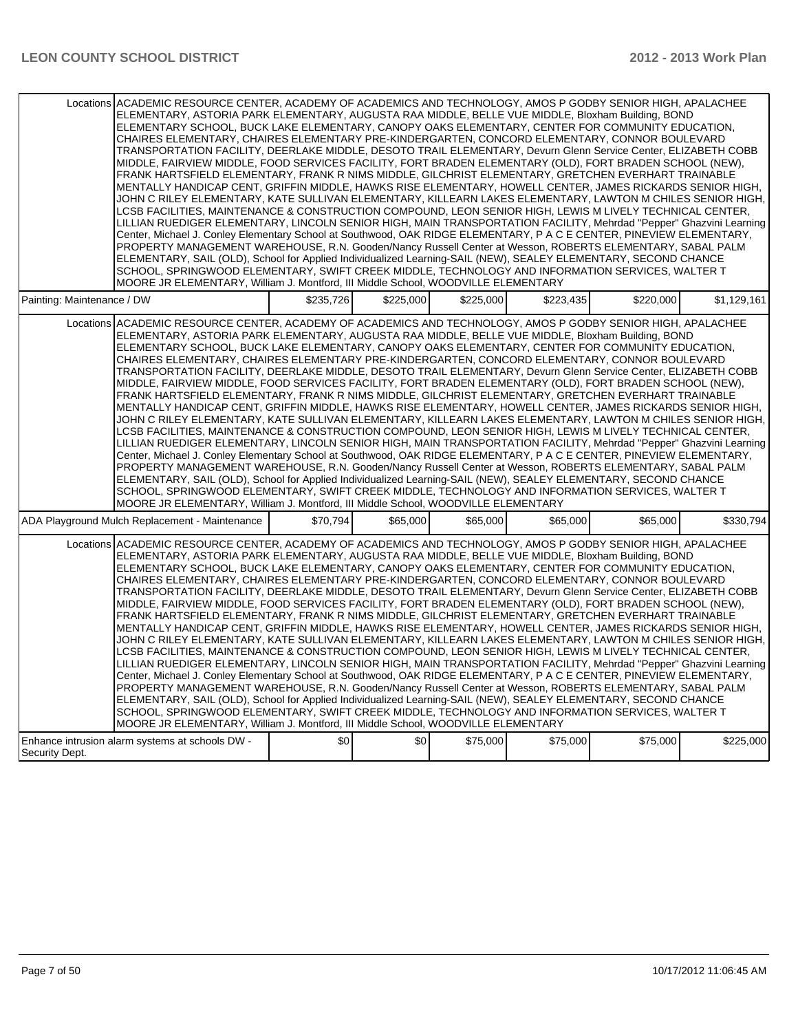| | | | | | | |
|---|---|---|---|---|---|---|
| Locations | ACADEMIC RESOURCE CENTER, ACADEMY OF ACADEMICS AND TECHNOLOGY, AMOS P GODBY SENIOR HIGH, APALACHEE ELEMENTARY, ASTORIA PARK ELEMENTARY, AUGUSTA RAA MIDDLE, BELLE VUE MIDDLE, Bloxham Building, BOND ELEMENTARY SCHOOL, BUCK LAKE ELEMENTARY, CANOPY OAKS ELEMENTARY, CENTER FOR COMMUNITY EDUCATION, CHAIRES ELEMENTARY, CHAIRES ELEMENTARY PRE-KINDERGARTEN, CONCORD ELEMENTARY, CONNOR BOULEVARD TRANSPORTATION FACILITY, DEERLAKE MIDDLE, DESOTO TRAIL ELEMENTARY, Devurn Glenn Service Center, ELIZABETH COBB MIDDLE, FAIRVIEW MIDDLE, FOOD SERVICES FACILITY, FORT BRADEN ELEMENTARY (OLD), FORT BRADEN SCHOOL (NEW), FRANK HARTSFIELD ELEMENTARY, FRANK R NIMS MIDDLE, GILCHRIST ELEMENTARY, GRETCHEN EVERHART TRAINABLE MENTALLY HANDICAP CENT, GRIFFIN MIDDLE, HAWKS RISE ELEMENTARY, HOWELL CENTER, JAMES RICKARDS SENIOR HIGH, JOHN C RILEY ELEMENTARY, KATE SULLIVAN ELEMENTARY, KILLEARN LAKES ELEMENTARY, LAWTON M CHILES SENIOR HIGH, LCSB FACILITIES, MAINTENANCE & CONSTRUCTION COMPOUND, LEON SENIOR HIGH, LEWIS M LIVELY TECHNICAL CENTER, LILLIAN RUEDIGER ELEMENTARY, LINCOLN SENIOR HIGH, MAIN TRANSPORTATION FACILITY, Mehrdad "Pepper" Ghazvini Learning Center, Michael J. Conley Elementary School at Southwood, OAK RIDGE ELEMENTARY, P A C E CENTER, PINEVIEW ELEMENTARY, PROPERTY MANAGEMENT WAREHOUSE, R.N. Gooden/Nancy Russell Center at Wesson, ROBERTS ELEMENTARY, SABAL PALM ELEMENTARY, SAIL (OLD), School for Applied Individualized Learning-SAIL (NEW), SEALEY ELEMENTARY, SECOND CHANCE SCHOOL, SPRINGWOOD ELEMENTARY, SWIFT CREEK MIDDLE, TECHNOLOGY AND INFORMATION SERVICES, WALTER T MOORE JR ELEMENTARY, William J. Montford, III Middle School, WOODVILLE ELEMENTARY | | | | | |
| Painting: Maintenance / DW | $235,726 | $225,000 | $225,000 | $223,435 | $220,000 | $1,129,161 |
| Locations | ACADEMIC RESOURCE CENTER, ACADEMY OF ACADEMICS AND TECHNOLOGY, AMOS P GODBY SENIOR HIGH, APALACHEE ELEMENTARY, ASTORIA PARK ELEMENTARY, AUGUSTA RAA MIDDLE, BELLE VUE MIDDLE, Bloxham Building, BOND ELEMENTARY SCHOOL, BUCK LAKE ELEMENTARY, CANOPY OAKS ELEMENTARY, CENTER FOR COMMUNITY EDUCATION, CHAIRES ELEMENTARY, CHAIRES ELEMENTARY PRE-KINDERGARTEN, CONCORD ELEMENTARY, CONNOR BOULEVARD TRANSPORTATION FACILITY, DEERLAKE MIDDLE, DESOTO TRAIL ELEMENTARY, Devurn Glenn Service Center, ELIZABETH COBB MIDDLE, FAIRVIEW MIDDLE, FOOD SERVICES FACILITY, FORT BRADEN ELEMENTARY (OLD), FORT BRADEN SCHOOL (NEW), FRANK HARTSFIELD ELEMENTARY, FRANK R NIMS MIDDLE, GILCHRIST ELEMENTARY, GRETCHEN EVERHART TRAINABLE MENTALLY HANDICAP CENT, GRIFFIN MIDDLE, HAWKS RISE ELEMENTARY, HOWELL CENTER, JAMES RICKARDS SENIOR HIGH, JOHN C RILEY ELEMENTARY, KATE SULLIVAN ELEMENTARY, KILLEARN LAKES ELEMENTARY, LAWTON M CHILES SENIOR HIGH, LCSB FACILITIES, MAINTENANCE & CONSTRUCTION COMPOUND, LEON SENIOR HIGH, LEWIS M LIVELY TECHNICAL CENTER, LILLIAN RUEDIGER ELEMENTARY, LINCOLN SENIOR HIGH, MAIN TRANSPORTATION FACILITY, Mehrdad "Pepper" Ghazvini Learning Center, Michael J. Conley Elementary School at Southwood, OAK RIDGE ELEMENTARY, P A C E CENTER, PINEVIEW ELEMENTARY, PROPERTY MANAGEMENT WAREHOUSE, R.N. Gooden/Nancy Russell Center at Wesson, ROBERTS ELEMENTARY, SABAL PALM ELEMENTARY, SAIL (OLD), School for Applied Individualized Learning-SAIL (NEW), SEALEY ELEMENTARY, SECOND CHANCE SCHOOL, SPRINGWOOD ELEMENTARY, SWIFT CREEK MIDDLE, TECHNOLOGY AND INFORMATION SERVICES, WALTER T MOORE JR ELEMENTARY, William J. Montford, III Middle School, WOODVILLE ELEMENTARY | | | | | |
| ADA Playground Mulch Replacement - Maintenance | $70,794 | $65,000 | $65,000 | $65,000 | $65,000 | $330,794 |
| Locations | ACADEMIC RESOURCE CENTER, ACADEMY OF ACADEMICS AND TECHNOLOGY, AMOS P GODBY SENIOR HIGH, APALACHEE ELEMENTARY, ASTORIA PARK ELEMENTARY, AUGUSTA RAA MIDDLE, BELLE VUE MIDDLE, Bloxham Building, BOND ELEMENTARY SCHOOL, BUCK LAKE ELEMENTARY, CANOPY OAKS ELEMENTARY, CENTER FOR COMMUNITY EDUCATION, CHAIRES ELEMENTARY, CHAIRES ELEMENTARY PRE-KINDERGARTEN, CONCORD ELEMENTARY, CONNOR BOULEVARD TRANSPORTATION FACILITY, DEERLAKE MIDDLE, DESOTO TRAIL ELEMENTARY, Devurn Glenn Service Center, ELIZABETH COBB MIDDLE, FAIRVIEW MIDDLE, FOOD SERVICES FACILITY, FORT BRADEN ELEMENTARY (OLD), FORT BRADEN SCHOOL (NEW), FRANK HARTSFIELD ELEMENTARY, FRANK R NIMS MIDDLE, GILCHRIST ELEMENTARY, GRETCHEN EVERHART TRAINABLE MENTALLY HANDICAP CENT, GRIFFIN MIDDLE, HAWKS RISE ELEMENTARY, HOWELL CENTER, JAMES RICKARDS SENIOR HIGH, JOHN C RILEY ELEMENTARY, KATE SULLIVAN ELEMENTARY, KILLEARN LAKES ELEMENTARY, LAWTON M CHILES SENIOR HIGH, LCSB FACILITIES, MAINTENANCE & CONSTRUCTION COMPOUND, LEON SENIOR HIGH, LEWIS M LIVELY TECHNICAL CENTER, LILLIAN RUEDIGER ELEMENTARY, LINCOLN SENIOR HIGH, MAIN TRANSPORTATION FACILITY, Mehrdad "Pepper" Ghazvini Learning Center, Michael J. Conley Elementary School at Southwood, OAK RIDGE ELEMENTARY, P A C E CENTER, PINEVIEW ELEMENTARY, PROPERTY MANAGEMENT WAREHOUSE, R.N. Gooden/Nancy Russell Center at Wesson, ROBERTS ELEMENTARY, SABAL PALM ELEMENTARY, SAIL (OLD), School for Applied Individualized Learning-SAIL (NEW), SEALEY ELEMENTARY, SECOND CHANCE SCHOOL, SPRINGWOOD ELEMENTARY, SWIFT CREEK MIDDLE, TECHNOLOGY AND INFORMATION SERVICES, WALTER T MOORE JR ELEMENTARY, William J. Montford, III Middle School, WOODVILLE ELEMENTARY | | | | | |
| Enhance intrusion alarm systems at schools DW - Security Dept. | $0 | $0 | $75,000 | $75,000 | $75,000 | $225,000 |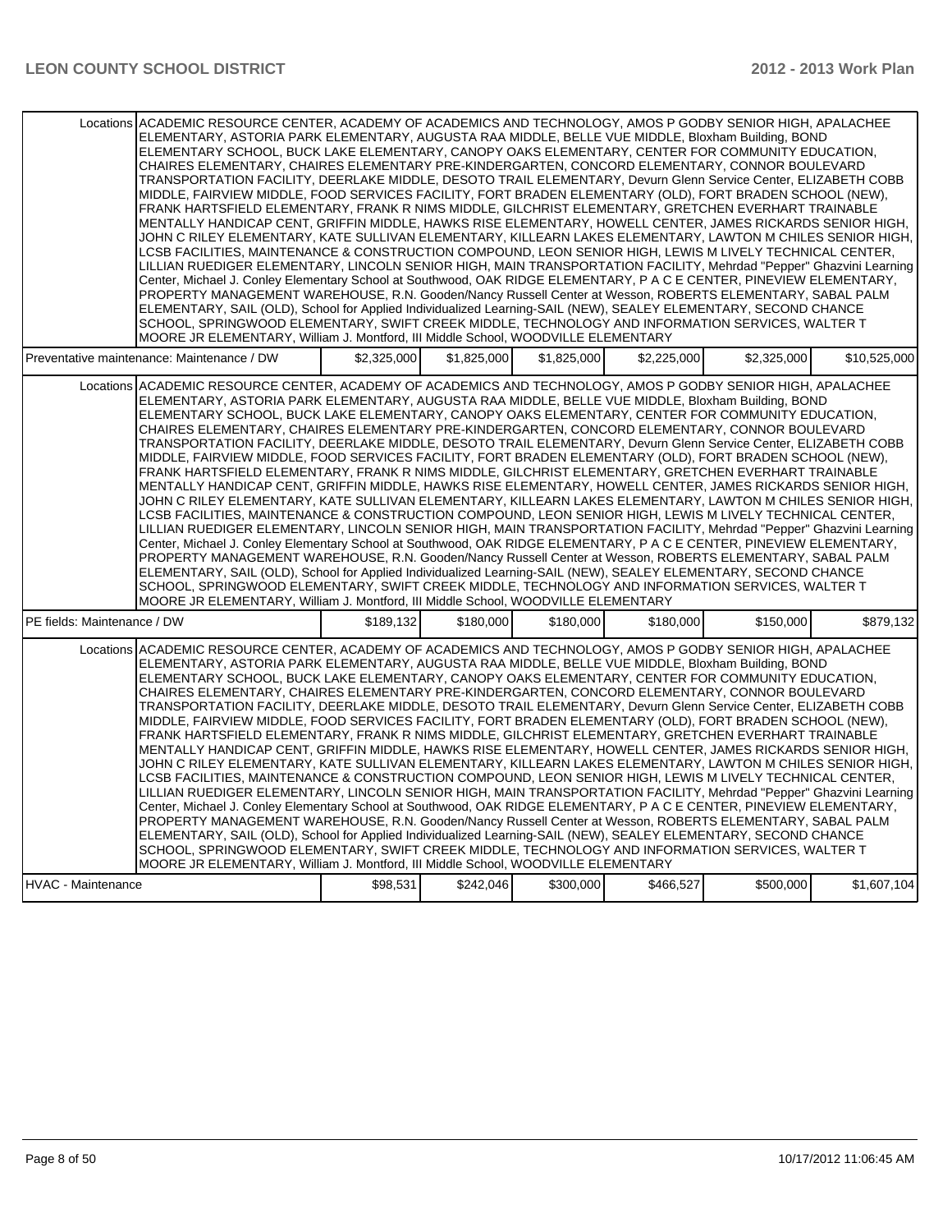| | | | | | | |
|---|---|---|---|---|---|---|
| Locations | ACADEMIC RESOURCE CENTER, ACADEMY OF ACADEMICS AND TECHNOLOGY, AMOS P GODBY SENIOR HIGH, APALACHEE ELEMENTARY, ASTORIA PARK ELEMENTARY, AUGUSTA RAA MIDDLE, BELLE VUE MIDDLE, Bloxham Building, BOND ELEMENTARY SCHOOL, BUCK LAKE ELEMENTARY, CANOPY OAKS ELEMENTARY, CENTER FOR COMMUNITY EDUCATION, CHAIRES ELEMENTARY, CHAIRES ELEMENTARY PRE-KINDERGARTEN, CONCORD ELEMENTARY, CONNOR BOULEVARD TRANSPORTATION FACILITY, DEERLAKE MIDDLE, DESOTO TRAIL ELEMENTARY, Devurn Glenn Service Center, ELIZABETH COBB MIDDLE, FAIRVIEW MIDDLE, FOOD SERVICES FACILITY, FORT BRADEN ELEMENTARY (OLD), FORT BRADEN SCHOOL (NEW), FRANK HARTSFIELD ELEMENTARY, FRANK R NIMS MIDDLE, GILCHRIST ELEMENTARY, GRETCHEN EVERHART TRAINABLE MENTALLY HANDICAP CENT, GRIFFIN MIDDLE, HAWKS RISE ELEMENTARY, HOWELL CENTER, JAMES RICKARDS SENIOR HIGH, JOHN C RILEY ELEMENTARY, KATE SULLIVAN ELEMENTARY, KILLEARN LAKES ELEMENTARY, LAWTON M CHILES SENIOR HIGH, LCSB FACILITIES, MAINTENANCE & CONSTRUCTION COMPOUND, LEON SENIOR HIGH, LEWIS M LIVELY TECHNICAL CENTER, LILLIAN RUEDIGER ELEMENTARY, LINCOLN SENIOR HIGH, MAIN TRANSPORTATION FACILITY, Mehrdad "Pepper" Ghazvini Learning Center, Michael J. Conley Elementary School at Southwood, OAK RIDGE ELEMENTARY, P A C E CENTER, PINEVIEW ELEMENTARY, PROPERTY MANAGEMENT WAREHOUSE, R.N. Gooden/Nancy Russell Center at Wesson, ROBERTS ELEMENTARY, SABAL PALM ELEMENTARY, SAIL (OLD), School for Applied Individualized Learning-SAIL (NEW), SEALEY ELEMENTARY, SECOND CHANCE SCHOOL, SPRINGWOOD ELEMENTARY, SWIFT CREEK MIDDLE, TECHNOLOGY AND INFORMATION SERVICES, WALTER T MOORE JR ELEMENTARY, William J. Montford, III Middle School, WOODVILLE ELEMENTARY | | | | | |
| Preventative maintenance: Maintenance / DW | | $2,325,000 | $1,825,000 | $1,825,000 | $2,225,000 | $2,325,000 | $10,525,000 |
| Locations | ACADEMIC RESOURCE CENTER, ACADEMY OF ACADEMICS AND TECHNOLOGY, AMOS P GODBY SENIOR HIGH, APALACHEE ELEMENTARY, ASTORIA PARK ELEMENTARY, AUGUSTA RAA MIDDLE, BELLE VUE MIDDLE, Bloxham Building, BOND ELEMENTARY SCHOOL, BUCK LAKE ELEMENTARY, CANOPY OAKS ELEMENTARY, CENTER FOR COMMUNITY EDUCATION, CHAIRES ELEMENTARY, CHAIRES ELEMENTARY PRE-KINDERGARTEN, CONCORD ELEMENTARY, CONNOR BOULEVARD TRANSPORTATION FACILITY, DEERLAKE MIDDLE, DESOTO TRAIL ELEMENTARY, Devurn Glenn Service Center, ELIZABETH COBB MIDDLE, FAIRVIEW MIDDLE, FOOD SERVICES FACILITY, FORT BRADEN ELEMENTARY (OLD), FORT BRADEN SCHOOL (NEW), FRANK HARTSFIELD ELEMENTARY, FRANK R NIMS MIDDLE, GILCHRIST ELEMENTARY, GRETCHEN EVERHART TRAINABLE MENTALLY HANDICAP CENT, GRIFFIN MIDDLE, HAWKS RISE ELEMENTARY, HOWELL CENTER, JAMES RICKARDS SENIOR HIGH, JOHN C RILEY ELEMENTARY, KATE SULLIVAN ELEMENTARY, KILLEARN LAKES ELEMENTARY, LAWTON M CHILES SENIOR HIGH, LCSB FACILITIES, MAINTENANCE & CONSTRUCTION COMPOUND, LEON SENIOR HIGH, LEWIS M LIVELY TECHNICAL CENTER, LILLIAN RUEDIGER ELEMENTARY, LINCOLN SENIOR HIGH, MAIN TRANSPORTATION FACILITY, Mehrdad "Pepper" Ghazvini Learning Center, Michael J. Conley Elementary School at Southwood, OAK RIDGE ELEMENTARY, P A C E CENTER, PINEVIEW ELEMENTARY, PROPERTY MANAGEMENT WAREHOUSE, R.N. Gooden/Nancy Russell Center at Wesson, ROBERTS ELEMENTARY, SABAL PALM ELEMENTARY, SAIL (OLD), School for Applied Individualized Learning-SAIL (NEW), SEALEY ELEMENTARY, SECOND CHANCE SCHOOL, SPRINGWOOD ELEMENTARY, SWIFT CREEK MIDDLE, TECHNOLOGY AND INFORMATION SERVICES, WALTER T MOORE JR ELEMENTARY, William J. Montford, III Middle School, WOODVILLE ELEMENTARY | | | | | |
| PE fields: Maintenance / DW | | $189,132 | $180,000 | $180,000 | $180,000 | $150,000 | $879,132 |
| Locations | ACADEMIC RESOURCE CENTER, ACADEMY OF ACADEMICS AND TECHNOLOGY, AMOS P GODBY SENIOR HIGH, APALACHEE ELEMENTARY, ASTORIA PARK ELEMENTARY, AUGUSTA RAA MIDDLE, BELLE VUE MIDDLE, Bloxham Building, BOND ELEMENTARY SCHOOL, BUCK LAKE ELEMENTARY, CANOPY OAKS ELEMENTARY, CENTER FOR COMMUNITY EDUCATION, CHAIRES ELEMENTARY, CHAIRES ELEMENTARY PRE-KINDERGARTEN, CONCORD ELEMENTARY, CONNOR BOULEVARD TRANSPORTATION FACILITY, DEERLAKE MIDDLE, DESOTO TRAIL ELEMENTARY, Devurn Glenn Service Center, ELIZABETH COBB MIDDLE, FAIRVIEW MIDDLE, FOOD SERVICES FACILITY, FORT BRADEN ELEMENTARY (OLD), FORT BRADEN SCHOOL (NEW), FRANK HARTSFIELD ELEMENTARY, FRANK R NIMS MIDDLE, GILCHRIST ELEMENTARY, GRETCHEN EVERHART TRAINABLE MENTALLY HANDICAP CENT, GRIFFIN MIDDLE, HAWKS RISE ELEMENTARY, HOWELL CENTER, JAMES RICKARDS SENIOR HIGH, JOHN C RILEY ELEMENTARY, KATE SULLIVAN ELEMENTARY, KILLEARN LAKES ELEMENTARY, LAWTON M CHILES SENIOR HIGH, LCSB FACILITIES, MAINTENANCE & CONSTRUCTION COMPOUND, LEON SENIOR HIGH, LEWIS M LIVELY TECHNICAL CENTER, LILLIAN RUEDIGER ELEMENTARY, LINCOLN SENIOR HIGH, MAIN TRANSPORTATION FACILITY, Mehrdad "Pepper" Ghazvini Learning Center, Michael J. Conley Elementary School at Southwood, OAK RIDGE ELEMENTARY, P A C E CENTER, PINEVIEW ELEMENTARY, PROPERTY MANAGEMENT WAREHOUSE, R.N. Gooden/Nancy Russell Center at Wesson, ROBERTS ELEMENTARY, SABAL PALM ELEMENTARY, SAIL (OLD), School for Applied Individualized Learning-SAIL (NEW), SEALEY ELEMENTARY, SECOND CHANCE SCHOOL, SPRINGWOOD ELEMENTARY, SWIFT CREEK MIDDLE, TECHNOLOGY AND INFORMATION SERVICES, WALTER T MOORE JR ELEMENTARY, William J. Montford, III Middle School, WOODVILLE ELEMENTARY | | | | | |
| HVAC - Maintenance | | $98,531 | $242,046 | $300,000 | $466,527 | $500,000 | $1,607,104 |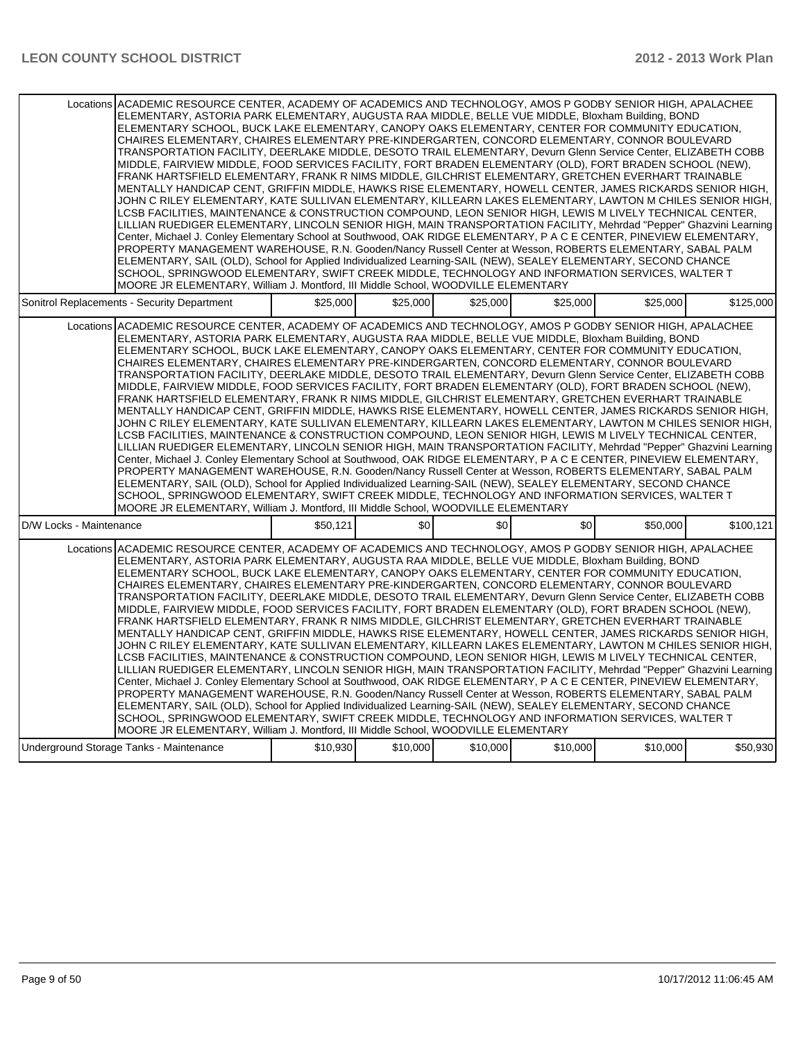| | | | | | | |
|---|---|---|---|---|---|---|
| Locations | ACADEMIC RESOURCE CENTER, ACADEMY OF ACADEMICS AND TECHNOLOGY, AMOS P GODBY SENIOR HIGH, APALACHEE ELEMENTARY, ASTORIA PARK ELEMENTARY, AUGUSTA RAA MIDDLE, BELLE VUE MIDDLE, Bloxham Building, BOND ELEMENTARY SCHOOL, BUCK LAKE ELEMENTARY, CANOPY OAKS ELEMENTARY, CENTER FOR COMMUNITY EDUCATION, CHAIRES ELEMENTARY, CHAIRES ELEMENTARY PRE-KINDERGARTEN, CONCORD ELEMENTARY, CONNOR BOULEVARD TRANSPORTATION FACILITY, DEERLAKE MIDDLE, DESOTO TRAIL ELEMENTARY, Devurn Glenn Service Center, ELIZABETH COBB MIDDLE, FAIRVIEW MIDDLE, FOOD SERVICES FACILITY, FORT BRADEN ELEMENTARY (OLD), FORT BRADEN SCHOOL (NEW), FRANK HARTSFIELD ELEMENTARY, FRANK R NIMS MIDDLE, GILCHRIST ELEMENTARY, GRETCHEN EVERHART TRAINABLE MENTALLY HANDICAP CENT, GRIFFIN MIDDLE, HAWKS RISE ELEMENTARY, HOWELL CENTER, JAMES RICKARDS SENIOR HIGH, JOHN C RILEY ELEMENTARY, KATE SULLIVAN ELEMENTARY, KILLEARN LAKES ELEMENTARY, LAWTON M CHILES SENIOR HIGH, LCSB FACILITIES, MAINTENANCE & CONSTRUCTION COMPOUND, LEON SENIOR HIGH, LEWIS M LIVELY TECHNICAL CENTER, LILLIAN RUEDIGER ELEMENTARY, LINCOLN SENIOR HIGH, MAIN TRANSPORTATION FACILITY, Mehrdad "Pepper" Ghazvini Learning Center, Michael J. Conley Elementary School at Southwood, OAK RIDGE ELEMENTARY, P A C E CENTER, PINEVIEW ELEMENTARY, PROPERTY MANAGEMENT WAREHOUSE, R.N. Gooden/Nancy Russell Center at Wesson, ROBERTS ELEMENTARY, SABAL PALM ELEMENTARY, SAIL (OLD), School for Applied Individualized Learning-SAIL (NEW), SEALEY ELEMENTARY, SECOND CHANCE SCHOOL, SPRINGWOOD ELEMENTARY, SWIFT CREEK MIDDLE, TECHNOLOGY AND INFORMATION SERVICES, WALTER T MOORE JR ELEMENTARY, William J. Montford, III Middle School, WOODVILLE ELEMENTARY | | | | | |
| Sonitrol Replacements - Security Department | | $25,000 | $25,000 | $25,000 | $25,000 | $25,000 | $125,000 |
| Locations | ACADEMIC RESOURCE CENTER, ACADEMY OF ACADEMICS AND TECHNOLOGY, AMOS P GODBY SENIOR HIGH, APALACHEE ELEMENTARY, ASTORIA PARK ELEMENTARY, AUGUSTA RAA MIDDLE, BELLE VUE MIDDLE, Bloxham Building, BOND ELEMENTARY SCHOOL, BUCK LAKE ELEMENTARY, CANOPY OAKS ELEMENTARY, CENTER FOR COMMUNITY EDUCATION, CHAIRES ELEMENTARY, CHAIRES ELEMENTARY PRE-KINDERGARTEN, CONCORD ELEMENTARY, CONNOR BOULEVARD TRANSPORTATION FACILITY, DEERLAKE MIDDLE, DESOTO TRAIL ELEMENTARY, Devurn Glenn Service Center, ELIZABETH COBB MIDDLE, FAIRVIEW MIDDLE, FOOD SERVICES FACILITY, FORT BRADEN ELEMENTARY (OLD), FORT BRADEN SCHOOL (NEW), FRANK HARTSFIELD ELEMENTARY, FRANK R NIMS MIDDLE, GILCHRIST ELEMENTARY, GRETCHEN EVERHART TRAINABLE MENTALLY HANDICAP CENT, GRIFFIN MIDDLE, HAWKS RISE ELEMENTARY, HOWELL CENTER, JAMES RICKARDS SENIOR HIGH, JOHN C RILEY ELEMENTARY, KATE SULLIVAN ELEMENTARY, KILLEARN LAKES ELEMENTARY, LAWTON M CHILES SENIOR HIGH, LCSB FACILITIES, MAINTENANCE & CONSTRUCTION COMPOUND, LEON SENIOR HIGH, LEWIS M LIVELY TECHNICAL CENTER, LILLIAN RUEDIGER ELEMENTARY, LINCOLN SENIOR HIGH, MAIN TRANSPORTATION FACILITY, Mehrdad "Pepper" Ghazvini Learning Center, Michael J. Conley Elementary School at Southwood, OAK RIDGE ELEMENTARY, P A C E CENTER, PINEVIEW ELEMENTARY, PROPERTY MANAGEMENT WAREHOUSE, R.N. Gooden/Nancy Russell Center at Wesson, ROBERTS ELEMENTARY, SABAL PALM ELEMENTARY, SAIL (OLD), School for Applied Individualized Learning-SAIL (NEW), SEALEY ELEMENTARY, SECOND CHANCE SCHOOL, SPRINGWOOD ELEMENTARY, SWIFT CREEK MIDDLE, TECHNOLOGY AND INFORMATION SERVICES, WALTER T MOORE JR ELEMENTARY, William J. Montford, III Middle School, WOODVILLE ELEMENTARY | | | | | |
| D/W Locks - Maintenance | | $50,121 | $0 | $0 | $0 | $50,000 | $100,121 |
| Locations | ACADEMIC RESOURCE CENTER, ACADEMY OF ACADEMICS AND TECHNOLOGY, AMOS P GODBY SENIOR HIGH, APALACHEE ELEMENTARY, ASTORIA PARK ELEMENTARY, AUGUSTA RAA MIDDLE, BELLE VUE MIDDLE, Bloxham Building, BOND ELEMENTARY SCHOOL, BUCK LAKE ELEMENTARY, CANOPY OAKS ELEMENTARY, CENTER FOR COMMUNITY EDUCATION, CHAIRES ELEMENTARY, CHAIRES ELEMENTARY PRE-KINDERGARTEN, CONCORD ELEMENTARY, CONNOR BOULEVARD TRANSPORTATION FACILITY, DEERLAKE MIDDLE, DESOTO TRAIL ELEMENTARY, Devurn Glenn Service Center, ELIZABETH COBB MIDDLE, FAIRVIEW MIDDLE, FOOD SERVICES FACILITY, FORT BRADEN ELEMENTARY (OLD), FORT BRADEN SCHOOL (NEW), FRANK HARTSFIELD ELEMENTARY, FRANK R NIMS MIDDLE, GILCHRIST ELEMENTARY, GRETCHEN EVERHART TRAINABLE MENTALLY HANDICAP CENT, GRIFFIN MIDDLE, HAWKS RISE ELEMENTARY, HOWELL CENTER, JAMES RICKARDS SENIOR HIGH, JOHN C RILEY ELEMENTARY, KATE SULLIVAN ELEMENTARY, KILLEARN LAKES ELEMENTARY, LAWTON M CHILES SENIOR HIGH, LCSB FACILITIES, MAINTENANCE & CONSTRUCTION COMPOUND, LEON SENIOR HIGH, LEWIS M LIVELY TECHNICAL CENTER, LILLIAN RUEDIGER ELEMENTARY, LINCOLN SENIOR HIGH, MAIN TRANSPORTATION FACILITY, Mehrdad "Pepper" Ghazvini Learning Center, Michael J. Conley Elementary School at Southwood, OAK RIDGE ELEMENTARY, P A C E CENTER, PINEVIEW ELEMENTARY, PROPERTY MANAGEMENT WAREHOUSE, R.N. Gooden/Nancy Russell Center at Wesson, ROBERTS ELEMENTARY, SABAL PALM ELEMENTARY, SAIL (OLD), School for Applied Individualized Learning-SAIL (NEW), SEALEY ELEMENTARY, SECOND CHANCE SCHOOL, SPRINGWOOD ELEMENTARY, SWIFT CREEK MIDDLE, TECHNOLOGY AND INFORMATION SERVICES, WALTER T MOORE JR ELEMENTARY, William J. Montford, III Middle School, WOODVILLE ELEMENTARY | | | | | |
| Underground Storage Tanks - Maintenance | | $10,930 | $10,000 | $10,000 | $10,000 | $10,000 | $50,930 |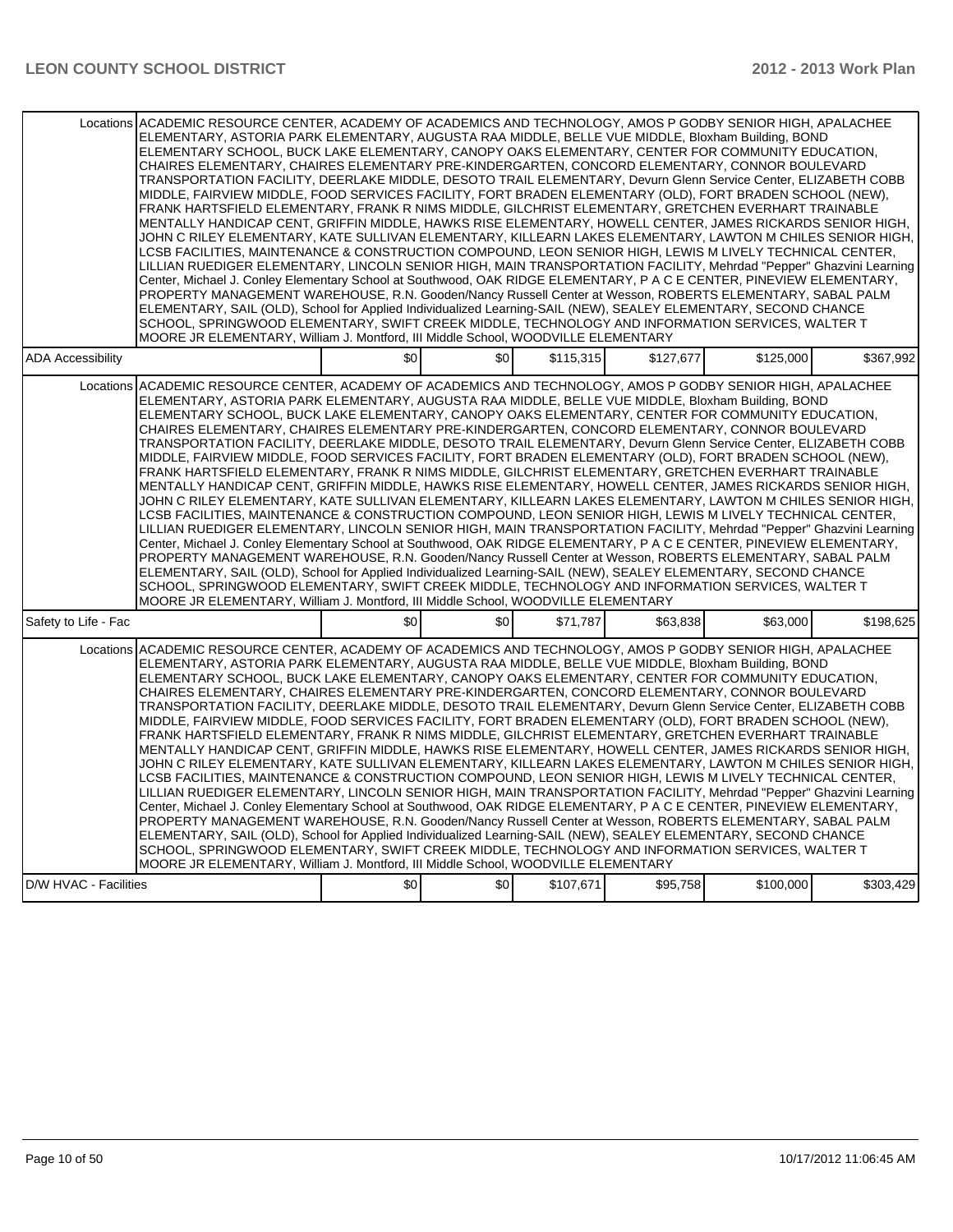| | | | | | | |
|---|---|---|---|---|---|---|
| Locations | ACADEMIC RESOURCE CENTER, ACADEMY OF ACADEMICS AND TECHNOLOGY, AMOS P GODBY SENIOR HIGH, APALACHEE ELEMENTARY, ASTORIA PARK ELEMENTARY, AUGUSTA RAA MIDDLE, BELLE VUE MIDDLE, Bloxham Building, BOND ELEMENTARY SCHOOL, BUCK LAKE ELEMENTARY, CANOPY OAKS ELEMENTARY, CENTER FOR COMMUNITY EDUCATION, CHAIRES ELEMENTARY, CHAIRES ELEMENTARY PRE-KINDERGARTEN, CONCORD ELEMENTARY, CONNOR BOULEVARD TRANSPORTATION FACILITY, DEERLAKE MIDDLE, DESOTO TRAIL ELEMENTARY, Devurn Glenn Service Center, ELIZABETH COBB MIDDLE, FAIRVIEW MIDDLE, FOOD SERVICES FACILITY, FORT BRADEN ELEMENTARY (OLD), FORT BRADEN SCHOOL (NEW), FRANK HARTSFIELD ELEMENTARY, FRANK R NIMS MIDDLE, GILCHRIST ELEMENTARY, GRETCHEN EVERHART TRAINABLE MENTALLY HANDICAP CENT, GRIFFIN MIDDLE, HAWKS RISE ELEMENTARY, HOWELL CENTER, JAMES RICKARDS SENIOR HIGH, JOHN C RILEY ELEMENTARY, KATE SULLIVAN ELEMENTARY, KILLEARN LAKES ELEMENTARY, LAWTON M CHILES SENIOR HIGH, LCSB FACILITIES, MAINTENANCE & CONSTRUCTION COMPOUND, LEON SENIOR HIGH, LEWIS M LIVELY TECHNICAL CENTER, LILLIAN RUEDIGER ELEMENTARY, LINCOLN SENIOR HIGH, MAIN TRANSPORTATION FACILITY, Mehrdad "Pepper" Ghazvini Learning Center, Michael J. Conley Elementary School at Southwood, OAK RIDGE ELEMENTARY, P A C E CENTER, PINEVIEW ELEMENTARY, PROPERTY MANAGEMENT WAREHOUSE, R.N. Gooden/Nancy Russell Center at Wesson, ROBERTS ELEMENTARY, SABAL PALM ELEMENTARY, SAIL (OLD), School for Applied Individualized Learning-SAIL (NEW), SEALEY ELEMENTARY, SECOND CHANCE SCHOOL, SPRINGWOOD ELEMENTARY, SWIFT CREEK MIDDLE, TECHNOLOGY AND INFORMATION SERVICES, WALTER T MOORE JR ELEMENTARY, William J. Montford, III Middle School, WOODVILLE ELEMENTARY | | | | | |
| ADA Accessibility | | $0 | $0 | $115,315 | $127,677 | $125,000 | $367,992 |
| Locations | ACADEMIC RESOURCE CENTER, ACADEMY OF ACADEMICS AND TECHNOLOGY, AMOS P GODBY SENIOR HIGH, APALACHEE ELEMENTARY, ASTORIA PARK ELEMENTARY, AUGUSTA RAA MIDDLE, BELLE VUE MIDDLE, Bloxham Building, BOND ELEMENTARY SCHOOL, BUCK LAKE ELEMENTARY, CANOPY OAKS ELEMENTARY, CENTER FOR COMMUNITY EDUCATION, CHAIRES ELEMENTARY, CHAIRES ELEMENTARY PRE-KINDERGARTEN, CONCORD ELEMENTARY, CONNOR BOULEVARD TRANSPORTATION FACILITY, DEERLAKE MIDDLE, DESOTO TRAIL ELEMENTARY, Devurn Glenn Service Center, ELIZABETH COBB MIDDLE, FAIRVIEW MIDDLE, FOOD SERVICES FACILITY, FORT BRADEN ELEMENTARY (OLD), FORT BRADEN SCHOOL (NEW), FRANK HARTSFIELD ELEMENTARY, FRANK R NIMS MIDDLE, GILCHRIST ELEMENTARY, GRETCHEN EVERHART TRAINABLE MENTALLY HANDICAP CENT, GRIFFIN MIDDLE, HAWKS RISE ELEMENTARY, HOWELL CENTER, JAMES RICKARDS SENIOR HIGH, JOHN C RILEY ELEMENTARY, KATE SULLIVAN ELEMENTARY, KILLEARN LAKES ELEMENTARY, LAWTON M CHILES SENIOR HIGH, LCSB FACILITIES, MAINTENANCE & CONSTRUCTION COMPOUND, LEON SENIOR HIGH, LEWIS M LIVELY TECHNICAL CENTER, LILLIAN RUEDIGER ELEMENTARY, LINCOLN SENIOR HIGH, MAIN TRANSPORTATION FACILITY, Mehrdad "Pepper" Ghazvini Learning Center, Michael J. Conley Elementary School at Southwood, OAK RIDGE ELEMENTARY, P A C E CENTER, PINEVIEW ELEMENTARY, PROPERTY MANAGEMENT WAREHOUSE, R.N. Gooden/Nancy Russell Center at Wesson, ROBERTS ELEMENTARY, SABAL PALM ELEMENTARY, SAIL (OLD), School for Applied Individualized Learning-SAIL (NEW), SEALEY ELEMENTARY, SECOND CHANCE SCHOOL, SPRINGWOOD ELEMENTARY, SWIFT CREEK MIDDLE, TECHNOLOGY AND INFORMATION SERVICES, WALTER T MOORE JR ELEMENTARY, William J. Montford, III Middle School, WOODVILLE ELEMENTARY | | | | | |
| Safety to Life - Fac | | $0 | $0 | $71,787 | $63,838 | $63,000 | $198,625 |
| Locations | ACADEMIC RESOURCE CENTER, ACADEMY OF ACADEMICS AND TECHNOLOGY, AMOS P GODBY SENIOR HIGH, APALACHEE ELEMENTARY, ASTORIA PARK ELEMENTARY, AUGUSTA RAA MIDDLE, BELLE VUE MIDDLE, Bloxham Building, BOND ELEMENTARY SCHOOL, BUCK LAKE ELEMENTARY, CANOPY OAKS ELEMENTARY, CENTER FOR COMMUNITY EDUCATION, CHAIRES ELEMENTARY, CHAIRES ELEMENTARY PRE-KINDERGARTEN, CONCORD ELEMENTARY, CONNOR BOULEVARD TRANSPORTATION FACILITY, DEERLAKE MIDDLE, DESOTO TRAIL ELEMENTARY, Devurn Glenn Service Center, ELIZABETH COBB MIDDLE, FAIRVIEW MIDDLE, FOOD SERVICES FACILITY, FORT BRADEN ELEMENTARY (OLD), FORT BRADEN SCHOOL (NEW), FRANK HARTSFIELD ELEMENTARY, FRANK R NIMS MIDDLE, GILCHRIST ELEMENTARY, GRETCHEN EVERHART TRAINABLE MENTALLY HANDICAP CENT, GRIFFIN MIDDLE, HAWKS RISE ELEMENTARY, HOWELL CENTER, JAMES RICKARDS SENIOR HIGH, JOHN C RILEY ELEMENTARY, KATE SULLIVAN ELEMENTARY, KILLEARN LAKES ELEMENTARY, LAWTON M CHILES SENIOR HIGH, LCSB FACILITIES, MAINTENANCE & CONSTRUCTION COMPOUND, LEON SENIOR HIGH, LEWIS M LIVELY TECHNICAL CENTER, LILLIAN RUEDIGER ELEMENTARY, LINCOLN SENIOR HIGH, MAIN TRANSPORTATION FACILITY, Mehrdad "Pepper" Ghazvini Learning Center, Michael J. Conley Elementary School at Southwood, OAK RIDGE ELEMENTARY, P A C E CENTER, PINEVIEW ELEMENTARY, PROPERTY MANAGEMENT WAREHOUSE, R.N. Gooden/Nancy Russell Center at Wesson, ROBERTS ELEMENTARY, SABAL PALM ELEMENTARY, SAIL (OLD), School for Applied Individualized Learning-SAIL (NEW), SEALEY ELEMENTARY, SECOND CHANCE SCHOOL, SPRINGWOOD ELEMENTARY, SWIFT CREEK MIDDLE, TECHNOLOGY AND INFORMATION SERVICES, WALTER T MOORE JR ELEMENTARY, William J. Montford, III Middle School, WOODVILLE ELEMENTARY | | | | | |
| D/W HVAC - Facilities | | $0 | $0 | $107,671 | $95,758 | $100,000 | $303,429 |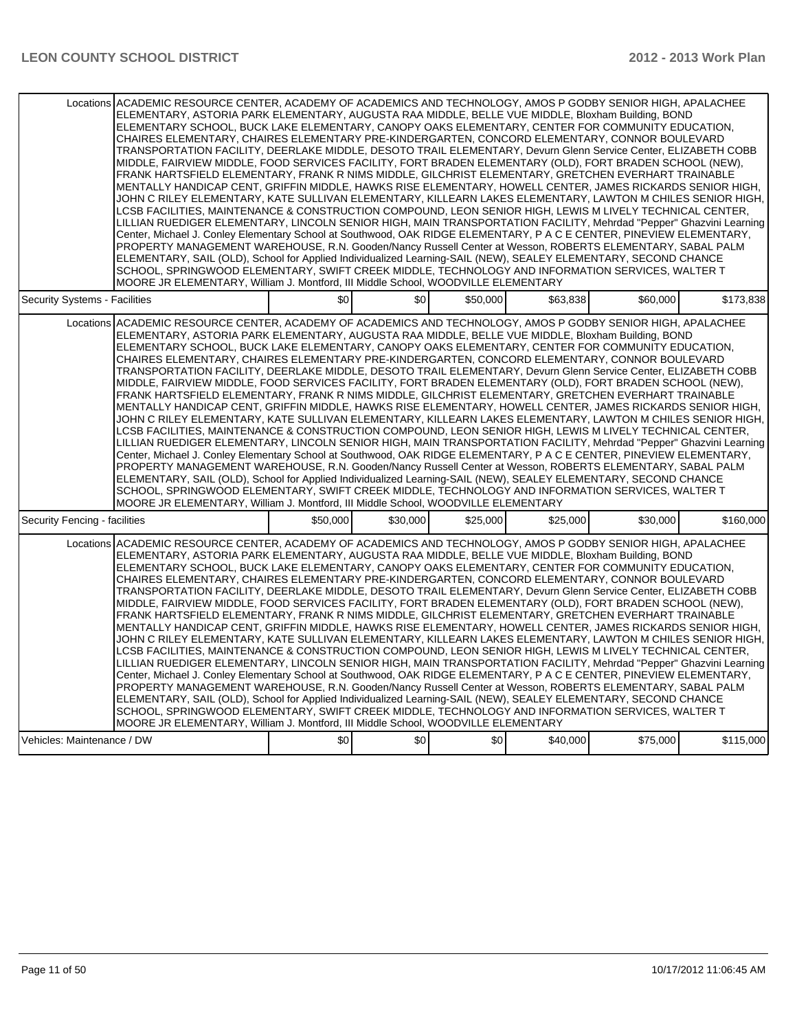| | | | | | | |
|---|---|---|---|---|---|---|
| Locations | ACADEMIC RESOURCE CENTER, ACADEMY OF ACADEMICS AND TECHNOLOGY, AMOS P GODBY SENIOR HIGH, APALACHEE ELEMENTARY, ASTORIA PARK ELEMENTARY, AUGUSTA RAA MIDDLE, BELLE VUE MIDDLE, Bloxham Building, BOND ELEMENTARY SCHOOL, BUCK LAKE ELEMENTARY, CANOPY OAKS ELEMENTARY, CENTER FOR COMMUNITY EDUCATION, CHAIRES ELEMENTARY, CHAIRES ELEMENTARY PRE-KINDERGARTEN, CONCORD ELEMENTARY, CONNOR BOULEVARD TRANSPORTATION FACILITY, DEERLAKE MIDDLE, DESOTO TRAIL ELEMENTARY, Devurn Glenn Service Center, ELIZABETH COBB MIDDLE, FAIRVIEW MIDDLE, FOOD SERVICES FACILITY, FORT BRADEN ELEMENTARY (OLD), FORT BRADEN SCHOOL (NEW), FRANK HARTSFIELD ELEMENTARY, FRANK R NIMS MIDDLE, GILCHRIST ELEMENTARY, GRETCHEN EVERHART TRAINABLE MENTALLY HANDICAP CENT, GRIFFIN MIDDLE, HAWKS RISE ELEMENTARY, HOWELL CENTER, JAMES RICKARDS SENIOR HIGH, JOHN C RILEY ELEMENTARY, KATE SULLIVAN ELEMENTARY, KILLEARN LAKES ELEMENTARY, LAWTON M CHILES SENIOR HIGH, LCSB FACILITIES, MAINTENANCE & CONSTRUCTION COMPOUND, LEON SENIOR HIGH, LEWIS M LIVELY TECHNICAL CENTER, LILLIAN RUEDIGER ELEMENTARY, LINCOLN SENIOR HIGH, MAIN TRANSPORTATION FACILITY, Mehrdad "Pepper" Ghazvini Learning Center, Michael J. Conley Elementary School at Southwood, OAK RIDGE ELEMENTARY, P A C E CENTER, PINEVIEW ELEMENTARY, PROPERTY MANAGEMENT WAREHOUSE, R.N. Gooden/Nancy Russell Center at Wesson, ROBERTS ELEMENTARY, SABAL PALM ELEMENTARY, SAIL (OLD), School for Applied Individualized Learning-SAIL (NEW), SEALEY ELEMENTARY, SECOND CHANCE SCHOOL, SPRINGWOOD ELEMENTARY, SWIFT CREEK MIDDLE, TECHNOLOGY AND INFORMATION SERVICES, WALTER T MOORE JR ELEMENTARY, William J. Montford, III Middle School, WOODVILLE ELEMENTARY | | | | | | |
| Security Systems - Facilities | | $0 | $0 | $50,000 | $63,838 | $60,000 | $173,838 |
| Locations | ACADEMIC RESOURCE CENTER, ACADEMY OF ACADEMICS AND TECHNOLOGY, AMOS P GODBY SENIOR HIGH, APALACHEE ELEMENTARY, ASTORIA PARK ELEMENTARY, AUGUSTA RAA MIDDLE, BELLE VUE MIDDLE, Bloxham Building, BOND ELEMENTARY SCHOOL, BUCK LAKE ELEMENTARY, CANOPY OAKS ELEMENTARY, CENTER FOR COMMUNITY EDUCATION, CHAIRES ELEMENTARY, CHAIRES ELEMENTARY PRE-KINDERGARTEN, CONCORD ELEMENTARY, CONNOR BOULEVARD TRANSPORTATION FACILITY, DEERLAKE MIDDLE, DESOTO TRAIL ELEMENTARY, Devurn Glenn Service Center, ELIZABETH COBB MIDDLE, FAIRVIEW MIDDLE, FOOD SERVICES FACILITY, FORT BRADEN ELEMENTARY (OLD), FORT BRADEN SCHOOL (NEW), FRANK HARTSFIELD ELEMENTARY, FRANK R NIMS MIDDLE, GILCHRIST ELEMENTARY, GRETCHEN EVERHART TRAINABLE MENTALLY HANDICAP CENT, GRIFFIN MIDDLE, HAWKS RISE ELEMENTARY, HOWELL CENTER, JAMES RICKARDS SENIOR HIGH, JOHN C RILEY ELEMENTARY, KATE SULLIVAN ELEMENTARY, KILLEARN LAKES ELEMENTARY, LAWTON M CHILES SENIOR HIGH, LCSB FACILITIES, MAINTENANCE & CONSTRUCTION COMPOUND, LEON SENIOR HIGH, LEWIS M LIVELY TECHNICAL CENTER, LILLIAN RUEDIGER ELEMENTARY, LINCOLN SENIOR HIGH, MAIN TRANSPORTATION FACILITY, Mehrdad "Pepper" Ghazvini Learning Center, Michael J. Conley Elementary School at Southwood, OAK RIDGE ELEMENTARY, P A C E CENTER, PINEVIEW ELEMENTARY, PROPERTY MANAGEMENT WAREHOUSE, R.N. Gooden/Nancy Russell Center at Wesson, ROBERTS ELEMENTARY, SABAL PALM ELEMENTARY, SAIL (OLD), School for Applied Individualized Learning-SAIL (NEW), SEALEY ELEMENTARY, SECOND CHANCE SCHOOL, SPRINGWOOD ELEMENTARY, SWIFT CREEK MIDDLE, TECHNOLOGY AND INFORMATION SERVICES, WALTER T MOORE JR ELEMENTARY, William J. Montford, III Middle School, WOODVILLE ELEMENTARY | | | | | | |
| Security Fencing - facilities | | $50,000 | $30,000 | $25,000 | $25,000 | $30,000 | $160,000 |
| Locations | ACADEMIC RESOURCE CENTER, ACADEMY OF ACADEMICS AND TECHNOLOGY, AMOS P GODBY SENIOR HIGH, APALACHEE ELEMENTARY, ASTORIA PARK ELEMENTARY, AUGUSTA RAA MIDDLE, BELLE VUE MIDDLE, Bloxham Building, BOND ELEMENTARY SCHOOL, BUCK LAKE ELEMENTARY, CANOPY OAKS ELEMENTARY, CENTER FOR COMMUNITY EDUCATION, CHAIRES ELEMENTARY, CHAIRES ELEMENTARY PRE-KINDERGARTEN, CONCORD ELEMENTARY, CONNOR BOULEVARD TRANSPORTATION FACILITY, DEERLAKE MIDDLE, DESOTO TRAIL ELEMENTARY, Devurn Glenn Service Center, ELIZABETH COBB MIDDLE, FAIRVIEW MIDDLE, FOOD SERVICES FACILITY, FORT BRADEN ELEMENTARY (OLD), FORT BRADEN SCHOOL (NEW), FRANK HARTSFIELD ELEMENTARY, FRANK R NIMS MIDDLE, GILCHRIST ELEMENTARY, GRETCHEN EVERHART TRAINABLE MENTALLY HANDICAP CENT, GRIFFIN MIDDLE, HAWKS RISE ELEMENTARY, HOWELL CENTER, JAMES RICKARDS SENIOR HIGH, JOHN C RILEY ELEMENTARY, KATE SULLIVAN ELEMENTARY, KILLEARN LAKES ELEMENTARY, LAWTON M CHILES SENIOR HIGH, LCSB FACILITIES, MAINTENANCE & CONSTRUCTION COMPOUND, LEON SENIOR HIGH, LEWIS M LIVELY TECHNICAL CENTER, LILLIAN RUEDIGER ELEMENTARY, LINCOLN SENIOR HIGH, MAIN TRANSPORTATION FACILITY, Mehrdad "Pepper" Ghazvini Learning Center, Michael J. Conley Elementary School at Southwood, OAK RIDGE ELEMENTARY, P A C E CENTER, PINEVIEW ELEMENTARY, PROPERTY MANAGEMENT WAREHOUSE, R.N. Gooden/Nancy Russell Center at Wesson, ROBERTS ELEMENTARY, SABAL PALM ELEMENTARY, SAIL (OLD), School for Applied Individualized Learning-SAIL (NEW), SEALEY ELEMENTARY, SECOND CHANCE SCHOOL, SPRINGWOOD ELEMENTARY, SWIFT CREEK MIDDLE, TECHNOLOGY AND INFORMATION SERVICES, WALTER T MOORE JR ELEMENTARY, William J. Montford, III Middle School, WOODVILLE ELEMENTARY | | | | | | |
| Vehicles: Maintenance / DW | | $0 | $0 | $0 | $40,000 | $75,000 | $115,000 |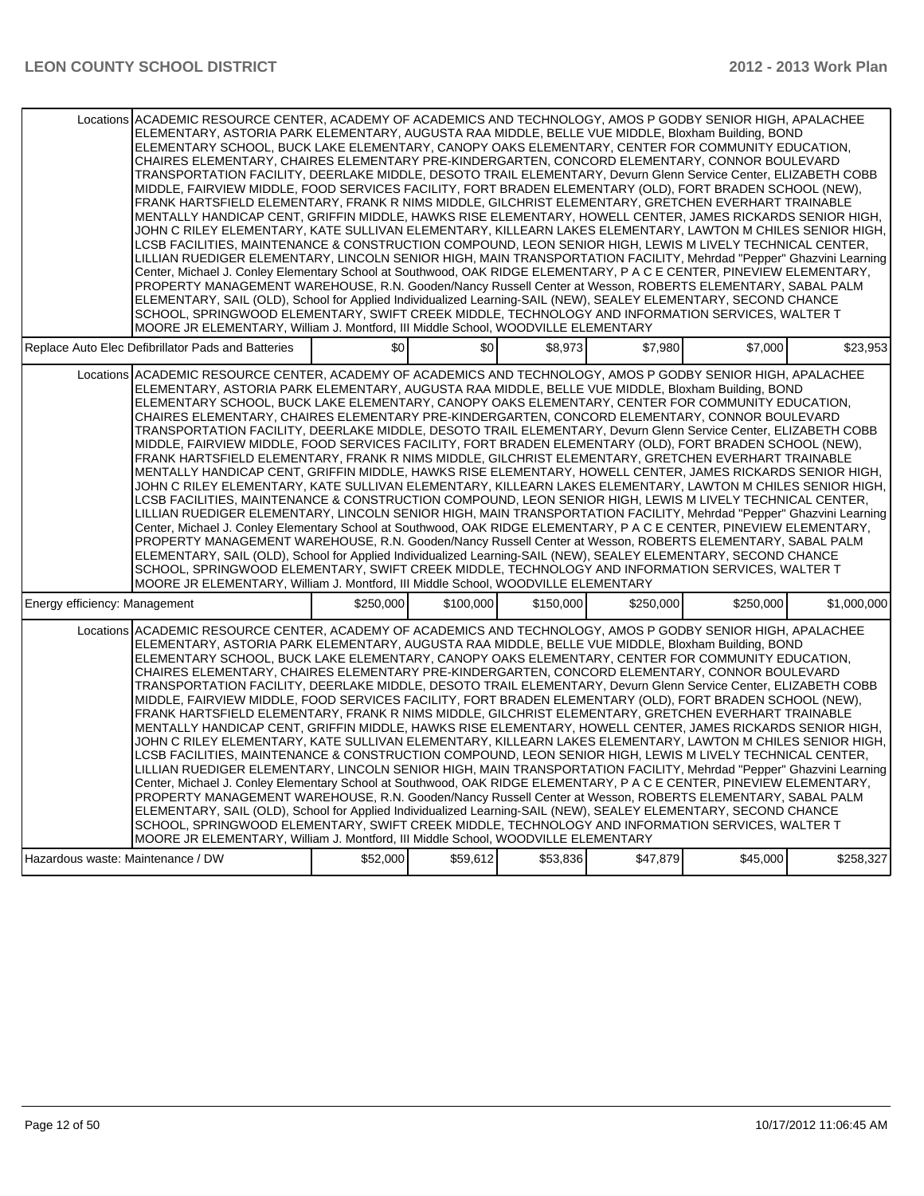| | | | | | | |
|---|---|---|---|---|---|---|
| Locations | ACADEMIC RESOURCE CENTER, ACADEMY OF ACADEMICS AND TECHNOLOGY, AMOS P GODBY SENIOR HIGH, APALACHEE ELEMENTARY, ASTORIA PARK ELEMENTARY, AUGUSTA RAA MIDDLE, BELLE VUE MIDDLE, Bloxham Building, BOND ELEMENTARY SCHOOL, BUCK LAKE ELEMENTARY, CANOPY OAKS ELEMENTARY, CENTER FOR COMMUNITY EDUCATION, CHAIRES ELEMENTARY, CHAIRES ELEMENTARY PRE-KINDERGARTEN, CONCORD ELEMENTARY, CONNOR BOULEVARD TRANSPORTATION FACILITY, DEERLAKE MIDDLE, DESOTO TRAIL ELEMENTARY, Devurn Glenn Service Center, ELIZABETH COBB MIDDLE, FAIRVIEW MIDDLE, FOOD SERVICES FACILITY, FORT BRADEN ELEMENTARY (OLD), FORT BRADEN SCHOOL (NEW), FRANK HARTSFIELD ELEMENTARY, FRANK R NIMS MIDDLE, GILCHRIST ELEMENTARY, GRETCHEN EVERHART TRAINABLE MENTALLY HANDICAP CENT, GRIFFIN MIDDLE, HAWKS RISE ELEMENTARY, HOWELL CENTER, JAMES RICKARDS SENIOR HIGH, JOHN C RILEY ELEMENTARY, KATE SULLIVAN ELEMENTARY, KILLEARN LAKES ELEMENTARY, LAWTON M CHILES SENIOR HIGH, LCSB FACILITIES, MAINTENANCE & CONSTRUCTION COMPOUND, LEON SENIOR HIGH, LEWIS M LIVELY TECHNICAL CENTER, LILLIAN RUEDIGER ELEMENTARY, LINCOLN SENIOR HIGH, MAIN TRANSPORTATION FACILITY, Mehrdad "Pepper" Ghazvini Learning Center, Michael J. Conley Elementary School at Southwood, OAK RIDGE ELEMENTARY, P A C E CENTER, PINEVIEW ELEMENTARY, PROPERTY MANAGEMENT WAREHOUSE, R.N. Gooden/Nancy Russell Center at Wesson, ROBERTS ELEMENTARY, SABAL PALM ELEMENTARY, SAIL (OLD), School for Applied Individualized Learning-SAIL (NEW), SEALEY ELEMENTARY, SECOND CHANCE SCHOOL, SPRINGWOOD ELEMENTARY, SWIFT CREEK MIDDLE, TECHNOLOGY AND INFORMATION SERVICES, WALTER T MOORE JR ELEMENTARY, William J. Montford, III Middle School, WOODVILLE ELEMENTARY | | | | | |
| Replace Auto Elec Defibrillator Pads and Batteries | | $0 | $0 | $8,973 | $7,980 | $7,000 | $23,953 |
| Locations | ACADEMIC RESOURCE CENTER, ACADEMY OF ACADEMICS AND TECHNOLOGY, AMOS P GODBY SENIOR HIGH, APALACHEE ELEMENTARY, ASTORIA PARK ELEMENTARY, AUGUSTA RAA MIDDLE, BELLE VUE MIDDLE, Bloxham Building, BOND ELEMENTARY SCHOOL, BUCK LAKE ELEMENTARY, CANOPY OAKS ELEMENTARY, CENTER FOR COMMUNITY EDUCATION, CHAIRES ELEMENTARY, CHAIRES ELEMENTARY PRE-KINDERGARTEN, CONCORD ELEMENTARY, CONNOR BOULEVARD TRANSPORTATION FACILITY, DEERLAKE MIDDLE, DESOTO TRAIL ELEMENTARY, Devurn Glenn Service Center, ELIZABETH COBB MIDDLE, FAIRVIEW MIDDLE, FOOD SERVICES FACILITY, FORT BRADEN ELEMENTARY (OLD), FORT BRADEN SCHOOL (NEW), FRANK HARTSFIELD ELEMENTARY, FRANK R NIMS MIDDLE, GILCHRIST ELEMENTARY, GRETCHEN EVERHART TRAINABLE MENTALLY HANDICAP CENT, GRIFFIN MIDDLE, HAWKS RISE ELEMENTARY, HOWELL CENTER, JAMES RICKARDS SENIOR HIGH, JOHN C RILEY ELEMENTARY, KATE SULLIVAN ELEMENTARY, KILLEARN LAKES ELEMENTARY, LAWTON M CHILES SENIOR HIGH, LCSB FACILITIES, MAINTENANCE & CONSTRUCTION COMPOUND, LEON SENIOR HIGH, LEWIS M LIVELY TECHNICAL CENTER, LILLIAN RUEDIGER ELEMENTARY, LINCOLN SENIOR HIGH, MAIN TRANSPORTATION FACILITY, Mehrdad "Pepper" Ghazvini Learning Center, Michael J. Conley Elementary School at Southwood, OAK RIDGE ELEMENTARY, P A C E CENTER, PINEVIEW ELEMENTARY, PROPERTY MANAGEMENT WAREHOUSE, R.N. Gooden/Nancy Russell Center at Wesson, ROBERTS ELEMENTARY, SABAL PALM ELEMENTARY, SAIL (OLD), School for Applied Individualized Learning-SAIL (NEW), SEALEY ELEMENTARY, SECOND CHANCE SCHOOL, SPRINGWOOD ELEMENTARY, SWIFT CREEK MIDDLE, TECHNOLOGY AND INFORMATION SERVICES, WALTER T MOORE JR ELEMENTARY, William J. Montford, III Middle School, WOODVILLE ELEMENTARY | | | | | |
| Energy efficiency: Management | | $250,000 | $100,000 | $150,000 | $250,000 | $250,000 | $1,000,000 |
| Locations | ACADEMIC RESOURCE CENTER, ACADEMY OF ACADEMICS AND TECHNOLOGY, AMOS P GODBY SENIOR HIGH, APALACHEE ELEMENTARY, ASTORIA PARK ELEMENTARY, AUGUSTA RAA MIDDLE, BELLE VUE MIDDLE, Bloxham Building, BOND ELEMENTARY SCHOOL, BUCK LAKE ELEMENTARY, CANOPY OAKS ELEMENTARY, CENTER FOR COMMUNITY EDUCATION, CHAIRES ELEMENTARY, CHAIRES ELEMENTARY PRE-KINDERGARTEN, CONCORD ELEMENTARY, CONNOR BOULEVARD TRANSPORTATION FACILITY, DEERLAKE MIDDLE, DESOTO TRAIL ELEMENTARY, Devurn Glenn Service Center, ELIZABETH COBB MIDDLE, FAIRVIEW MIDDLE, FOOD SERVICES FACILITY, FORT BRADEN ELEMENTARY (OLD), FORT BRADEN SCHOOL (NEW), FRANK HARTSFIELD ELEMENTARY, FRANK R NIMS MIDDLE, GILCHRIST ELEMENTARY, GRETCHEN EVERHART TRAINABLE MENTALLY HANDICAP CENT, GRIFFIN MIDDLE, HAWKS RISE ELEMENTARY, HOWELL CENTER, JAMES RICKARDS SENIOR HIGH, JOHN C RILEY ELEMENTARY, KATE SULLIVAN ELEMENTARY, KILLEARN LAKES ELEMENTARY, LAWTON M CHILES SENIOR HIGH, LCSB FACILITIES, MAINTENANCE & CONSTRUCTION COMPOUND, LEON SENIOR HIGH, LEWIS M LIVELY TECHNICAL CENTER, LILLIAN RUEDIGER ELEMENTARY, LINCOLN SENIOR HIGH, MAIN TRANSPORTATION FACILITY, Mehrdad "Pepper" Ghazvini Learning Center, Michael J. Conley Elementary School at Southwood, OAK RIDGE ELEMENTARY, P A C E CENTER, PINEVIEW ELEMENTARY, PROPERTY MANAGEMENT WAREHOUSE, R.N. Gooden/Nancy Russell Center at Wesson, ROBERTS ELEMENTARY, SABAL PALM ELEMENTARY, SAIL (OLD), School for Applied Individualized Learning-SAIL (NEW), SEALEY ELEMENTARY, SECOND CHANCE SCHOOL, SPRINGWOOD ELEMENTARY, SWIFT CREEK MIDDLE, TECHNOLOGY AND INFORMATION SERVICES, WALTER T MOORE JR ELEMENTARY, William J. Montford, III Middle School, WOODVILLE ELEMENTARY | | | | | |
| Hazardous waste: Maintenance / DW | | $52,000 | $59,612 | $53,836 | $47,879 | $45,000 | $258,327 |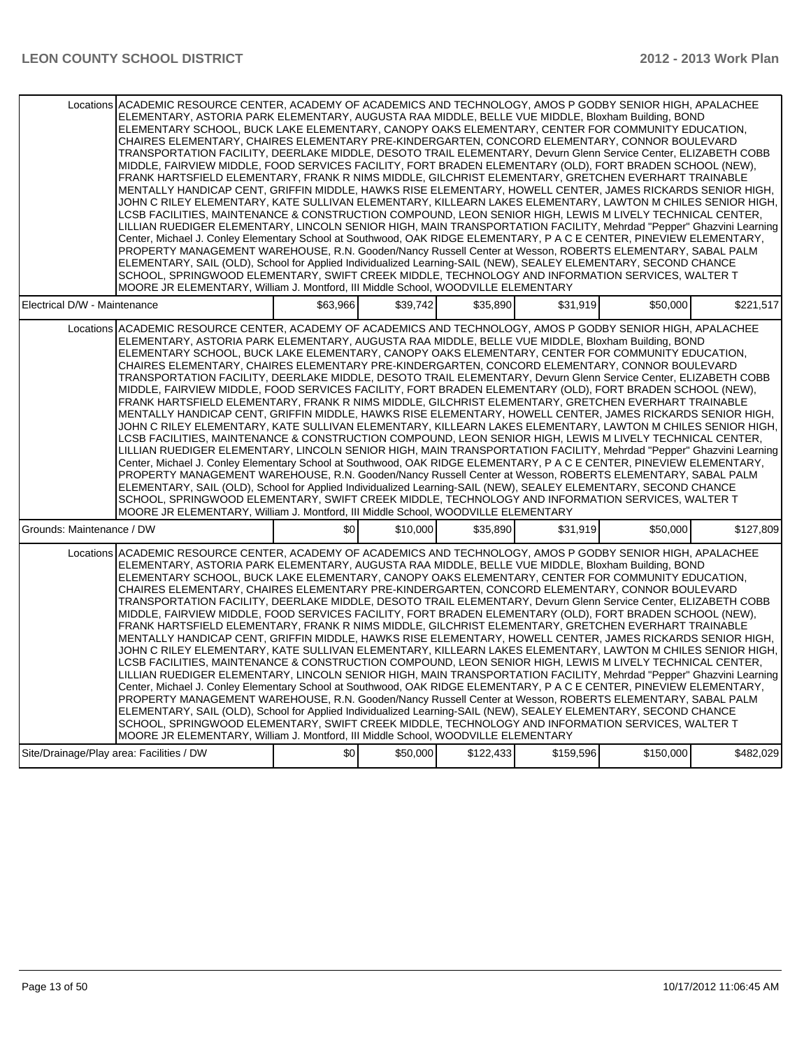| | | | | | | |
|---|---|---|---|---|---|---|
| Locations | ACADEMIC RESOURCE CENTER, ACADEMY OF ACADEMICS AND TECHNOLOGY, AMOS P GODBY SENIOR HIGH, APALACHEE ELEMENTARY, ASTORIA PARK ELEMENTARY, AUGUSTA RAA MIDDLE, BELLE VUE MIDDLE, Bloxham Building, BOND ELEMENTARY SCHOOL, BUCK LAKE ELEMENTARY, CANOPY OAKS ELEMENTARY, CENTER FOR COMMUNITY EDUCATION, CHAIRES ELEMENTARY, CHAIRES ELEMENTARY PRE-KINDERGARTEN, CONCORD ELEMENTARY, CONNOR BOULEVARD TRANSPORTATION FACILITY, DEERLAKE MIDDLE, DESOTO TRAIL ELEMENTARY, Devurn Glenn Service Center, ELIZABETH COBB MIDDLE, FAIRVIEW MIDDLE, FOOD SERVICES FACILITY, FORT BRADEN ELEMENTARY (OLD), FORT BRADEN SCHOOL (NEW), FRANK HARTSFIELD ELEMENTARY, FRANK R NIMS MIDDLE, GILCHRIST ELEMENTARY, GRETCHEN EVERHART TRAINABLE MENTALLY HANDICAP CENT, GRIFFIN MIDDLE, HAWKS RISE ELEMENTARY, HOWELL CENTER, JAMES RICKARDS SENIOR HIGH, JOHN C RILEY ELEMENTARY, KATE SULLIVAN ELEMENTARY, KILLEARN LAKES ELEMENTARY, LAWTON M CHILES SENIOR HIGH, LCSB FACILITIES, MAINTENANCE & CONSTRUCTION COMPOUND, LEON SENIOR HIGH, LEWIS M LIVELY TECHNICAL CENTER, LILLIAN RUEDIGER ELEMENTARY, LINCOLN SENIOR HIGH, MAIN TRANSPORTATION FACILITY, Mehrdad "Pepper" Ghazvini Learning Center, Michael J. Conley Elementary School at Southwood, OAK RIDGE ELEMENTARY, P A C E CENTER, PINEVIEW ELEMENTARY, PROPERTY MANAGEMENT WAREHOUSE, R.N. Gooden/Nancy Russell Center at Wesson, ROBERTS ELEMENTARY, SABAL PALM ELEMENTARY, SAIL (OLD), School for Applied Individualized Learning-SAIL (NEW), SEALEY ELEMENTARY, SECOND CHANCE SCHOOL, SPRINGWOOD ELEMENTARY, SWIFT CREEK MIDDLE, TECHNOLOGY AND INFORMATION SERVICES, WALTER T MOORE JR ELEMENTARY, William J. Montford, III Middle School, WOODVILLE ELEMENTARY | | | | | |
| Electrical D/W - Maintenance | | $63,966 | $39,742 | $35,890 | $31,919 | $50,000 | $221,517 |
| Locations | ACADEMIC RESOURCE CENTER, ACADEMY OF ACADEMICS AND TECHNOLOGY, AMOS P GODBY SENIOR HIGH, APALACHEE ELEMENTARY, ASTORIA PARK ELEMENTARY, AUGUSTA RAA MIDDLE, BELLE VUE MIDDLE, Bloxham Building, BOND ELEMENTARY SCHOOL, BUCK LAKE ELEMENTARY, CANOPY OAKS ELEMENTARY, CENTER FOR COMMUNITY EDUCATION, CHAIRES ELEMENTARY, CHAIRES ELEMENTARY PRE-KINDERGARTEN, CONCORD ELEMENTARY, CONNOR BOULEVARD TRANSPORTATION FACILITY, DEERLAKE MIDDLE, DESOTO TRAIL ELEMENTARY, Devurn Glenn Service Center, ELIZABETH COBB MIDDLE, FAIRVIEW MIDDLE, FOOD SERVICES FACILITY, FORT BRADEN ELEMENTARY (OLD), FORT BRADEN SCHOOL (NEW), FRANK HARTSFIELD ELEMENTARY, FRANK R NIMS MIDDLE, GILCHRIST ELEMENTARY, GRETCHEN EVERHART TRAINABLE MENTALLY HANDICAP CENT, GRIFFIN MIDDLE, HAWKS RISE ELEMENTARY, HOWELL CENTER, JAMES RICKARDS SENIOR HIGH, JOHN C RILEY ELEMENTARY, KATE SULLIVAN ELEMENTARY, KILLEARN LAKES ELEMENTARY, LAWTON M CHILES SENIOR HIGH, LCSB FACILITIES, MAINTENANCE & CONSTRUCTION COMPOUND, LEON SENIOR HIGH, LEWIS M LIVELY TECHNICAL CENTER, LILLIAN RUEDIGER ELEMENTARY, LINCOLN SENIOR HIGH, MAIN TRANSPORTATION FACILITY, Mehrdad "Pepper" Ghazvini Learning Center, Michael J. Conley Elementary School at Southwood, OAK RIDGE ELEMENTARY, P A C E CENTER, PINEVIEW ELEMENTARY, PROPERTY MANAGEMENT WAREHOUSE, R.N. Gooden/Nancy Russell Center at Wesson, ROBERTS ELEMENTARY, SABAL PALM ELEMENTARY, SAIL (OLD), School for Applied Individualized Learning-SAIL (NEW), SEALEY ELEMENTARY, SECOND CHANCE SCHOOL, SPRINGWOOD ELEMENTARY, SWIFT CREEK MIDDLE, TECHNOLOGY AND INFORMATION SERVICES, WALTER T MOORE JR ELEMENTARY, William J. Montford, III Middle School, WOODVILLE ELEMENTARY | | | | | |
| Grounds: Maintenance / DW | | $0 | $10,000 | $35,890 | $31,919 | $50,000 | $127,809 |
| Locations | ACADEMIC RESOURCE CENTER, ACADEMY OF ACADEMICS AND TECHNOLOGY, AMOS P GODBY SENIOR HIGH, APALACHEE ELEMENTARY, ASTORIA PARK ELEMENTARY, AUGUSTA RAA MIDDLE, BELLE VUE MIDDLE, Bloxham Building, BOND ELEMENTARY SCHOOL, BUCK LAKE ELEMENTARY, CANOPY OAKS ELEMENTARY, CENTER FOR COMMUNITY EDUCATION, CHAIRES ELEMENTARY, CHAIRES ELEMENTARY PRE-KINDERGARTEN, CONCORD ELEMENTARY, CONNOR BOULEVARD TRANSPORTATION FACILITY, DEERLAKE MIDDLE, DESOTO TRAIL ELEMENTARY, Devurn Glenn Service Center, ELIZABETH COBB MIDDLE, FAIRVIEW MIDDLE, FOOD SERVICES FACILITY, FORT BRADEN ELEMENTARY (OLD), FORT BRADEN SCHOOL (NEW), FRANK HARTSFIELD ELEMENTARY, FRANK R NIMS MIDDLE, GILCHRIST ELEMENTARY, GRETCHEN EVERHART TRAINABLE MENTALLY HANDICAP CENT, GRIFFIN MIDDLE, HAWKS RISE ELEMENTARY, HOWELL CENTER, JAMES RICKARDS SENIOR HIGH, JOHN C RILEY ELEMENTARY, KATE SULLIVAN ELEMENTARY, KILLEARN LAKES ELEMENTARY, LAWTON M CHILES SENIOR HIGH, LCSB FACILITIES, MAINTENANCE & CONSTRUCTION COMPOUND, LEON SENIOR HIGH, LEWIS M LIVELY TECHNICAL CENTER, LILLIAN RUEDIGER ELEMENTARY, LINCOLN SENIOR HIGH, MAIN TRANSPORTATION FACILITY, Mehrdad "Pepper" Ghazvini Learning Center, Michael J. Conley Elementary School at Southwood, OAK RIDGE ELEMENTARY, P A C E CENTER, PINEVIEW ELEMENTARY, PROPERTY MANAGEMENT WAREHOUSE, R.N. Gooden/Nancy Russell Center at Wesson, ROBERTS ELEMENTARY, SABAL PALM ELEMENTARY, SAIL (OLD), School for Applied Individualized Learning-SAIL (NEW), SEALEY ELEMENTARY, SECOND CHANCE SCHOOL, SPRINGWOOD ELEMENTARY, SWIFT CREEK MIDDLE, TECHNOLOGY AND INFORMATION SERVICES, WALTER T MOORE JR ELEMENTARY, William J. Montford, III Middle School, WOODVILLE ELEMENTARY | | | | | |
| Site/Drainage/Play area: Facilities / DW | | $0 | $50,000 | $122,433 | $159,596 | $150,000 | $482,029 |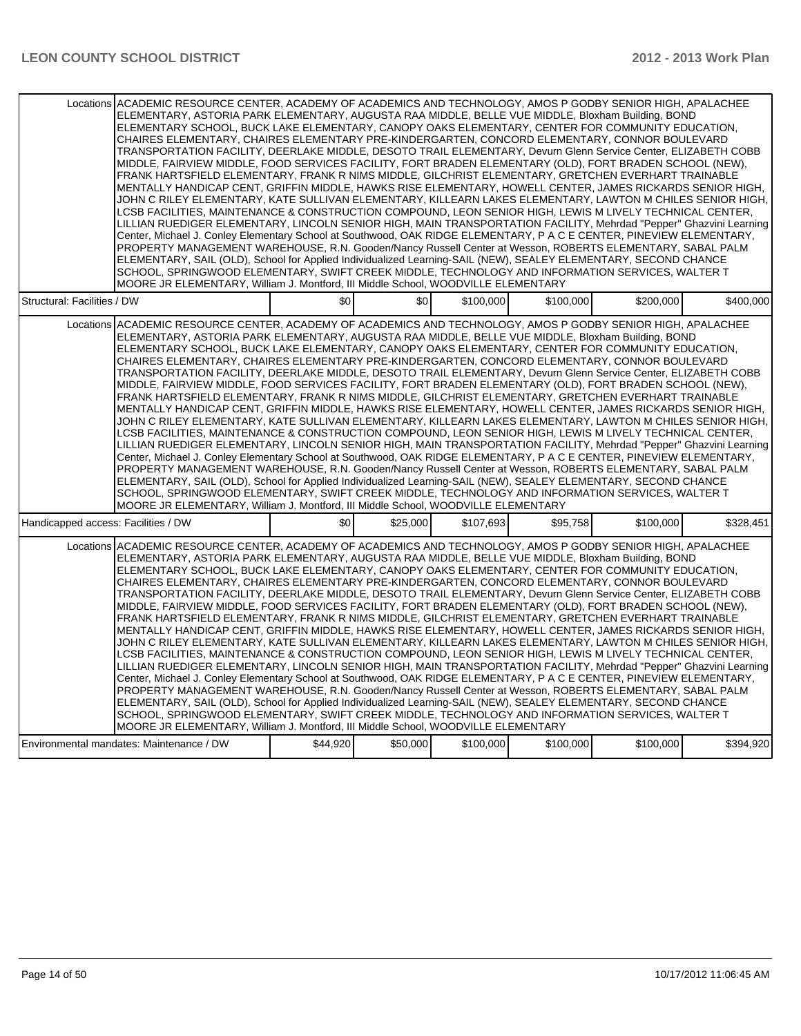| | | | | | | |
|---|---|---|---|---|---|---|
| Locations | ACADEMIC RESOURCE CENTER, ACADEMY OF ACADEMICS AND TECHNOLOGY, AMOS P GODBY SENIOR HIGH, APALACHEE ELEMENTARY, ASTORIA PARK ELEMENTARY, AUGUSTA RAA MIDDLE, BELLE VUE MIDDLE, Bloxham Building, BOND ELEMENTARY SCHOOL, BUCK LAKE ELEMENTARY, CANOPY OAKS ELEMENTARY, CENTER FOR COMMUNITY EDUCATION, CHAIRES ELEMENTARY, CHAIRES ELEMENTARY PRE-KINDERGARTEN, CONCORD ELEMENTARY, CONNOR BOULEVARD TRANSPORTATION FACILITY, DEERLAKE MIDDLE, DESOTO TRAIL ELEMENTARY, Devurn Glenn Service Center, ELIZABETH COBB MIDDLE, FAIRVIEW MIDDLE, FOOD SERVICES FACILITY, FORT BRADEN ELEMENTARY (OLD), FORT BRADEN SCHOOL (NEW), FRANK HARTSFIELD ELEMENTARY, FRANK R NIMS MIDDLE, GILCHRIST ELEMENTARY, GRETCHEN EVERHART TRAINABLE MENTALLY HANDICAP CENT, GRIFFIN MIDDLE, HAWKS RISE ELEMENTARY, HOWELL CENTER, JAMES RICKARDS SENIOR HIGH, JOHN C RILEY ELEMENTARY, KATE SULLIVAN ELEMENTARY, KILLEARN LAKES ELEMENTARY, LAWTON M CHILES SENIOR HIGH, LCSB FACILITIES, MAINTENANCE & CONSTRUCTION COMPOUND, LEON SENIOR HIGH, LEWIS M LIVELY TECHNICAL CENTER, LILLIAN RUEDIGER ELEMENTARY, LINCOLN SENIOR HIGH, MAIN TRANSPORTATION FACILITY, Mehrdad "Pepper" Ghazvini Learning Center, Michael J. Conley Elementary School at Southwood, OAK RIDGE ELEMENTARY, P A C E CENTER, PINEVIEW ELEMENTARY, PROPERTY MANAGEMENT WAREHOUSE, R.N. Gooden/Nancy Russell Center at Wesson, ROBERTS ELEMENTARY, SABAL PALM ELEMENTARY, SAIL (OLD), School for Applied Individualized Learning-SAIL (NEW), SEALEY ELEMENTARY, SECOND CHANCE SCHOOL, SPRINGWOOD ELEMENTARY, SWIFT CREEK MIDDLE, TECHNOLOGY AND INFORMATION SERVICES, WALTER T MOORE JR ELEMENTARY, William J. Montford, III Middle School, WOODVILLE ELEMENTARY | | | | | |
| Structural: Facilities / DW | | $0 | $0 | $100,000 | $100,000 | $200,000 | $400,000 |
| Locations | ACADEMIC RESOURCE CENTER, ACADEMY OF ACADEMICS AND TECHNOLOGY, AMOS P GODBY SENIOR HIGH, APALACHEE ELEMENTARY, ASTORIA PARK ELEMENTARY, AUGUSTA RAA MIDDLE, BELLE VUE MIDDLE, Bloxham Building, BOND ELEMENTARY SCHOOL, BUCK LAKE ELEMENTARY, CANOPY OAKS ELEMENTARY, CENTER FOR COMMUNITY EDUCATION, CHAIRES ELEMENTARY, CHAIRES ELEMENTARY PRE-KINDERGARTEN, CONCORD ELEMENTARY, CONNOR BOULEVARD TRANSPORTATION FACILITY, DEERLAKE MIDDLE, DESOTO TRAIL ELEMENTARY, Devurn Glenn Service Center, ELIZABETH COBB MIDDLE, FAIRVIEW MIDDLE, FOOD SERVICES FACILITY, FORT BRADEN ELEMENTARY (OLD), FORT BRADEN SCHOOL (NEW), FRANK HARTSFIELD ELEMENTARY, FRANK R NIMS MIDDLE, GILCHRIST ELEMENTARY, GRETCHEN EVERHART TRAINABLE MENTALLY HANDICAP CENT, GRIFFIN MIDDLE, HAWKS RISE ELEMENTARY, HOWELL CENTER, JAMES RICKARDS SENIOR HIGH, JOHN C RILEY ELEMENTARY, KATE SULLIVAN ELEMENTARY, KILLEARN LAKES ELEMENTARY, LAWTON M CHILES SENIOR HIGH, LCSB FACILITIES, MAINTENANCE & CONSTRUCTION COMPOUND, LEON SENIOR HIGH, LEWIS M LIVELY TECHNICAL CENTER, LILLIAN RUEDIGER ELEMENTARY, LINCOLN SENIOR HIGH, MAIN TRANSPORTATION FACILITY, Mehrdad "Pepper" Ghazvini Learning Center, Michael J. Conley Elementary School at Southwood, OAK RIDGE ELEMENTARY, P A C E CENTER, PINEVIEW ELEMENTARY, PROPERTY MANAGEMENT WAREHOUSE, R.N. Gooden/Nancy Russell Center at Wesson, ROBERTS ELEMENTARY, SABAL PALM ELEMENTARY, SAIL (OLD), School for Applied Individualized Learning-SAIL (NEW), SEALEY ELEMENTARY, SECOND CHANCE SCHOOL, SPRINGWOOD ELEMENTARY, SWIFT CREEK MIDDLE, TECHNOLOGY AND INFORMATION SERVICES, WALTER T MOORE JR ELEMENTARY, William J. Montford, III Middle School, WOODVILLE ELEMENTARY | | | | | |
| Handicapped access: Facilities / DW | | $0 | $25,000 | $107,693 | $95,758 | $100,000 | $328,451 |
| Locations | ACADEMIC RESOURCE CENTER, ACADEMY OF ACADEMICS AND TECHNOLOGY, AMOS P GODBY SENIOR HIGH, APALACHEE ELEMENTARY, ASTORIA PARK ELEMENTARY, AUGUSTA RAA MIDDLE, BELLE VUE MIDDLE, Bloxham Building, BOND ELEMENTARY SCHOOL, BUCK LAKE ELEMENTARY, CANOPY OAKS ELEMENTARY, CENTER FOR COMMUNITY EDUCATION, CHAIRES ELEMENTARY, CHAIRES ELEMENTARY PRE-KINDERGARTEN, CONCORD ELEMENTARY, CONNOR BOULEVARD TRANSPORTATION FACILITY, DEERLAKE MIDDLE, DESOTO TRAIL ELEMENTARY, Devurn Glenn Service Center, ELIZABETH COBB MIDDLE, FAIRVIEW MIDDLE, FOOD SERVICES FACILITY, FORT BRADEN ELEMENTARY (OLD), FORT BRADEN SCHOOL (NEW), FRANK HARTSFIELD ELEMENTARY, FRANK R NIMS MIDDLE, GILCHRIST ELEMENTARY, GRETCHEN EVERHART TRAINABLE MENTALLY HANDICAP CENT, GRIFFIN MIDDLE, HAWKS RISE ELEMENTARY, HOWELL CENTER, JAMES RICKARDS SENIOR HIGH, JOHN C RILEY ELEMENTARY, KATE SULLIVAN ELEMENTARY, KILLEARN LAKES ELEMENTARY, LAWTON M CHILES SENIOR HIGH, LCSB FACILITIES, MAINTENANCE & CONSTRUCTION COMPOUND, LEON SENIOR HIGH, LEWIS M LIVELY TECHNICAL CENTER, LILLIAN RUEDIGER ELEMENTARY, LINCOLN SENIOR HIGH, MAIN TRANSPORTATION FACILITY, Mehrdad "Pepper" Ghazvini Learning Center, Michael J. Conley Elementary School at Southwood, OAK RIDGE ELEMENTARY, P A C E CENTER, PINEVIEW ELEMENTARY, PROPERTY MANAGEMENT WAREHOUSE, R.N. Gooden/Nancy Russell Center at Wesson, ROBERTS ELEMENTARY, SABAL PALM ELEMENTARY, SAIL (OLD), School for Applied Individualized Learning-SAIL (NEW), SEALEY ELEMENTARY, SECOND CHANCE SCHOOL, SPRINGWOOD ELEMENTARY, SWIFT CREEK MIDDLE, TECHNOLOGY AND INFORMATION SERVICES, WALTER T MOORE JR ELEMENTARY, William J. Montford, III Middle School, WOODVILLE ELEMENTARY | | | | | |
| Environmental mandates: Maintenance / DW | | $44,920 | $50,000 | $100,000 | $100,000 | $100,000 | $394,920 |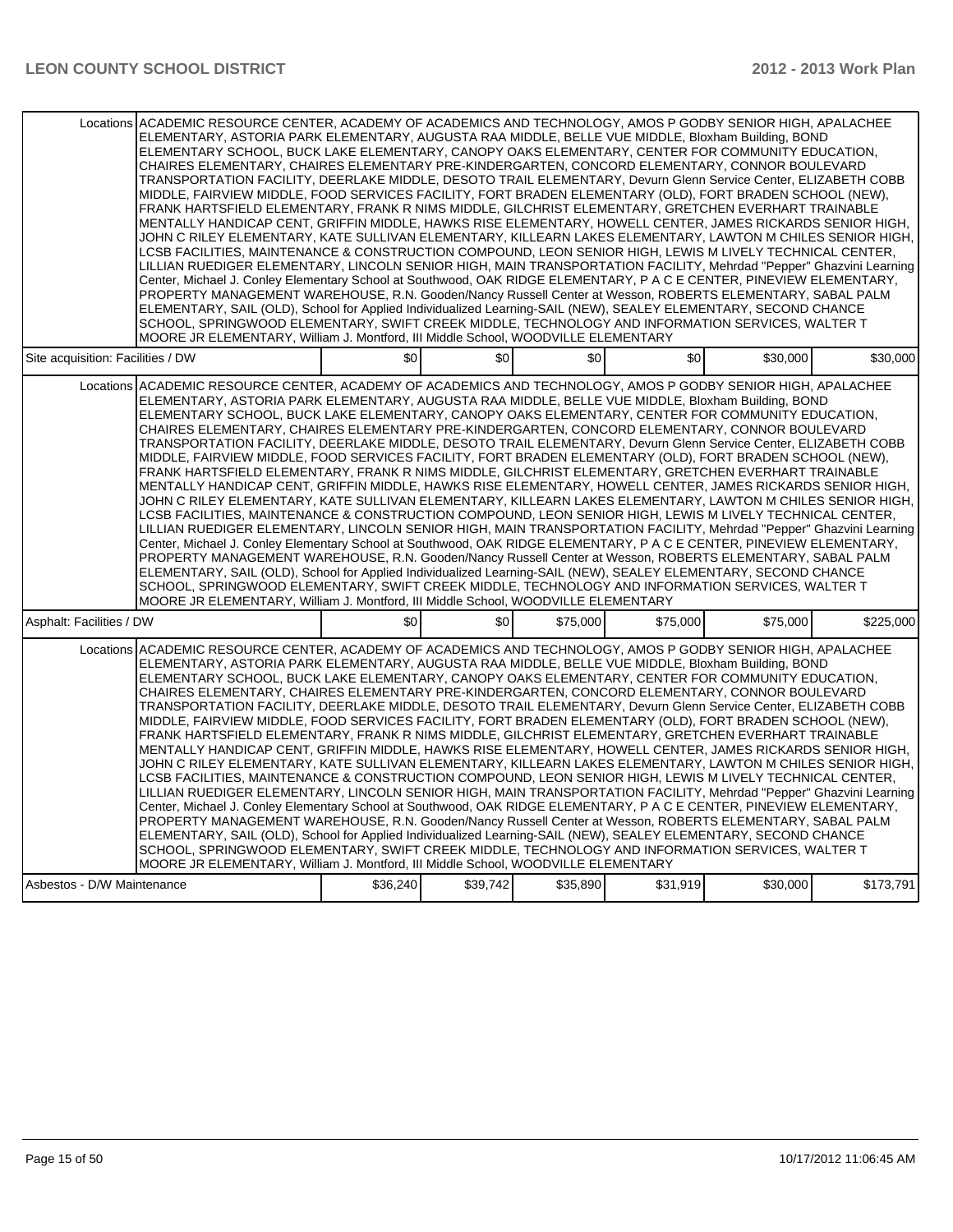| | | | | | | |
|---|---|---|---|---|---|---|
| Locations | ACADEMIC RESOURCE CENTER, ACADEMY OF ACADEMICS AND TECHNOLOGY, AMOS P GODBY SENIOR HIGH, APALACHEE ELEMENTARY, ASTORIA PARK ELEMENTARY, AUGUSTA RAA MIDDLE, BELLE VUE MIDDLE, Bloxham Building, BOND ELEMENTARY SCHOOL, BUCK LAKE ELEMENTARY, CANOPY OAKS ELEMENTARY, CENTER FOR COMMUNITY EDUCATION, CHAIRES ELEMENTARY, CHAIRES ELEMENTARY PRE-KINDERGARTEN, CONCORD ELEMENTARY, CONNOR BOULEVARD TRANSPORTATION FACILITY, DEERLAKE MIDDLE, DESOTO TRAIL ELEMENTARY, Devurn Glenn Service Center, ELIZABETH COBB MIDDLE, FAIRVIEW MIDDLE, FOOD SERVICES FACILITY, FORT BRADEN ELEMENTARY (OLD), FORT BRADEN SCHOOL (NEW), FRANK HARTSFIELD ELEMENTARY, FRANK R NIMS MIDDLE, GILCHRIST ELEMENTARY, GRETCHEN EVERHART TRAINABLE MENTALLY HANDICAP CENT, GRIFFIN MIDDLE, HAWKS RISE ELEMENTARY, HOWELL CENTER, JAMES RICKARDS SENIOR HIGH, JOHN C RILEY ELEMENTARY, KATE SULLIVAN ELEMENTARY, KILLEARN LAKES ELEMENTARY, LAWTON M CHILES SENIOR HIGH, LCSB FACILITIES, MAINTENANCE & CONSTRUCTION COMPOUND, LEON SENIOR HIGH, LEWIS M LIVELY TECHNICAL CENTER, LILLIAN RUEDIGER ELEMENTARY, LINCOLN SENIOR HIGH, MAIN TRANSPORTATION FACILITY, Mehrdad "Pepper" Ghazvini Learning Center, Michael J. Conley Elementary School at Southwood, OAK RIDGE ELEMENTARY, P A C E CENTER, PINEVIEW ELEMENTARY, PROPERTY MANAGEMENT WAREHOUSE, R.N. Gooden/Nancy Russell Center at Wesson, ROBERTS ELEMENTARY, SABAL PALM ELEMENTARY, SAIL (OLD), School for Applied Individualized Learning-SAIL (NEW), SEALEY ELEMENTARY, SECOND CHANCE SCHOOL, SPRINGWOOD ELEMENTARY, SWIFT CREEK MIDDLE, TECHNOLOGY AND INFORMATION SERVICES, WALTER T MOORE JR ELEMENTARY, William J. Montford, III Middle School, WOODVILLE ELEMENTARY | | | | | |
| Site acquisition: Facilities / DW | | $0 | $0 | $0 | $0 | $30,000 | $30,000 |
| Locations | ACADEMIC RESOURCE CENTER, ACADEMY OF ACADEMICS AND TECHNOLOGY, AMOS P GODBY SENIOR HIGH, APALACHEE ELEMENTARY, ASTORIA PARK ELEMENTARY, AUGUSTA RAA MIDDLE, BELLE VUE MIDDLE, Bloxham Building, BOND ELEMENTARY SCHOOL, BUCK LAKE ELEMENTARY, CANOPY OAKS ELEMENTARY, CENTER FOR COMMUNITY EDUCATION, CHAIRES ELEMENTARY, CHAIRES ELEMENTARY PRE-KINDERGARTEN, CONCORD ELEMENTARY, CONNOR BOULEVARD TRANSPORTATION FACILITY, DEERLAKE MIDDLE, DESOTO TRAIL ELEMENTARY, Devurn Glenn Service Center, ELIZABETH COBB MIDDLE, FAIRVIEW MIDDLE, FOOD SERVICES FACILITY, FORT BRADEN ELEMENTARY (OLD), FORT BRADEN SCHOOL (NEW), FRANK HARTSFIELD ELEMENTARY, FRANK R NIMS MIDDLE, GILCHRIST ELEMENTARY, GRETCHEN EVERHART TRAINABLE MENTALLY HANDICAP CENT, GRIFFIN MIDDLE, HAWKS RISE ELEMENTARY, HOWELL CENTER, JAMES RICKARDS SENIOR HIGH, JOHN C RILEY ELEMENTARY, KATE SULLIVAN ELEMENTARY, KILLEARN LAKES ELEMENTARY, LAWTON M CHILES SENIOR HIGH, LCSB FACILITIES, MAINTENANCE & CONSTRUCTION COMPOUND, LEON SENIOR HIGH, LEWIS M LIVELY TECHNICAL CENTER, LILLIAN RUEDIGER ELEMENTARY, LINCOLN SENIOR HIGH, MAIN TRANSPORTATION FACILITY, Mehrdad "Pepper" Ghazvini Learning Center, Michael J. Conley Elementary School at Southwood, OAK RIDGE ELEMENTARY, P A C E CENTER, PINEVIEW ELEMENTARY, PROPERTY MANAGEMENT WAREHOUSE, R.N. Gooden/Nancy Russell Center at Wesson, ROBERTS ELEMENTARY, SABAL PALM ELEMENTARY, SAIL (OLD), School for Applied Individualized Learning-SAIL (NEW), SEALEY ELEMENTARY, SECOND CHANCE SCHOOL, SPRINGWOOD ELEMENTARY, SWIFT CREEK MIDDLE, TECHNOLOGY AND INFORMATION SERVICES, WALTER T MOORE JR ELEMENTARY, William J. Montford, III Middle School, WOODVILLE ELEMENTARY | | | | | |
| Asphalt: Facilities / DW | | $0 | $0 | $75,000 | $75,000 | $75,000 | $225,000 |
| Locations | ACADEMIC RESOURCE CENTER, ACADEMY OF ACADEMICS AND TECHNOLOGY, AMOS P GODBY SENIOR HIGH, APALACHEE ELEMENTARY, ASTORIA PARK ELEMENTARY, AUGUSTA RAA MIDDLE, BELLE VUE MIDDLE, Bloxham Building, BOND ELEMENTARY SCHOOL, BUCK LAKE ELEMENTARY, CANOPY OAKS ELEMENTARY, CENTER FOR COMMUNITY EDUCATION, CHAIRES ELEMENTARY, CHAIRES ELEMENTARY PRE-KINDERGARTEN, CONCORD ELEMENTARY, CONNOR BOULEVARD TRANSPORTATION FACILITY, DEERLAKE MIDDLE, DESOTO TRAIL ELEMENTARY, Devurn Glenn Service Center, ELIZABETH COBB MIDDLE, FAIRVIEW MIDDLE, FOOD SERVICES FACILITY, FORT BRADEN ELEMENTARY (OLD), FORT BRADEN SCHOOL (NEW), FRANK HARTSFIELD ELEMENTARY, FRANK R NIMS MIDDLE, GILCHRIST ELEMENTARY, GRETCHEN EVERHART TRAINABLE MENTALLY HANDICAP CENT, GRIFFIN MIDDLE, HAWKS RISE ELEMENTARY, HOWELL CENTER, JAMES RICKARDS SENIOR HIGH, JOHN C RILEY ELEMENTARY, KATE SULLIVAN ELEMENTARY, KILLEARN LAKES ELEMENTARY, LAWTON M CHILES SENIOR HIGH, LCSB FACILITIES, MAINTENANCE & CONSTRUCTION COMPOUND, LEON SENIOR HIGH, LEWIS M LIVELY TECHNICAL CENTER, LILLIAN RUEDIGER ELEMENTARY, LINCOLN SENIOR HIGH, MAIN TRANSPORTATION FACILITY, Mehrdad "Pepper" Ghazvini Learning Center, Michael J. Conley Elementary School at Southwood, OAK RIDGE ELEMENTARY, P A C E CENTER, PINEVIEW ELEMENTARY, PROPERTY MANAGEMENT WAREHOUSE, R.N. Gooden/Nancy Russell Center at Wesson, ROBERTS ELEMENTARY, SABAL PALM ELEMENTARY, SAIL (OLD), School for Applied Individualized Learning-SAIL (NEW), SEALEY ELEMENTARY, SECOND CHANCE SCHOOL, SPRINGWOOD ELEMENTARY, SWIFT CREEK MIDDLE, TECHNOLOGY AND INFORMATION SERVICES, WALTER T MOORE JR ELEMENTARY, William J. Montford, III Middle School, WOODVILLE ELEMENTARY | | | | | |
| Asbestos - D/W Maintenance | | $36,240 | $39,742 | $35,890 | $31,919 | $30,000 | $173,791 |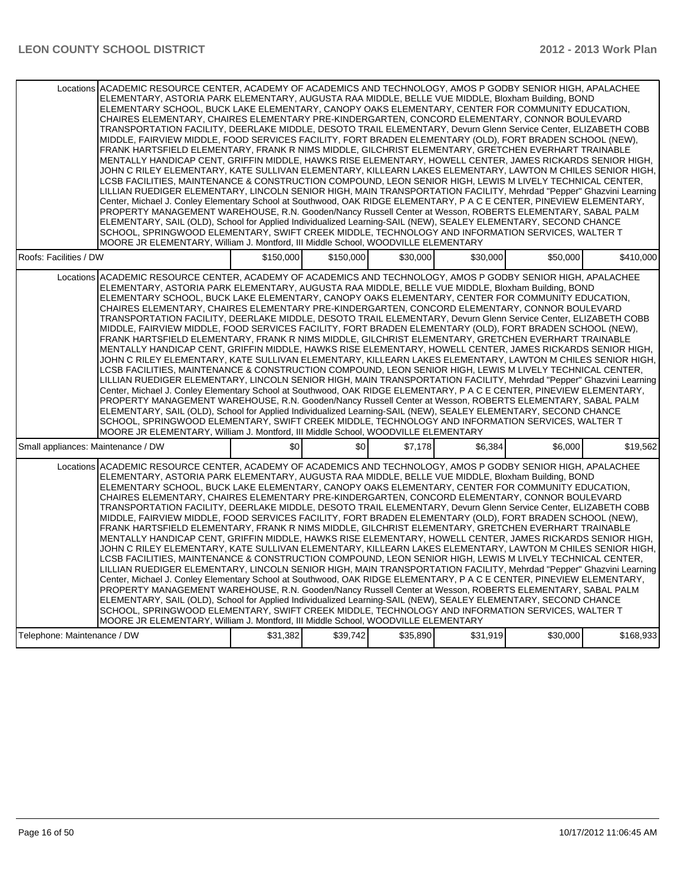| | | | | | | |
|---|---|---|---|---|---|---|
| Locations | ACADEMIC RESOURCE CENTER, ACADEMY OF ACADEMICS AND TECHNOLOGY, AMOS P GODBY SENIOR HIGH, APALACHEE ELEMENTARY, ASTORIA PARK ELEMENTARY, AUGUSTA RAA MIDDLE, BELLE VUE MIDDLE, Bloxham Building, BOND ELEMENTARY SCHOOL, BUCK LAKE ELEMENTARY, CANOPY OAKS ELEMENTARY, CENTER FOR COMMUNITY EDUCATION, CHAIRES ELEMENTARY, CHAIRES ELEMENTARY PRE-KINDERGARTEN, CONCORD ELEMENTARY, CONNOR BOULEVARD TRANSPORTATION FACILITY, DEERLAKE MIDDLE, DESOTO TRAIL ELEMENTARY, Devurn Glenn Service Center, ELIZABETH COBB MIDDLE, FAIRVIEW MIDDLE, FOOD SERVICES FACILITY, FORT BRADEN ELEMENTARY (OLD), FORT BRADEN SCHOOL (NEW), FRANK HARTSFIELD ELEMENTARY, FRANK R NIMS MIDDLE, GILCHRIST ELEMENTARY, GRETCHEN EVERHART TRAINABLE MENTALLY HANDICAP CENT, GRIFFIN MIDDLE, HAWKS RISE ELEMENTARY, HOWELL CENTER, JAMES RICKARDS SENIOR HIGH, JOHN C RILEY ELEMENTARY, KATE SULLIVAN ELEMENTARY, KILLEARN LAKES ELEMENTARY, LAWTON M CHILES SENIOR HIGH, LCSB FACILITIES, MAINTENANCE & CONSTRUCTION COMPOUND, LEON SENIOR HIGH, LEWIS M LIVELY TECHNICAL CENTER, LILLIAN RUEDIGER ELEMENTARY, LINCOLN SENIOR HIGH, MAIN TRANSPORTATION FACILITY, Mehrdad "Pepper" Ghazvini Learning Center, Michael J. Conley Elementary School at Southwood, OAK RIDGE ELEMENTARY, P A C E CENTER, PINEVIEW ELEMENTARY, PROPERTY MANAGEMENT WAREHOUSE, R.N. Gooden/Nancy Russell Center at Wesson, ROBERTS ELEMENTARY, SABAL PALM ELEMENTARY, SAIL (OLD), School for Applied Individualized Learning-SAIL (NEW), SEALEY ELEMENTARY, SECOND CHANCE SCHOOL, SPRINGWOOD ELEMENTARY, SWIFT CREEK MIDDLE, TECHNOLOGY AND INFORMATION SERVICES, WALTER T MOORE JR ELEMENTARY, William J. Montford, III Middle School, WOODVILLE ELEMENTARY | | | | | |
| Roofs: Facilities / DW | | $150,000 | $150,000 | $30,000 | $30,000 | $50,000 | $410,000 |
| Locations | ACADEMIC RESOURCE CENTER, ACADEMY OF ACADEMICS AND TECHNOLOGY, AMOS P GODBY SENIOR HIGH, APALACHEE ELEMENTARY, ASTORIA PARK ELEMENTARY, AUGUSTA RAA MIDDLE, BELLE VUE MIDDLE, Bloxham Building, BOND ELEMENTARY SCHOOL, BUCK LAKE ELEMENTARY, CANOPY OAKS ELEMENTARY, CENTER FOR COMMUNITY EDUCATION, CHAIRES ELEMENTARY, CHAIRES ELEMENTARY PRE-KINDERGARTEN, CONCORD ELEMENTARY, CONNOR BOULEVARD TRANSPORTATION FACILITY, DEERLAKE MIDDLE, DESOTO TRAIL ELEMENTARY, Devurn Glenn Service Center, ELIZABETH COBB MIDDLE, FAIRVIEW MIDDLE, FOOD SERVICES FACILITY, FORT BRADEN ELEMENTARY (OLD), FORT BRADEN SCHOOL (NEW), FRANK HARTSFIELD ELEMENTARY, FRANK R NIMS MIDDLE, GILCHRIST ELEMENTARY, GRETCHEN EVERHART TRAINABLE MENTALLY HANDICAP CENT, GRIFFIN MIDDLE, HAWKS RISE ELEMENTARY, HOWELL CENTER, JAMES RICKARDS SENIOR HIGH, JOHN C RILEY ELEMENTARY, KATE SULLIVAN ELEMENTARY, KILLEARN LAKES ELEMENTARY, LAWTON M CHILES SENIOR HIGH, LCSB FACILITIES, MAINTENANCE & CONSTRUCTION COMPOUND, LEON SENIOR HIGH, LEWIS M LIVELY TECHNICAL CENTER, LILLIAN RUEDIGER ELEMENTARY, LINCOLN SENIOR HIGH, MAIN TRANSPORTATION FACILITY, Mehrdad "Pepper" Ghazvini Learning Center, Michael J. Conley Elementary School at Southwood, OAK RIDGE ELEMENTARY, P A C E CENTER, PINEVIEW ELEMENTARY, PROPERTY MANAGEMENT WAREHOUSE, R.N. Gooden/Nancy Russell Center at Wesson, ROBERTS ELEMENTARY, SABAL PALM ELEMENTARY, SAIL (OLD), School for Applied Individualized Learning-SAIL (NEW), SEALEY ELEMENTARY, SECOND CHANCE SCHOOL, SPRINGWOOD ELEMENTARY, SWIFT CREEK MIDDLE, TECHNOLOGY AND INFORMATION SERVICES, WALTER T MOORE JR ELEMENTARY, William J. Montford, III Middle School, WOODVILLE ELEMENTARY | | | | | |
| Small appliances: Maintenance / DW | | $0 | $0 | $7,178 | $6,384 | $6,000 | $19,562 |
| Locations | ACADEMIC RESOURCE CENTER, ACADEMY OF ACADEMICS AND TECHNOLOGY, AMOS P GODBY SENIOR HIGH, APALACHEE ELEMENTARY, ASTORIA PARK ELEMENTARY, AUGUSTA RAA MIDDLE, BELLE VUE MIDDLE, Bloxham Building, BOND ELEMENTARY SCHOOL, BUCK LAKE ELEMENTARY, CANOPY OAKS ELEMENTARY, CENTER FOR COMMUNITY EDUCATION, CHAIRES ELEMENTARY, CHAIRES ELEMENTARY PRE-KINDERGARTEN, CONCORD ELEMENTARY, CONNOR BOULEVARD TRANSPORTATION FACILITY, DEERLAKE MIDDLE, DESOTO TRAIL ELEMENTARY, Devurn Glenn Service Center, ELIZABETH COBB MIDDLE, FAIRVIEW MIDDLE, FOOD SERVICES FACILITY, FORT BRADEN ELEMENTARY (OLD), FORT BRADEN SCHOOL (NEW), FRANK HARTSFIELD ELEMENTARY, FRANK R NIMS MIDDLE, GILCHRIST ELEMENTARY, GRETCHEN EVERHART TRAINABLE MENTALLY HANDICAP CENT, GRIFFIN MIDDLE, HAWKS RISE ELEMENTARY, HOWELL CENTER, JAMES RICKARDS SENIOR HIGH, JOHN C RILEY ELEMENTARY, KATE SULLIVAN ELEMENTARY, KILLEARN LAKES ELEMENTARY, LAWTON M CHILES SENIOR HIGH, LCSB FACILITIES, MAINTENANCE & CONSTRUCTION COMPOUND, LEON SENIOR HIGH, LEWIS M LIVELY TECHNICAL CENTER, LILLIAN RUEDIGER ELEMENTARY, LINCOLN SENIOR HIGH, MAIN TRANSPORTATION FACILITY, Mehrdad "Pepper" Ghazvini Learning Center, Michael J. Conley Elementary School at Southwood, OAK RIDGE ELEMENTARY, P A C E CENTER, PINEVIEW ELEMENTARY, PROPERTY MANAGEMENT WAREHOUSE, R.N. Gooden/Nancy Russell Center at Wesson, ROBERTS ELEMENTARY, SABAL PALM ELEMENTARY, SAIL (OLD), School for Applied Individualized Learning-SAIL (NEW), SEALEY ELEMENTARY, SECOND CHANCE SCHOOL, SPRINGWOOD ELEMENTARY, SWIFT CREEK MIDDLE, TECHNOLOGY AND INFORMATION SERVICES, WALTER T MOORE JR ELEMENTARY, William J. Montford, III Middle School, WOODVILLE ELEMENTARY | | | | | |
| Telephone: Maintenance / DW | | $31,382 | $39,742 | $35,890 | $31,919 | $30,000 | $168,933 |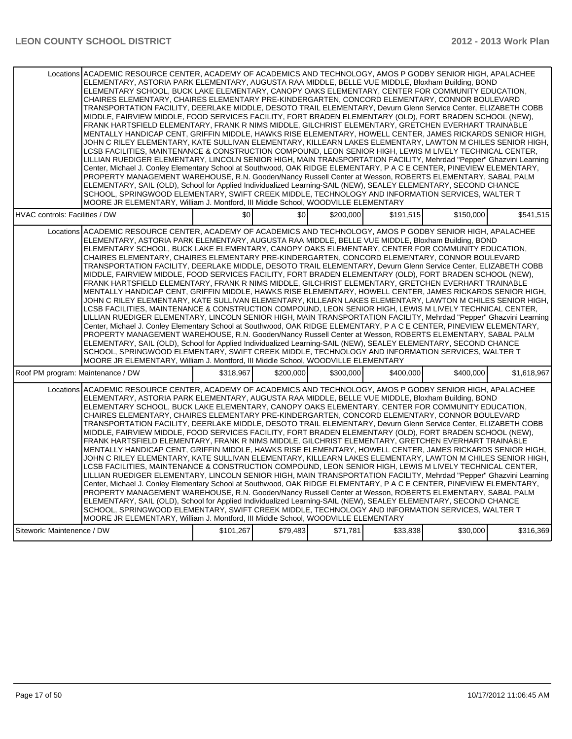| | | | | | | |
|---|---|---|---|---|---|---|
| Locations | ACADEMIC RESOURCE CENTER, ACADEMY OF ACADEMICS AND TECHNOLOGY, AMOS P GODBY SENIOR HIGH, APALACHEE ELEMENTARY, ASTORIA PARK ELEMENTARY, AUGUSTA RAA MIDDLE, BELLE VUE MIDDLE, Bloxham Building, BOND ELEMENTARY SCHOOL, BUCK LAKE ELEMENTARY, CANOPY OAKS ELEMENTARY, CENTER FOR COMMUNITY EDUCATION, CHAIRES ELEMENTARY, CHAIRES ELEMENTARY PRE-KINDERGARTEN, CONCORD ELEMENTARY, CONNOR BOULEVARD TRANSPORTATION FACILITY, DEERLAKE MIDDLE, DESOTO TRAIL ELEMENTARY, Devurn Glenn Service Center, ELIZABETH COBB MIDDLE, FAIRVIEW MIDDLE, FOOD SERVICES FACILITY, FORT BRADEN ELEMENTARY (OLD), FORT BRADEN SCHOOL (NEW), FRANK HARTSFIELD ELEMENTARY, FRANK R NIMS MIDDLE, GILCHRIST ELEMENTARY, GRETCHEN EVERHART TRAINABLE MENTALLY HANDICAP CENT, GRIFFIN MIDDLE, HAWKS RISE ELEMENTARY, HOWELL CENTER, JAMES RICKARDS SENIOR HIGH, JOHN C RILEY ELEMENTARY, KATE SULLIVAN ELEMENTARY, KILLEARN LAKES ELEMENTARY, LAWTON M CHILES SENIOR HIGH, LCSB FACILITIES, MAINTENANCE & CONSTRUCTION COMPOUND, LEON SENIOR HIGH, LEWIS M LIVELY TECHNICAL CENTER, LILLIAN RUEDIGER ELEMENTARY, LINCOLN SENIOR HIGH, MAIN TRANSPORTATION FACILITY, Mehrdad "Pepper" Ghazvini Learning Center, Michael J. Conley Elementary School at Southwood, OAK RIDGE ELEMENTARY, P A C E CENTER, PINEVIEW ELEMENTARY, PROPERTY MANAGEMENT WAREHOUSE, R.N. Gooden/Nancy Russell Center at Wesson, ROBERTS ELEMENTARY, SABAL PALM ELEMENTARY, SAIL (OLD), School for Applied Individualized Learning-SAIL (NEW), SEALEY ELEMENTARY, SECOND CHANCE SCHOOL, SPRINGWOOD ELEMENTARY, SWIFT CREEK MIDDLE, TECHNOLOGY AND INFORMATION SERVICES, WALTER T MOORE JR ELEMENTARY, William J. Montford, III Middle School, WOODVILLE ELEMENTARY | | | | | |
| HVAC controls: Facilities / DW | $0 | $0 | $200,000 | $191,515 | $150,000 | $541,515 |
| Locations | ACADEMIC RESOURCE CENTER, ACADEMY OF ACADEMICS AND TECHNOLOGY, AMOS P GODBY SENIOR HIGH, APALACHEE ELEMENTARY, ASTORIA PARK ELEMENTARY, AUGUSTA RAA MIDDLE, BELLE VUE MIDDLE, Bloxham Building, BOND ELEMENTARY SCHOOL, BUCK LAKE ELEMENTARY, CANOPY OAKS ELEMENTARY, CENTER FOR COMMUNITY EDUCATION, CHAIRES ELEMENTARY, CHAIRES ELEMENTARY PRE-KINDERGARTEN, CONCORD ELEMENTARY, CONNOR BOULEVARD TRANSPORTATION FACILITY, DEERLAKE MIDDLE, DESOTO TRAIL ELEMENTARY, Devurn Glenn Service Center, ELIZABETH COBB MIDDLE, FAIRVIEW MIDDLE, FOOD SERVICES FACILITY, FORT BRADEN ELEMENTARY (OLD), FORT BRADEN SCHOOL (NEW), FRANK HARTSFIELD ELEMENTARY, FRANK R NIMS MIDDLE, GILCHRIST ELEMENTARY, GRETCHEN EVERHART TRAINABLE MENTALLY HANDICAP CENT, GRIFFIN MIDDLE, HAWKS RISE ELEMENTARY, HOWELL CENTER, JAMES RICKARDS SENIOR HIGH, JOHN C RILEY ELEMENTARY, KATE SULLIVAN ELEMENTARY, KILLEARN LAKES ELEMENTARY, LAWTON M CHILES SENIOR HIGH, LCSB FACILITIES, MAINTENANCE & CONSTRUCTION COMPOUND, LEON SENIOR HIGH, LEWIS M LIVELY TECHNICAL CENTER, LILLIAN RUEDIGER ELEMENTARY, LINCOLN SENIOR HIGH, MAIN TRANSPORTATION FACILITY, Mehrdad "Pepper" Ghazvini Learning Center, Michael J. Conley Elementary School at Southwood, OAK RIDGE ELEMENTARY, P A C E CENTER, PINEVIEW ELEMENTARY, PROPERTY MANAGEMENT WAREHOUSE, R.N. Gooden/Nancy Russell Center at Wesson, ROBERTS ELEMENTARY, SABAL PALM ELEMENTARY, SAIL (OLD), School for Applied Individualized Learning-SAIL (NEW), SEALEY ELEMENTARY, SECOND CHANCE SCHOOL, SPRINGWOOD ELEMENTARY, SWIFT CREEK MIDDLE, TECHNOLOGY AND INFORMATION SERVICES, WALTER T MOORE JR ELEMENTARY, William J. Montford, III Middle School, WOODVILLE ELEMENTARY | | | | | |
| Roof PM program: Maintenance / DW | $318,967 | $200,000 | $300,000 | $400,000 | $400,000 | $1,618,967 |
| Locations | ACADEMIC RESOURCE CENTER, ACADEMY OF ACADEMICS AND TECHNOLOGY, AMOS P GODBY SENIOR HIGH, APALACHEE ELEMENTARY, ASTORIA PARK ELEMENTARY, AUGUSTA RAA MIDDLE, BELLE VUE MIDDLE, Bloxham Building, BOND ELEMENTARY SCHOOL, BUCK LAKE ELEMENTARY, CANOPY OAKS ELEMENTARY, CENTER FOR COMMUNITY EDUCATION, CHAIRES ELEMENTARY, CHAIRES ELEMENTARY PRE-KINDERGARTEN, CONCORD ELEMENTARY, CONNOR BOULEVARD TRANSPORTATION FACILITY, DEERLAKE MIDDLE, DESOTO TRAIL ELEMENTARY, Devurn Glenn Service Center, ELIZABETH COBB MIDDLE, FAIRVIEW MIDDLE, FOOD SERVICES FACILITY, FORT BRADEN ELEMENTARY (OLD), FORT BRADEN SCHOOL (NEW), FRANK HARTSFIELD ELEMENTARY, FRANK R NIMS MIDDLE, GILCHRIST ELEMENTARY, GRETCHEN EVERHART TRAINABLE MENTALLY HANDICAP CENT, GRIFFIN MIDDLE, HAWKS RISE ELEMENTARY, HOWELL CENTER, JAMES RICKARDS SENIOR HIGH, JOHN C RILEY ELEMENTARY, KATE SULLIVAN ELEMENTARY, KILLEARN LAKES ELEMENTARY, LAWTON M CHILES SENIOR HIGH, LCSB FACILITIES, MAINTENANCE & CONSTRUCTION COMPOUND, LEON SENIOR HIGH, LEWIS M LIVELY TECHNICAL CENTER, LILLIAN RUEDIGER ELEMENTARY, LINCOLN SENIOR HIGH, MAIN TRANSPORTATION FACILITY, Mehrdad "Pepper" Ghazvini Learning Center, Michael J. Conley Elementary School at Southwood, OAK RIDGE ELEMENTARY, P A C E CENTER, PINEVIEW ELEMENTARY, PROPERTY MANAGEMENT WAREHOUSE, R.N. Gooden/Nancy Russell Center at Wesson, ROBERTS ELEMENTARY, SABAL PALM ELEMENTARY, SAIL (OLD), School for Applied Individualized Learning-SAIL (NEW), SEALEY ELEMENTARY, SECOND CHANCE SCHOOL, SPRINGWOOD ELEMENTARY, SWIFT CREEK MIDDLE, TECHNOLOGY AND INFORMATION SERVICES, WALTER T MOORE JR ELEMENTARY, William J. Montford, III Middle School, WOODVILLE ELEMENTARY | | | | | |
| Sitework: Maintenence / DW | $101,267 | $79,483 | $71,781 | $33,838 | $30,000 | $316,369 |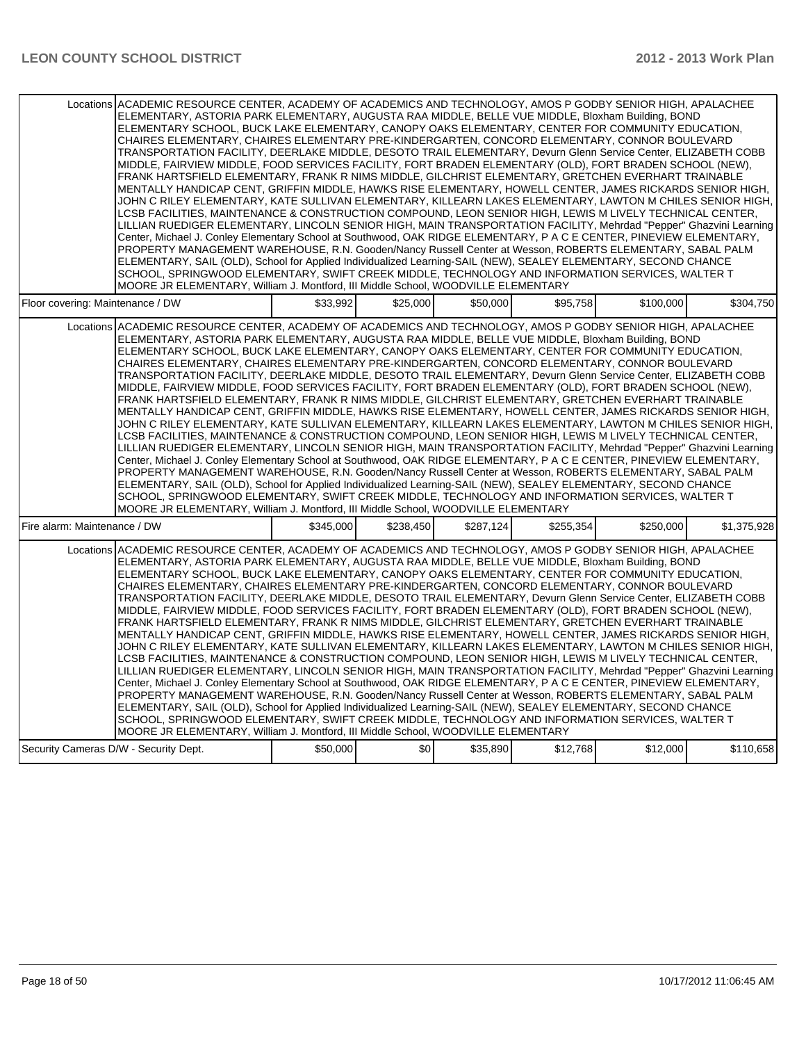| | | | | | | |
|---|---|---|---|---|---|---|
| Locations | ACADEMIC RESOURCE CENTER, ACADEMY OF ACADEMICS AND TECHNOLOGY, AMOS P GODBY SENIOR HIGH, APALACHEE ELEMENTARY, ASTORIA PARK ELEMENTARY, AUGUSTA RAA MIDDLE, BELLE VUE MIDDLE, Bloxham Building, BOND ELEMENTARY SCHOOL, BUCK LAKE ELEMENTARY, CANOPY OAKS ELEMENTARY, CENTER FOR COMMUNITY EDUCATION, CHAIRES ELEMENTARY, CHAIRES ELEMENTARY PRE-KINDERGARTEN, CONCORD ELEMENTARY, CONNOR BOULEVARD TRANSPORTATION FACILITY, DEERLAKE MIDDLE, DESOTO TRAIL ELEMENTARY, Devurn Glenn Service Center, ELIZABETH COBB MIDDLE, FAIRVIEW MIDDLE, FOOD SERVICES FACILITY, FORT BRADEN ELEMENTARY (OLD), FORT BRADEN SCHOOL (NEW), FRANK HARTSFIELD ELEMENTARY, FRANK R NIMS MIDDLE, GILCHRIST ELEMENTARY, GRETCHEN EVERHART TRAINABLE MENTALLY HANDICAP CENT, GRIFFIN MIDDLE, HAWKS RISE ELEMENTARY, HOWELL CENTER, JAMES RICKARDS SENIOR HIGH, JOHN C RILEY ELEMENTARY, KATE SULLIVAN ELEMENTARY, KILLEARN LAKES ELEMENTARY, LAWTON M CHILES SENIOR HIGH, LCSB FACILITIES, MAINTENANCE & CONSTRUCTION COMPOUND, LEON SENIOR HIGH, LEWIS M LIVELY TECHNICAL CENTER, LILLIAN RUEDIGER ELEMENTARY, LINCOLN SENIOR HIGH, MAIN TRANSPORTATION FACILITY, Mehrdad "Pepper" Ghazvini Learning Center, Michael J. Conley Elementary School at Southwood, OAK RIDGE ELEMENTARY, P A C E CENTER, PINEVIEW ELEMENTARY, PROPERTY MANAGEMENT WAREHOUSE, R.N. Gooden/Nancy Russell Center at Wesson, ROBERTS ELEMENTARY, SABAL PALM ELEMENTARY, SAIL (OLD), School for Applied Individualized Learning-SAIL (NEW), SEALEY ELEMENTARY, SECOND CHANCE SCHOOL, SPRINGWOOD ELEMENTARY, SWIFT CREEK MIDDLE, TECHNOLOGY AND INFORMATION SERVICES, WALTER T MOORE JR ELEMENTARY, William J. Montford, III Middle School, WOODVILLE ELEMENTARY | | | | | |
| Floor covering: Maintenance / DW | | $33,992 | $25,000 | $50,000 | $95,758 | $100,000 | $304,750 |
| Locations | ACADEMIC RESOURCE CENTER, ACADEMY OF ACADEMICS AND TECHNOLOGY, AMOS P GODBY SENIOR HIGH, APALACHEE ELEMENTARY, ASTORIA PARK ELEMENTARY, AUGUSTA RAA MIDDLE, BELLE VUE MIDDLE, Bloxham Building, BOND ELEMENTARY SCHOOL, BUCK LAKE ELEMENTARY, CANOPY OAKS ELEMENTARY, CENTER FOR COMMUNITY EDUCATION, CHAIRES ELEMENTARY, CHAIRES ELEMENTARY PRE-KINDERGARTEN, CONCORD ELEMENTARY, CONNOR BOULEVARD TRANSPORTATION FACILITY, DEERLAKE MIDDLE, DESOTO TRAIL ELEMENTARY, Devurn Glenn Service Center, ELIZABETH COBB MIDDLE, FAIRVIEW MIDDLE, FOOD SERVICES FACILITY, FORT BRADEN ELEMENTARY (OLD), FORT BRADEN SCHOOL (NEW), FRANK HARTSFIELD ELEMENTARY, FRANK R NIMS MIDDLE, GILCHRIST ELEMENTARY, GRETCHEN EVERHART TRAINABLE MENTALLY HANDICAP CENT, GRIFFIN MIDDLE, HAWKS RISE ELEMENTARY, HOWELL CENTER, JAMES RICKARDS SENIOR HIGH, JOHN C RILEY ELEMENTARY, KATE SULLIVAN ELEMENTARY, KILLEARN LAKES ELEMENTARY, LAWTON M CHILES SENIOR HIGH, LCSB FACILITIES, MAINTENANCE & CONSTRUCTION COMPOUND, LEON SENIOR HIGH, LEWIS M LIVELY TECHNICAL CENTER, LILLIAN RUEDIGER ELEMENTARY, LINCOLN SENIOR HIGH, MAIN TRANSPORTATION FACILITY, Mehrdad "Pepper" Ghazvini Learning Center, Michael J. Conley Elementary School at Southwood, OAK RIDGE ELEMENTARY, P A C E CENTER, PINEVIEW ELEMENTARY, PROPERTY MANAGEMENT WAREHOUSE, R.N. Gooden/Nancy Russell Center at Wesson, ROBERTS ELEMENTARY, SABAL PALM ELEMENTARY, SAIL (OLD), School for Applied Individualized Learning-SAIL (NEW), SEALEY ELEMENTARY, SECOND CHANCE SCHOOL, SPRINGWOOD ELEMENTARY, SWIFT CREEK MIDDLE, TECHNOLOGY AND INFORMATION SERVICES, WALTER T MOORE JR ELEMENTARY, William J. Montford, III Middle School, WOODVILLE ELEMENTARY | | | | | |
| Fire alarm: Maintenance / DW | | $345,000 | $238,450 | $287,124 | $255,354 | $250,000 | $1,375,928 |
| Locations | ACADEMIC RESOURCE CENTER, ACADEMY OF ACADEMICS AND TECHNOLOGY, AMOS P GODBY SENIOR HIGH, APALACHEE ELEMENTARY, ASTORIA PARK ELEMENTARY, AUGUSTA RAA MIDDLE, BELLE VUE MIDDLE, Bloxham Building, BOND ELEMENTARY SCHOOL, BUCK LAKE ELEMENTARY, CANOPY OAKS ELEMENTARY, CENTER FOR COMMUNITY EDUCATION, CHAIRES ELEMENTARY, CHAIRES ELEMENTARY PRE-KINDERGARTEN, CONCORD ELEMENTARY, CONNOR BOULEVARD TRANSPORTATION FACILITY, DEERLAKE MIDDLE, DESOTO TRAIL ELEMENTARY, Devurn Glenn Service Center, ELIZABETH COBB MIDDLE, FAIRVIEW MIDDLE, FOOD SERVICES FACILITY, FORT BRADEN ELEMENTARY (OLD), FORT BRADEN SCHOOL (NEW), FRANK HARTSFIELD ELEMENTARY, FRANK R NIMS MIDDLE, GILCHRIST ELEMENTARY, GRETCHEN EVERHART TRAINABLE MENTALLY HANDICAP CENT, GRIFFIN MIDDLE, HAWKS RISE ELEMENTARY, HOWELL CENTER, JAMES RICKARDS SENIOR HIGH, JOHN C RILEY ELEMENTARY, KATE SULLIVAN ELEMENTARY, KILLEARN LAKES ELEMENTARY, LAWTON M CHILES SENIOR HIGH, LCSB FACILITIES, MAINTENANCE & CONSTRUCTION COMPOUND, LEON SENIOR HIGH, LEWIS M LIVELY TECHNICAL CENTER, LILLIAN RUEDIGER ELEMENTARY, LINCOLN SENIOR HIGH, MAIN TRANSPORTATION FACILITY, Mehrdad "Pepper" Ghazvini Learning Center, Michael J. Conley Elementary School at Southwood, OAK RIDGE ELEMENTARY, P A C E CENTER, PINEVIEW ELEMENTARY, PROPERTY MANAGEMENT WAREHOUSE, R.N. Gooden/Nancy Russell Center at Wesson, ROBERTS ELEMENTARY, SABAL PALM ELEMENTARY, SAIL (OLD), School for Applied Individualized Learning-SAIL (NEW), SEALEY ELEMENTARY, SECOND CHANCE SCHOOL, SPRINGWOOD ELEMENTARY, SWIFT CREEK MIDDLE, TECHNOLOGY AND INFORMATION SERVICES, WALTER T MOORE JR ELEMENTARY, William J. Montford, III Middle School, WOODVILLE ELEMENTARY | | | | | |
| Security Cameras D/W - Security Dept. | | $50,000 | $0 | $35,890 | $12,768 | $12,000 | $110,658 |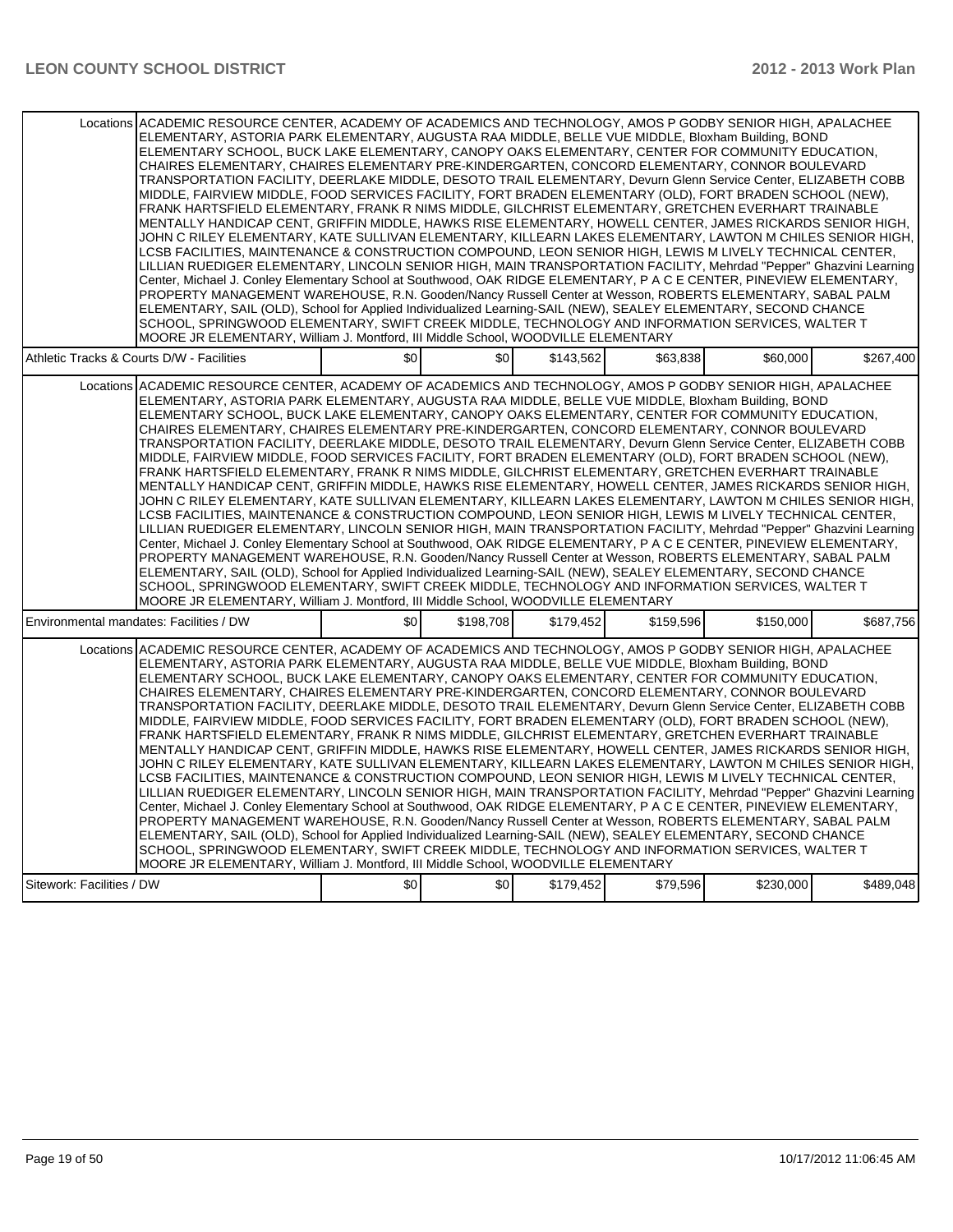| | | | | | | |
|---|---|---|---|---|---|---|
| Locations | ACADEMIC RESOURCE CENTER, ACADEMY OF ACADEMICS AND TECHNOLOGY, AMOS P GODBY SENIOR HIGH, APALACHEE ELEMENTARY, ASTORIA PARK ELEMENTARY, AUGUSTA RAA MIDDLE, BELLE VUE MIDDLE, Bloxham Building, BOND ELEMENTARY SCHOOL, BUCK LAKE ELEMENTARY, CANOPY OAKS ELEMENTARY, CENTER FOR COMMUNITY EDUCATION, CHAIRES ELEMENTARY, CHAIRES ELEMENTARY PRE-KINDERGARTEN, CONCORD ELEMENTARY, CONNOR BOULEVARD TRANSPORTATION FACILITY, DEERLAKE MIDDLE, DESOTO TRAIL ELEMENTARY, Devurn Glenn Service Center, ELIZABETH COBB MIDDLE, FAIRVIEW MIDDLE, FOOD SERVICES FACILITY, FORT BRADEN ELEMENTARY (OLD), FORT BRADEN SCHOOL (NEW), FRANK HARTSFIELD ELEMENTARY, FRANK R NIMS MIDDLE, GILCHRIST ELEMENTARY, GRETCHEN EVERHART TRAINABLE MENTALLY HANDICAP CENT, GRIFFIN MIDDLE, HAWKS RISE ELEMENTARY, HOWELL CENTER, JAMES RICKARDS SENIOR HIGH, JOHN C RILEY ELEMENTARY, KATE SULLIVAN ELEMENTARY, KILLEARN LAKES ELEMENTARY, LAWTON M CHILES SENIOR HIGH, LCSB FACILITIES, MAINTENANCE & CONSTRUCTION COMPOUND, LEON SENIOR HIGH, LEWIS M LIVELY TECHNICAL CENTER, LILLIAN RUEDIGER ELEMENTARY, LINCOLN SENIOR HIGH, MAIN TRANSPORTATION FACILITY, Mehrdad "Pepper" Ghazvini Learning Center, Michael J. Conley Elementary School at Southwood, OAK RIDGE ELEMENTARY, P A C E CENTER, PINEVIEW ELEMENTARY, PROPERTY MANAGEMENT WAREHOUSE, R.N. Gooden/Nancy Russell Center at Wesson, ROBERTS ELEMENTARY, SABAL PALM ELEMENTARY, SAIL (OLD), School for Applied Individualized Learning-SAIL (NEW), SEALEY ELEMENTARY, SECOND CHANCE SCHOOL, SPRINGWOOD ELEMENTARY, SWIFT CREEK MIDDLE, TECHNOLOGY AND INFORMATION SERVICES, WALTER T MOORE JR ELEMENTARY, William J. Montford, III Middle School, WOODVILLE ELEMENTARY | | | | | |
| Athletic Tracks & Courts D/W - Facilities | | $0 | $0 | $143,562 | $63,838 | $60,000 | $267,400 |
| Locations | ACADEMIC RESOURCE CENTER, ACADEMY OF ACADEMICS AND TECHNOLOGY, AMOS P GODBY SENIOR HIGH, APALACHEE ELEMENTARY, ASTORIA PARK ELEMENTARY, AUGUSTA RAA MIDDLE, BELLE VUE MIDDLE, Bloxham Building, BOND ELEMENTARY SCHOOL, BUCK LAKE ELEMENTARY, CANOPY OAKS ELEMENTARY, CENTER FOR COMMUNITY EDUCATION, CHAIRES ELEMENTARY, CHAIRES ELEMENTARY PRE-KINDERGARTEN, CONCORD ELEMENTARY, CONNOR BOULEVARD TRANSPORTATION FACILITY, DEERLAKE MIDDLE, DESOTO TRAIL ELEMENTARY, Devurn Glenn Service Center, ELIZABETH COBB MIDDLE, FAIRVIEW MIDDLE, FOOD SERVICES FACILITY, FORT BRADEN ELEMENTARY (OLD), FORT BRADEN SCHOOL (NEW), FRANK HARTSFIELD ELEMENTARY, FRANK R NIMS MIDDLE, GILCHRIST ELEMENTARY, GRETCHEN EVERHART TRAINABLE MENTALLY HANDICAP CENT, GRIFFIN MIDDLE, HAWKS RISE ELEMENTARY, HOWELL CENTER, JAMES RICKARDS SENIOR HIGH, JOHN C RILEY ELEMENTARY, KATE SULLIVAN ELEMENTARY, KILLEARN LAKES ELEMENTARY, LAWTON M CHILES SENIOR HIGH, LCSB FACILITIES, MAINTENANCE & CONSTRUCTION COMPOUND, LEON SENIOR HIGH, LEWIS M LIVELY TECHNICAL CENTER, LILLIAN RUEDIGER ELEMENTARY, LINCOLN SENIOR HIGH, MAIN TRANSPORTATION FACILITY, Mehrdad "Pepper" Ghazvini Learning Center, Michael J. Conley Elementary School at Southwood, OAK RIDGE ELEMENTARY, P A C E CENTER, PINEVIEW ELEMENTARY, PROPERTY MANAGEMENT WAREHOUSE, R.N. Gooden/Nancy Russell Center at Wesson, ROBERTS ELEMENTARY, SABAL PALM ELEMENTARY, SAIL (OLD), School for Applied Individualized Learning-SAIL (NEW), SEALEY ELEMENTARY, SECOND CHANCE SCHOOL, SPRINGWOOD ELEMENTARY, SWIFT CREEK MIDDLE, TECHNOLOGY AND INFORMATION SERVICES, WALTER T MOORE JR ELEMENTARY, William J. Montford, III Middle School, WOODVILLE ELEMENTARY | | | | | |
| Environmental mandates: Facilities / DW | | $0 | $198,708 | $179,452 | $159,596 | $150,000 | $687,756 |
| Locations | ACADEMIC RESOURCE CENTER, ACADEMY OF ACADEMICS AND TECHNOLOGY, AMOS P GODBY SENIOR HIGH, APALACHEE ELEMENTARY, ASTORIA PARK ELEMENTARY, AUGUSTA RAA MIDDLE, BELLE VUE MIDDLE, Bloxham Building, BOND ELEMENTARY SCHOOL, BUCK LAKE ELEMENTARY, CANOPY OAKS ELEMENTARY, CENTER FOR COMMUNITY EDUCATION, CHAIRES ELEMENTARY, CHAIRES ELEMENTARY PRE-KINDERGARTEN, CONCORD ELEMENTARY, CONNOR BOULEVARD TRANSPORTATION FACILITY, DEERLAKE MIDDLE, DESOTO TRAIL ELEMENTARY, Devurn Glenn Service Center, ELIZABETH COBB MIDDLE, FAIRVIEW MIDDLE, FOOD SERVICES FACILITY, FORT BRADEN ELEMENTARY (OLD), FORT BRADEN SCHOOL (NEW), FRANK HARTSFIELD ELEMENTARY, FRANK R NIMS MIDDLE, GILCHRIST ELEMENTARY, GRETCHEN EVERHART TRAINABLE MENTALLY HANDICAP CENT, GRIFFIN MIDDLE, HAWKS RISE ELEMENTARY, HOWELL CENTER, JAMES RICKARDS SENIOR HIGH, JOHN C RILEY ELEMENTARY, KATE SULLIVAN ELEMENTARY, KILLEARN LAKES ELEMENTARY, LAWTON M CHILES SENIOR HIGH, LCSB FACILITIES, MAINTENANCE & CONSTRUCTION COMPOUND, LEON SENIOR HIGH, LEWIS M LIVELY TECHNICAL CENTER, LILLIAN RUEDIGER ELEMENTARY, LINCOLN SENIOR HIGH, MAIN TRANSPORTATION FACILITY, Mehrdad "Pepper" Ghazvini Learning Center, Michael J. Conley Elementary School at Southwood, OAK RIDGE ELEMENTARY, P A C E CENTER, PINEVIEW ELEMENTARY, PROPERTY MANAGEMENT WAREHOUSE, R.N. Gooden/Nancy Russell Center at Wesson, ROBERTS ELEMENTARY, SABAL PALM ELEMENTARY, SAIL (OLD), School for Applied Individualized Learning-SAIL (NEW), SEALEY ELEMENTARY, SECOND CHANCE SCHOOL, SPRINGWOOD ELEMENTARY, SWIFT CREEK MIDDLE, TECHNOLOGY AND INFORMATION SERVICES, WALTER T MOORE JR ELEMENTARY, William J. Montford, III Middle School, WOODVILLE ELEMENTARY | | | | | |
| Sitework: Facilities / DW | | $0 | $0 | $179,452 | $79,596 | $230,000 | $489,048 |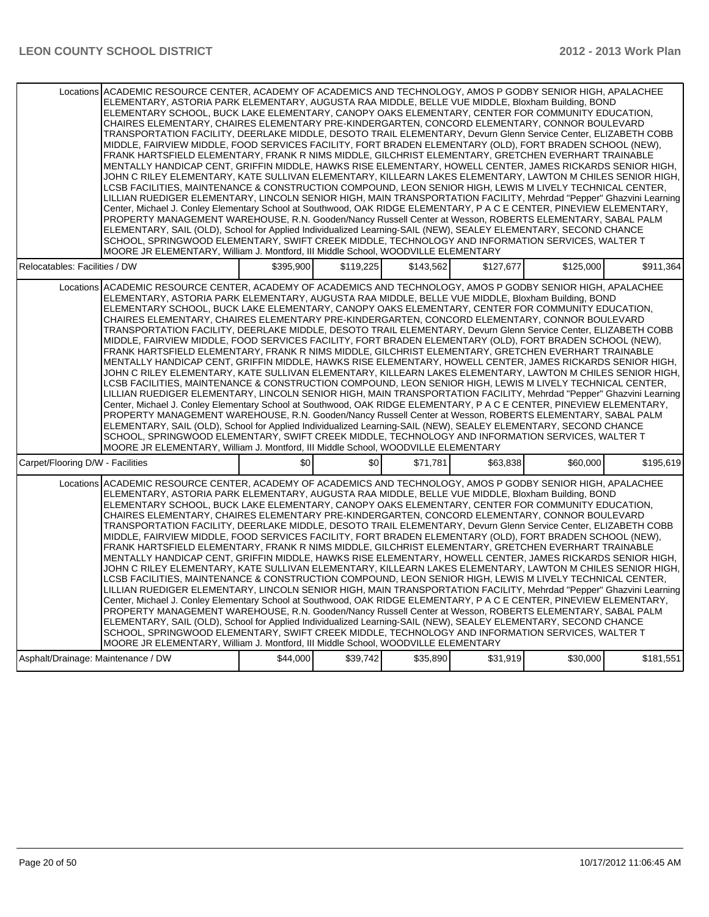| | | | | | | |
|---|---|---|---|---|---|---|
| Locations | ACADEMIC RESOURCE CENTER, ACADEMY OF ACADEMICS AND TECHNOLOGY, AMOS P GODBY SENIOR HIGH, APALACHEE ELEMENTARY, ASTORIA PARK ELEMENTARY, AUGUSTA RAA MIDDLE, BELLE VUE MIDDLE, Bloxham Building, BOND ELEMENTARY SCHOOL, BUCK LAKE ELEMENTARY, CANOPY OAKS ELEMENTARY, CENTER FOR COMMUNITY EDUCATION, CHAIRES ELEMENTARY, CHAIRES ELEMENTARY PRE-KINDERGARTEN, CONCORD ELEMENTARY, CONNOR BOULEVARD TRANSPORTATION FACILITY, DEERLAKE MIDDLE, DESOTO TRAIL ELEMENTARY, Devurn Glenn Service Center, ELIZABETH COBB MIDDLE, FAIRVIEW MIDDLE, FOOD SERVICES FACILITY, FORT BRADEN ELEMENTARY (OLD), FORT BRADEN SCHOOL (NEW), FRANK HARTSFIELD ELEMENTARY, FRANK R NIMS MIDDLE, GILCHRIST ELEMENTARY, GRETCHEN EVERHART TRAINABLE MENTALLY HANDICAP CENT, GRIFFIN MIDDLE, HAWKS RISE ELEMENTARY, HOWELL CENTER, JAMES RICKARDS SENIOR HIGH, JOHN C RILEY ELEMENTARY, KATE SULLIVAN ELEMENTARY, KILLEARN LAKES ELEMENTARY, LAWTON M CHILES SENIOR HIGH, LCSB FACILITIES, MAINTENANCE & CONSTRUCTION COMPOUND, LEON SENIOR HIGH, LEWIS M LIVELY TECHNICAL CENTER, LILLIAN RUEDIGER ELEMENTARY, LINCOLN SENIOR HIGH, MAIN TRANSPORTATION FACILITY, Mehrdad "Pepper" Ghazvini Learning Center, Michael J. Conley Elementary School at Southwood, OAK RIDGE ELEMENTARY, P A C E CENTER, PINEVIEW ELEMENTARY, PROPERTY MANAGEMENT WAREHOUSE, R.N. Gooden/Nancy Russell Center at Wesson, ROBERTS ELEMENTARY, SABAL PALM ELEMENTARY, SAIL (OLD), School for Applied Individualized Learning-SAIL (NEW), SEALEY ELEMENTARY, SECOND CHANCE SCHOOL, SPRINGWOOD ELEMENTARY, SWIFT CREEK MIDDLE, TECHNOLOGY AND INFORMATION SERVICES, WALTER T MOORE JR ELEMENTARY, William J. Montford, III Middle School, WOODVILLE ELEMENTARY | | | | | |
| Relocatables: Facilities / DW | | $395,900 | $119,225 | $143,562 | $127,677 | $125,000 | $911,364 |
| Locations | ACADEMIC RESOURCE CENTER, ACADEMY OF ACADEMICS AND TECHNOLOGY, AMOS P GODBY SENIOR HIGH, APALACHEE ELEMENTARY, ASTORIA PARK ELEMENTARY, AUGUSTA RAA MIDDLE, BELLE VUE MIDDLE, Bloxham Building, BOND ELEMENTARY SCHOOL, BUCK LAKE ELEMENTARY, CANOPY OAKS ELEMENTARY, CENTER FOR COMMUNITY EDUCATION, CHAIRES ELEMENTARY, CHAIRES ELEMENTARY PRE-KINDERGARTEN, CONCORD ELEMENTARY, CONNOR BOULEVARD TRANSPORTATION FACILITY, DEERLAKE MIDDLE, DESOTO TRAIL ELEMENTARY, Devurn Glenn Service Center, ELIZABETH COBB MIDDLE, FAIRVIEW MIDDLE, FOOD SERVICES FACILITY, FORT BRADEN ELEMENTARY (OLD), FORT BRADEN SCHOOL (NEW), FRANK HARTSFIELD ELEMENTARY, FRANK R NIMS MIDDLE, GILCHRIST ELEMENTARY, GRETCHEN EVERHART TRAINABLE MENTALLY HANDICAP CENT, GRIFFIN MIDDLE, HAWKS RISE ELEMENTARY, HOWELL CENTER, JAMES RICKARDS SENIOR HIGH, JOHN C RILEY ELEMENTARY, KATE SULLIVAN ELEMENTARY, KILLEARN LAKES ELEMENTARY, LAWTON M CHILES SENIOR HIGH, LCSB FACILITIES, MAINTENANCE & CONSTRUCTION COMPOUND, LEON SENIOR HIGH, LEWIS M LIVELY TECHNICAL CENTER, LILLIAN RUEDIGER ELEMENTARY, LINCOLN SENIOR HIGH, MAIN TRANSPORTATION FACILITY, Mehrdad "Pepper" Ghazvini Learning Center, Michael J. Conley Elementary School at Southwood, OAK RIDGE ELEMENTARY, P A C E CENTER, PINEVIEW ELEMENTARY, PROPERTY MANAGEMENT WAREHOUSE, R.N. Gooden/Nancy Russell Center at Wesson, ROBERTS ELEMENTARY, SABAL PALM ELEMENTARY, SAIL (OLD), School for Applied Individualized Learning-SAIL (NEW), SEALEY ELEMENTARY, SECOND CHANCE SCHOOL, SPRINGWOOD ELEMENTARY, SWIFT CREEK MIDDLE, TECHNOLOGY AND INFORMATION SERVICES, WALTER T MOORE JR ELEMENTARY, William J. Montford, III Middle School, WOODVILLE ELEMENTARY | | | | | |
| Carpet/Flooring D/W - Facilities | | $0 | $0 | $71,781 | $63,838 | $60,000 | $195,619 |
| Locations | ACADEMIC RESOURCE CENTER, ACADEMY OF ACADEMICS AND TECHNOLOGY, AMOS P GODBY SENIOR HIGH, APALACHEE ELEMENTARY, ASTORIA PARK ELEMENTARY, AUGUSTA RAA MIDDLE, BELLE VUE MIDDLE, Bloxham Building, BOND ELEMENTARY SCHOOL, BUCK LAKE ELEMENTARY, CANOPY OAKS ELEMENTARY, CENTER FOR COMMUNITY EDUCATION, CHAIRES ELEMENTARY, CHAIRES ELEMENTARY PRE-KINDERGARTEN, CONCORD ELEMENTARY, CONNOR BOULEVARD TRANSPORTATION FACILITY, DEERLAKE MIDDLE, DESOTO TRAIL ELEMENTARY, Devurn Glenn Service Center, ELIZABETH COBB MIDDLE, FAIRVIEW MIDDLE, FOOD SERVICES FACILITY, FORT BRADEN ELEMENTARY (OLD), FORT BRADEN SCHOOL (NEW), FRANK HARTSFIELD ELEMENTARY, FRANK R NIMS MIDDLE, GILCHRIST ELEMENTARY, GRETCHEN EVERHART TRAINABLE MENTALLY HANDICAP CENT, GRIFFIN MIDDLE, HAWKS RISE ELEMENTARY, HOWELL CENTER, JAMES RICKARDS SENIOR HIGH, JOHN C RILEY ELEMENTARY, KATE SULLIVAN ELEMENTARY, KILLEARN LAKES ELEMENTARY, LAWTON M CHILES SENIOR HIGH, LCSB FACILITIES, MAINTENANCE & CONSTRUCTION COMPOUND, LEON SENIOR HIGH, LEWIS M LIVELY TECHNICAL CENTER, LILLIAN RUEDIGER ELEMENTARY, LINCOLN SENIOR HIGH, MAIN TRANSPORTATION FACILITY, Mehrdad "Pepper" Ghazvini Learning Center, Michael J. Conley Elementary School at Southwood, OAK RIDGE ELEMENTARY, P A C E CENTER, PINEVIEW ELEMENTARY, PROPERTY MANAGEMENT WAREHOUSE, R.N. Gooden/Nancy Russell Center at Wesson, ROBERTS ELEMENTARY, SABAL PALM ELEMENTARY, SAIL (OLD), School for Applied Individualized Learning-SAIL (NEW), SEALEY ELEMENTARY, SECOND CHANCE SCHOOL, SPRINGWOOD ELEMENTARY, SWIFT CREEK MIDDLE, TECHNOLOGY AND INFORMATION SERVICES, WALTER T MOORE JR ELEMENTARY, William J. Montford, III Middle School, WOODVILLE ELEMENTARY | | | | | |
| Asphalt/Drainage: Maintenance / DW | | $44,000 | $39,742 | $35,890 | $31,919 | $30,000 | $181,551 |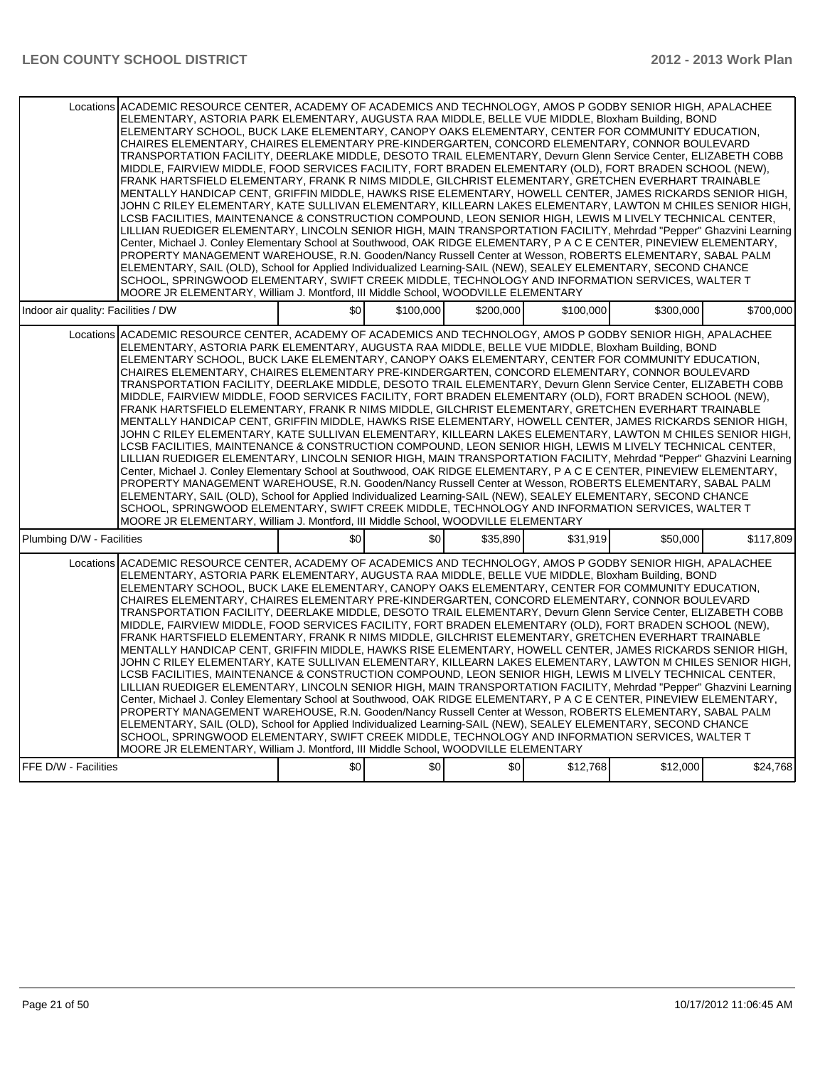| | | | | | | |
|---|---|---|---|---|---|---|
| Locations | ACADEMIC RESOURCE CENTER, ACADEMY OF ACADEMICS AND TECHNOLOGY, AMOS P GODBY SENIOR HIGH, APALACHEE ELEMENTARY, ASTORIA PARK ELEMENTARY, AUGUSTA RAA MIDDLE, BELLE VUE MIDDLE, Bloxham Building, BOND ELEMENTARY SCHOOL, BUCK LAKE ELEMENTARY, CANOPY OAKS ELEMENTARY, CENTER FOR COMMUNITY EDUCATION, CHAIRES ELEMENTARY, CHAIRES ELEMENTARY PRE-KINDERGARTEN, CONCORD ELEMENTARY, CONNOR BOULEVARD TRANSPORTATION FACILITY, DEERLAKE MIDDLE, DESOTO TRAIL ELEMENTARY, Devurn Glenn Service Center, ELIZABETH COBB MIDDLE, FAIRVIEW MIDDLE, FOOD SERVICES FACILITY, FORT BRADEN ELEMENTARY (OLD), FORT BRADEN SCHOOL (NEW), FRANK HARTSFIELD ELEMENTARY, FRANK R NIMS MIDDLE, GILCHRIST ELEMENTARY, GRETCHEN EVERHART TRAINABLE MENTALLY HANDICAP CENT, GRIFFIN MIDDLE, HAWKS RISE ELEMENTARY, HOWELL CENTER, JAMES RICKARDS SENIOR HIGH, JOHN C RILEY ELEMENTARY, KATE SULLIVAN ELEMENTARY, KILLEARN LAKES ELEMENTARY, LAWTON M CHILES SENIOR HIGH, LCSB FACILITIES, MAINTENANCE & CONSTRUCTION COMPOUND, LEON SENIOR HIGH, LEWIS M LIVELY TECHNICAL CENTER, LILLIAN RUEDIGER ELEMENTARY, LINCOLN SENIOR HIGH, MAIN TRANSPORTATION FACILITY, Mehrdad "Pepper" Ghazvini Learning Center, Michael J. Conley Elementary School at Southwood, OAK RIDGE ELEMENTARY, P A C E CENTER, PINEVIEW ELEMENTARY, PROPERTY MANAGEMENT WAREHOUSE, R.N. Gooden/Nancy Russell Center at Wesson, ROBERTS ELEMENTARY, SABAL PALM ELEMENTARY, SAIL (OLD), School for Applied Individualized Learning-SAIL (NEW), SEALEY ELEMENTARY, SECOND CHANCE SCHOOL, SPRINGWOOD ELEMENTARY, SWIFT CREEK MIDDLE, TECHNOLOGY AND INFORMATION SERVICES, WALTER T MOORE JR ELEMENTARY, William J. Montford, III Middle School, WOODVILLE ELEMENTARY | | | | | |
| Indoor air quality: Facilities / DW | | $0 | $100,000 | $200,000 | $100,000 | $300,000 | $700,000 |
| Locations | ACADEMIC RESOURCE CENTER, ACADEMY OF ACADEMICS AND TECHNOLOGY, AMOS P GODBY SENIOR HIGH, APALACHEE ELEMENTARY, ASTORIA PARK ELEMENTARY, AUGUSTA RAA MIDDLE, BELLE VUE MIDDLE, Bloxham Building, BOND ELEMENTARY SCHOOL, BUCK LAKE ELEMENTARY, CANOPY OAKS ELEMENTARY, CENTER FOR COMMUNITY EDUCATION, CHAIRES ELEMENTARY, CHAIRES ELEMENTARY PRE-KINDERGARTEN, CONCORD ELEMENTARY, CONNOR BOULEVARD TRANSPORTATION FACILITY, DEERLAKE MIDDLE, DESOTO TRAIL ELEMENTARY, Devurn Glenn Service Center, ELIZABETH COBB MIDDLE, FAIRVIEW MIDDLE, FOOD SERVICES FACILITY, FORT BRADEN ELEMENTARY (OLD), FORT BRADEN SCHOOL (NEW), FRANK HARTSFIELD ELEMENTARY, FRANK R NIMS MIDDLE, GILCHRIST ELEMENTARY, GRETCHEN EVERHART TRAINABLE MENTALLY HANDICAP CENT, GRIFFIN MIDDLE, HAWKS RISE ELEMENTARY, HOWELL CENTER, JAMES RICKARDS SENIOR HIGH, JOHN C RILEY ELEMENTARY, KATE SULLIVAN ELEMENTARY, KILLEARN LAKES ELEMENTARY, LAWTON M CHILES SENIOR HIGH, LCSB FACILITIES, MAINTENANCE & CONSTRUCTION COMPOUND, LEON SENIOR HIGH, LEWIS M LIVELY TECHNICAL CENTER, LILLIAN RUEDIGER ELEMENTARY, LINCOLN SENIOR HIGH, MAIN TRANSPORTATION FACILITY, Mehrdad "Pepper" Ghazvini Learning Center, Michael J. Conley Elementary School at Southwood, OAK RIDGE ELEMENTARY, P A C E CENTER, PINEVIEW ELEMENTARY, PROPERTY MANAGEMENT WAREHOUSE, R.N. Gooden/Nancy Russell Center at Wesson, ROBERTS ELEMENTARY, SABAL PALM ELEMENTARY, SAIL (OLD), School for Applied Individualized Learning-SAIL (NEW), SEALEY ELEMENTARY, SECOND CHANCE SCHOOL, SPRINGWOOD ELEMENTARY, SWIFT CREEK MIDDLE, TECHNOLOGY AND INFORMATION SERVICES, WALTER T MOORE JR ELEMENTARY, William J. Montford, III Middle School, WOODVILLE ELEMENTARY | | | | | |
| Plumbing D/W - Facilities | | $0 | $0 | $35,890 | $31,919 | $50,000 | $117,809 |
| Locations | ACADEMIC RESOURCE CENTER, ACADEMY OF ACADEMICS AND TECHNOLOGY, AMOS P GODBY SENIOR HIGH, APALACHEE ELEMENTARY, ASTORIA PARK ELEMENTARY, AUGUSTA RAA MIDDLE, BELLE VUE MIDDLE, Bloxham Building, BOND ELEMENTARY SCHOOL, BUCK LAKE ELEMENTARY, CANOPY OAKS ELEMENTARY, CENTER FOR COMMUNITY EDUCATION, CHAIRES ELEMENTARY, CHAIRES ELEMENTARY PRE-KINDERGARTEN, CONCORD ELEMENTARY, CONNOR BOULEVARD TRANSPORTATION FACILITY, DEERLAKE MIDDLE, DESOTO TRAIL ELEMENTARY, Devurn Glenn Service Center, ELIZABETH COBB MIDDLE, FAIRVIEW MIDDLE, FOOD SERVICES FACILITY, FORT BRADEN ELEMENTARY (OLD), FORT BRADEN SCHOOL (NEW), FRANK HARTSFIELD ELEMENTARY, FRANK R NIMS MIDDLE, GILCHRIST ELEMENTARY, GRETCHEN EVERHART TRAINABLE MENTALLY HANDICAP CENT, GRIFFIN MIDDLE, HAWKS RISE ELEMENTARY, HOWELL CENTER, JAMES RICKARDS SENIOR HIGH, JOHN C RILEY ELEMENTARY, KATE SULLIVAN ELEMENTARY, KILLEARN LAKES ELEMENTARY, LAWTON M CHILES SENIOR HIGH, LCSB FACILITIES, MAINTENANCE & CONSTRUCTION COMPOUND, LEON SENIOR HIGH, LEWIS M LIVELY TECHNICAL CENTER, LILLIAN RUEDIGER ELEMENTARY, LINCOLN SENIOR HIGH, MAIN TRANSPORTATION FACILITY, Mehrdad "Pepper" Ghazvini Learning Center, Michael J. Conley Elementary School at Southwood, OAK RIDGE ELEMENTARY, P A C E CENTER, PINEVIEW ELEMENTARY, PROPERTY MANAGEMENT WAREHOUSE, R.N. Gooden/Nancy Russell Center at Wesson, ROBERTS ELEMENTARY, SABAL PALM ELEMENTARY, SAIL (OLD), School for Applied Individualized Learning-SAIL (NEW), SEALEY ELEMENTARY, SECOND CHANCE SCHOOL, SPRINGWOOD ELEMENTARY, SWIFT CREEK MIDDLE, TECHNOLOGY AND INFORMATION SERVICES, WALTER T MOORE JR ELEMENTARY, William J. Montford, III Middle School, WOODVILLE ELEMENTARY | | | | | |
| FFE D/W - Facilities | | $0 | $0 | $0 | $12,768 | $12,000 | $24,768 |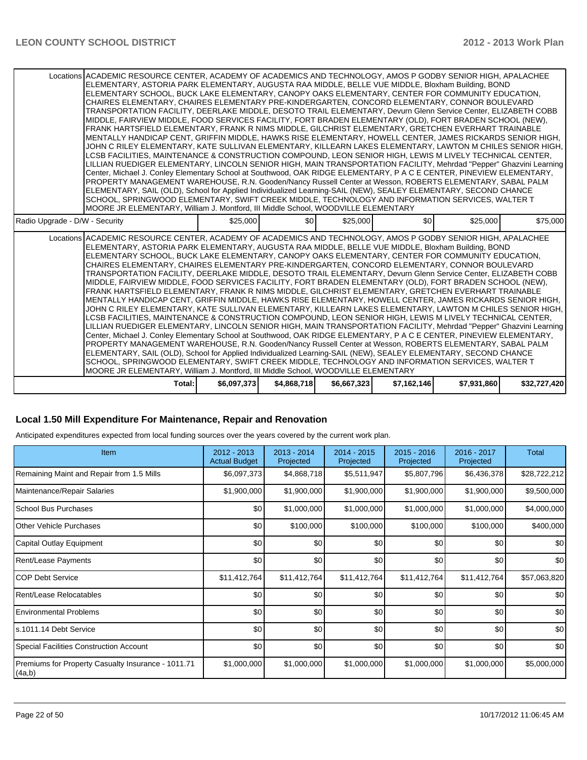| | | | | | | |
|---|---|---|---|---|---|---|
| Locations | ACADEMIC RESOURCE CENTER, ACADEMY OF ACADEMICS AND TECHNOLOGY, AMOS P GODBY SENIOR HIGH, APALACHEE ELEMENTARY, ASTORIA PARK ELEMENTARY, AUGUSTA RAA MIDDLE, BELLE VUE MIDDLE, Bloxham Building, BOND ELEMENTARY SCHOOL, BUCK LAKE ELEMENTARY, CANOPY OAKS ELEMENTARY, CENTER FOR COMMUNITY EDUCATION, CHAIRES ELEMENTARY, CHAIRES ELEMENTARY PRE-KINDERGARTEN, CONCORD ELEMENTARY, CONNOR BOULEVARD TRANSPORTATION FACILITY, DEERLAKE MIDDLE, DESOTO TRAIL ELEMENTARY, Devurn Glenn Service Center, ELIZABETH COBB MIDDLE, FAIRVIEW MIDDLE, FOOD SERVICES FACILITY, FORT BRADEN ELEMENTARY (OLD), FORT BRADEN SCHOOL (NEW), FRANK HARTSFIELD ELEMENTARY, FRANK R NIMS MIDDLE, GILCHRIST ELEMENTARY, GRETCHEN EVERHART TRAINABLE MENTALLY HANDICAP CENT, GRIFFIN MIDDLE, HAWKS RISE ELEMENTARY, HOWELL CENTER, JAMES RICKARDS SENIOR HIGH, JOHN C RILEY ELEMENTARY, KATE SULLIVAN ELEMENTARY, KILLEARN LAKES ELEMENTARY, LAWTON M CHILES SENIOR HIGH, LCSB FACILITIES, MAINTENANCE & CONSTRUCTION COMPOUND, LEON SENIOR HIGH, LEWIS M LIVELY TECHNICAL CENTER, LILLIAN RUEDIGER ELEMENTARY, LINCOLN SENIOR HIGH, MAIN TRANSPORTATION FACILITY, Mehrdad "Pepper" Ghazvini Learning Center, Michael J. Conley Elementary School at Southwood, OAK RIDGE ELEMENTARY, P A C E CENTER, PINEVIEW ELEMENTARY, PROPERTY MANAGEMENT WAREHOUSE, R.N. Gooden/Nancy Russell Center at Wesson, ROBERTS ELEMENTARY, SABAL PALM ELEMENTARY, SAIL (OLD), School for Applied Individualized Learning-SAIL (NEW), SEALEY ELEMENTARY, SECOND CHANCE SCHOOL, SPRINGWOOD ELEMENTARY, SWIFT CREEK MIDDLE, TECHNOLOGY AND INFORMATION SERVICES, WALTER T MOORE JR ELEMENTARY, William J. Montford, III Middle School, WOODVILLE ELEMENTARY | | | | | |
| Radio Upgrade - D/W - Security | $25,000 | $0 | $25,000 | $0 | $25,000 | $75,000 |
| Locations | ACADEMIC RESOURCE CENTER, ACADEMY OF ACADEMICS AND TECHNOLOGY, AMOS P GODBY SENIOR HIGH, APALACHEE ELEMENTARY, ASTORIA PARK ELEMENTARY, AUGUSTA RAA MIDDLE, BELLE VUE MIDDLE, Bloxham Building, BOND ELEMENTARY SCHOOL, BUCK LAKE ELEMENTARY, CANOPY OAKS ELEMENTARY, CENTER FOR COMMUNITY EDUCATION, CHAIRES ELEMENTARY, CHAIRES ELEMENTARY PRE-KINDERGARTEN, CONCORD ELEMENTARY, CONNOR BOULEVARD TRANSPORTATION FACILITY, DEERLAKE MIDDLE, DESOTO TRAIL ELEMENTARY, Devurn Glenn Service Center, ELIZABETH COBB MIDDLE, FAIRVIEW MIDDLE, FOOD SERVICES FACILITY, FORT BRADEN ELEMENTARY (OLD), FORT BRADEN SCHOOL (NEW), FRANK HARTSFIELD ELEMENTARY, FRANK R NIMS MIDDLE, GILCHRIST ELEMENTARY, GRETCHEN EVERHART TRAINABLE MENTALLY HANDICAP CENT, GRIFFIN MIDDLE, HAWKS RISE ELEMENTARY, HOWELL CENTER, JAMES RICKARDS SENIOR HIGH, JOHN C RILEY ELEMENTARY, KATE SULLIVAN ELEMENTARY, KILLEARN LAKES ELEMENTARY, LAWTON M CHILES SENIOR HIGH, LCSB FACILITIES, MAINTENANCE & CONSTRUCTION COMPOUND, LEON SENIOR HIGH, LEWIS M LIVELY TECHNICAL CENTER, LILLIAN RUEDIGER ELEMENTARY, LINCOLN SENIOR HIGH, MAIN TRANSPORTATION FACILITY, Mehrdad "Pepper" Ghazvini Learning Center, Michael J. Conley Elementary School at Southwood, OAK RIDGE ELEMENTARY, P A C E CENTER, PINEVIEW ELEMENTARY, PROPERTY MANAGEMENT WAREHOUSE, R.N. Gooden/Nancy Russell Center at Wesson, ROBERTS ELEMENTARY, SABAL PALM ELEMENTARY, SAIL (OLD), School for Applied Individualized Learning-SAIL (NEW), SEALEY ELEMENTARY, SECOND CHANCE SCHOOL, SPRINGWOOD ELEMENTARY, SWIFT CREEK MIDDLE, TECHNOLOGY AND INFORMATION SERVICES, WALTER T MOORE JR ELEMENTARY, William J. Montford, III Middle School, WOODVILLE ELEMENTARY | | | | | |
| **Total:** | **$6,097,373** | **$4,868,718** | **$6,667,323** | **$7,162,146** | **$7,931,860** | **$32,727,420** |

## Local 1.50 Mill Expenditure For Maintenance, Repair and Renovation

Anticipated expenditures expected from local funding sources over the years covered by the current work plan.

| Item | 2012 - 2013 Actual Budget | 2013 - 2014 Projected | 2014 - 2015 Projected | 2015 - 2016 Projected | 2016 - 2017 Projected | Total |
|---|---|---|---|---|---|---|
| Remaining Maint and Repair from 1.5 Mills | $6,097,373 | $4,868,718 | $5,511,947 | $5,807,796 | $6,436,378 | $28,722,212 |
| Maintenance/Repair Salaries | $1,900,000 | $1,900,000 | $1,900,000 | $1,900,000 | $1,900,000 | $9,500,000 |
| School Bus Purchases | $0 | $1,000,000 | $1,000,000 | $1,000,000 | $1,000,000 | $4,000,000 |
| Other Vehicle Purchases | $0 | $100,000 | $100,000 | $100,000 | $100,000 | $400,000 |
| Capital Outlay Equipment | $0 | $0 | $0 | $0 | $0 | $0 |
| Rent/Lease Payments | $0 | $0 | $0 | $0 | $0 | $0 |
| COP Debt Service | $11,412,764 | $11,412,764 | $11,412,764 | $11,412,764 | $11,412,764 | $57,063,820 |
| Rent/Lease Relocatables | $0 | $0 | $0 | $0 | $0 | $0 |
| Environmental Problems | $0 | $0 | $0 | $0 | $0 | $0 |
| s.1011.14 Debt Service | $0 | $0 | $0 | $0 | $0 | $0 |
| Special Facilities Construction Account | $0 | $0 | $0 | $0 | $0 | $0 |
| Premiums for Property Casualty Insurance - 1011.71 (4a,b) | $1,000,000 | $1,000,000 | $1,000,000 | $1,000,000 | $1,000,000 | $5,000,000 |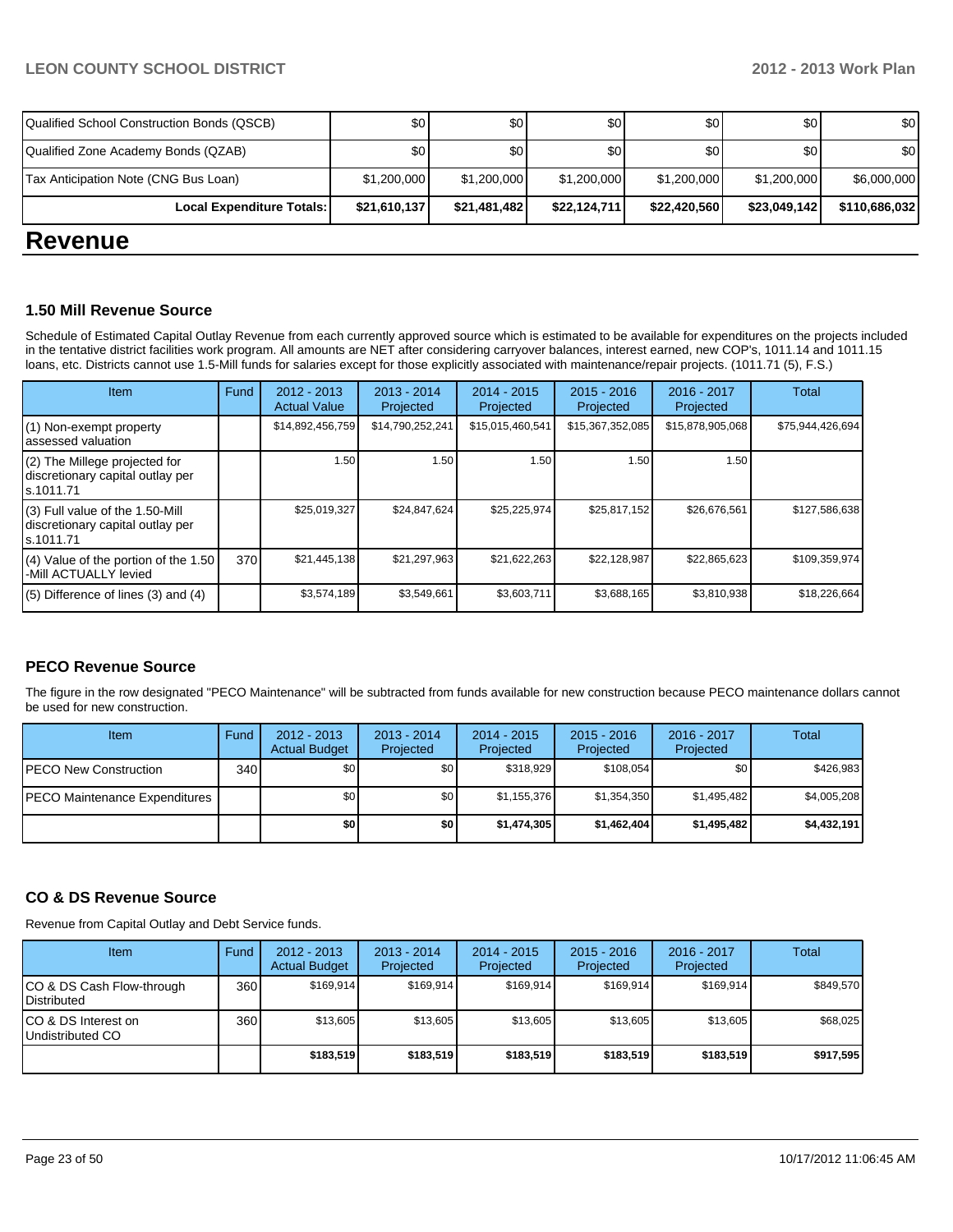| | | | | | | |
|---|---|---|---|---|---|---|
| Qualified School Construction Bonds (QSCB) | $0 | $0 | $0 | $0 | $0 | $0 |
| Qualified Zone Academy Bonds (QZAB) | $0 | $0 | $0 | $0 | $0 | $0 |
| Tax Anticipation Note (CNG Bus Loan) | $1,200,000 | $1,200,000 | $1,200,000 | $1,200,000 | $1,200,000 | $6,000,000 |
| **Local Expenditure Totals:** | **$21,610,137** | **$21,481,482** | **$22,124,711** | **$22,420,560** | **$23,049,142** | **$110,686,032** |

# Revenue

### 1.50 Mill Revenue Source

Schedule of Estimated Capital Outlay Revenue from each currently approved source which is estimated to be available for expenditures on the projects included in the tentative district facilities work program. All amounts are NET after considering carryover balances, interest earned, new COP's, 1011.14 and 1011.15 loans, etc. Districts cannot use 1.5-Mill funds for salaries except for those explicitly associated with maintenance/repair projects. (1011.71 (5), F.S.)

| Item | Fund | 2012 - 2013 Actual Value | 2013 - 2014 Projected | 2014 - 2015 Projected | 2015 - 2016 Projected | 2016 - 2017 Projected | Total |
|---|---|---|---|---|---|---|---|
| (1) Non-exempt property assessed valuation | | $14,892,456,759 | $14,790,252,241 | $15,015,460,541 | $15,367,352,085 | $15,878,905,068 | $75,944,426,694 |
| (2) The Millege projected for discretionary capital outlay per s.1011.71 | | 1.50 | 1.50 | 1.50 | 1.50 | 1.50 | |
| (3) Full value of the 1.50-Mill discretionary capital outlay per s.1011.71 | | $25,019,327 | $24,847,624 | $25,225,974 | $25,817,152 | $26,676,561 | $127,586,638 |
| (4) Value of the portion of the 1.50 -Mill ACTUALLY levied | 370 | $21,445,138 | $21,297,963 | $21,622,263 | $22,128,987 | $22,865,623 | $109,359,974 |
| (5) Difference of lines (3) and (4) | | $3,574,189 | $3,549,661 | $3,603,711 | $3,688,165 | $3,810,938 | $18,226,664 |

### PECO Revenue Source

The figure in the row designated "PECO Maintenance" will be subtracted from funds available for new construction because PECO maintenance dollars cannot be used for new construction.

| Item | Fund | 2012 - 2013 Actual Budget | 2013 - 2014 Projected | 2014 - 2015 Projected | 2015 - 2016 Projected | 2016 - 2017 Projected | Total |
|---|---|---|---|---|---|---|---|
| PECO New Construction | 340 | $0 | $0 | $318,929 | $108,054 | $0 | $426,983 |
| PECO Maintenance Expenditures | | $0 | $0 | $1,155,376 | $1,354,350 | $1,495,482 | $4,005,208 |
| | | **$0** | **$0** | **$1,474,305** | **$1,462,404** | **$1,495,482** | **$4,432,191** |

### CO & DS Revenue Source

Revenue from Capital Outlay and Debt Service funds.

| Item | Fund | 2012 - 2013 Actual Budget | 2013 - 2014 Projected | 2014 - 2015 Projected | 2015 - 2016 Projected | 2016 - 2017 Projected | Total |
|---|---|---|---|---|---|---|---|
| CO & DS Cash Flow-through Distributed | 360 | $169,914 | $169,914 | $169,914 | $169,914 | $169,914 | $849,570 |
| CO & DS Interest on Undistributed CO | 360 | $13,605 | $13,605 | $13,605 | $13,605 | $13,605 | $68,025 |
| | | **$183,519** | **$183,519** | **$183,519** | **$183,519** | **$183,519** | **$917,595** |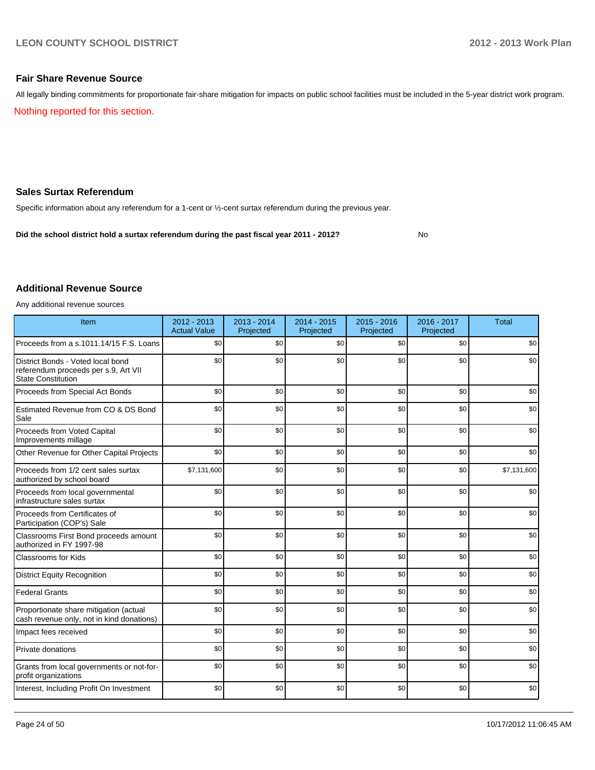## Fair Share Revenue Source

All legally binding commitments for proportionate fair-share mitigation for impacts on public school facilities must be included in the 5-year district work program.

Nothing reported for this section.

## Sales Surtax Referendum

Specific information about any referendum for a 1-cent or ½-cent surtax referendum during the previous year.

**Did the school district hold a surtax referendum during the past fiscal year 2011 - 2012?** No

## Additional Revenue Source

Any additional revenue sources

| Item | 2012 - 2013 Actual Value | 2013 - 2014 Projected | 2014 - 2015 Projected | 2015 - 2016 Projected | 2016 - 2017 Projected | Total |
|---|---|---|---|---|---|---|
| Proceeds from a s.1011.14/15 F.S. Loans | $0 | $0 | $0 | $0 | $0 | $0 |
| District Bonds - Voted local bond referendum proceeds per s.9, Art VII State Constitution | $0 | $0 | $0 | $0 | $0 | $0 |
| Proceeds from Special Act Bonds | $0 | $0 | $0 | $0 | $0 | $0 |
| Estimated Revenue from CO & DS Bond Sale | $0 | $0 | $0 | $0 | $0 | $0 |
| Proceeds from Voted Capital Improvements millage | $0 | $0 | $0 | $0 | $0 | $0 |
| Other Revenue for Other Capital Projects | $0 | $0 | $0 | $0 | $0 | $0 |
| Proceeds from 1/2 cent sales surtax authorized by school board | $7,131,600 | $0 | $0 | $0 | $0 | $7,131,600 |
| Proceeds from local governmental infrastructure sales surtax | $0 | $0 | $0 | $0 | $0 | $0 |
| Proceeds from Certificates of Participation (COP's) Sale | $0 | $0 | $0 | $0 | $0 | $0 |
| Classrooms First Bond proceeds amount authorized in FY 1997-98 | $0 | $0 | $0 | $0 | $0 | $0 |
| Classrooms for Kids | $0 | $0 | $0 | $0 | $0 | $0 |
| District Equity Recognition | $0 | $0 | $0 | $0 | $0 | $0 |
| Federal Grants | $0 | $0 | $0 | $0 | $0 | $0 |
| Proportionate share mitigation (actual cash revenue only, not in kind donations) | $0 | $0 | $0 | $0 | $0 | $0 |
| Impact fees received | $0 | $0 | $0 | $0 | $0 | $0 |
| Private donations | $0 | $0 | $0 | $0 | $0 | $0 |
| Grants from local governments or not-for-profit organizations | $0 | $0 | $0 | $0 | $0 | $0 |
| Interest, Including Profit On Investment | $0 | $0 | $0 | $0 | $0 | $0 |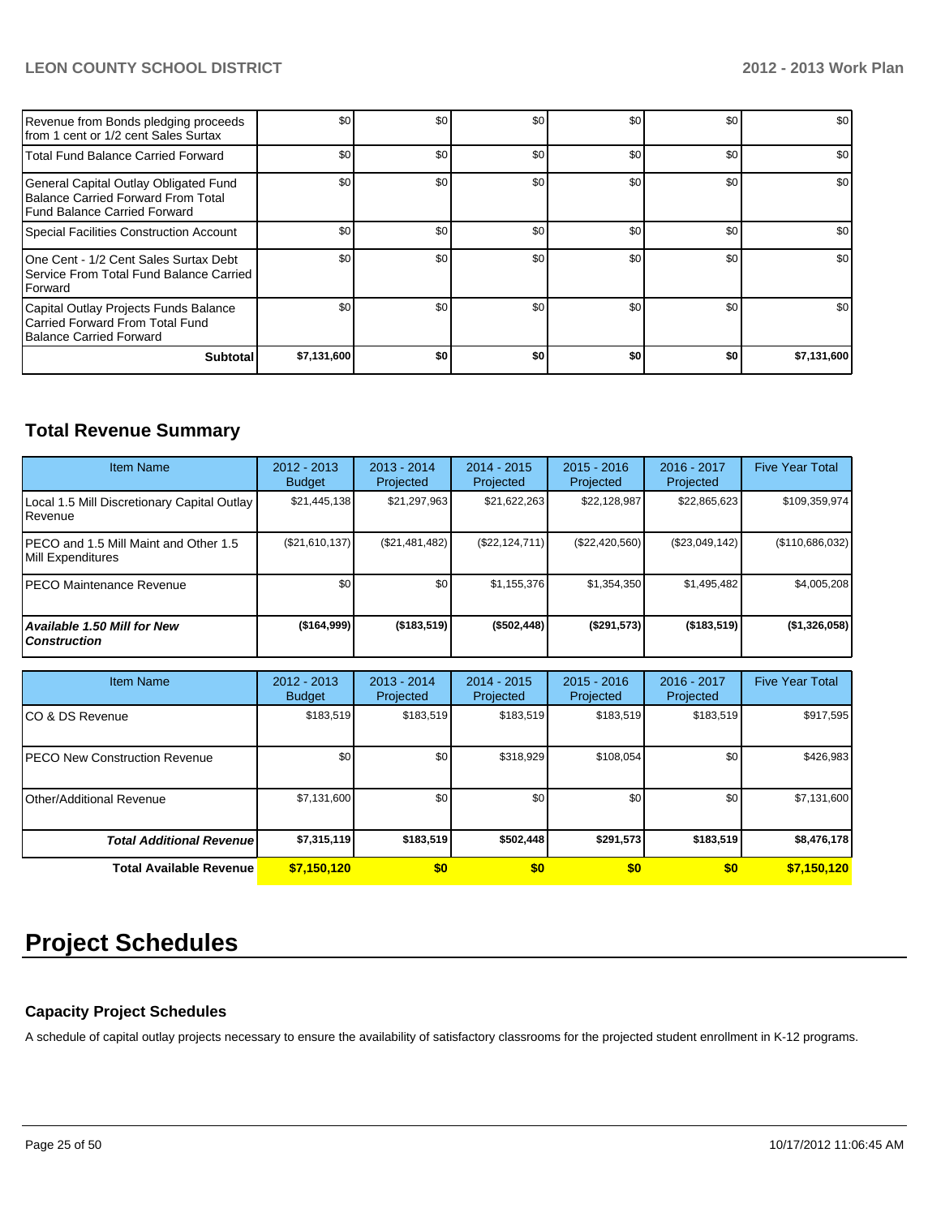| Revenue from Bonds pledging proceeds from 1 cent or 1/2 cent Sales Surtax | $0 | $0 | $0 | $0 | $0 | $0 |
|---|---|---|---|---|---|---|
| Total Fund Balance Carried Forward | $0 | $0 | $0 | $0 | $0 | $0 |
| General Capital Outlay Obligated Fund Balance Carried Forward From Total Fund Balance Carried Forward | $0 | $0 | $0 | $0 | $0 | $0 |
| Special Facilities Construction Account | $0 | $0 | $0 | $0 | $0 | $0 |
| One Cent - 1/2 Cent Sales Surtax Debt Service From Total Fund Balance Carried Forward | $0 | $0 | $0 | $0 | $0 | $0 |
| Capital Outlay Projects Funds Balance Carried Forward From Total Fund Balance Carried Forward | $0 | $0 | $0 | $0 | $0 | $0 |
| **Subtotal** | **$7,131,600** | **$0** | **$0** | **$0** | **$0** | **$7,131,600** |

## Total Revenue Summary

| Item Name | 2012 - 2013 Budget | 2013 - 2014 Projected | 2014 - 2015 Projected | 2015 - 2016 Projected | 2016 - 2017 Projected | Five Year Total |
|---|---|---|---|---|---|---|
| Local 1.5 Mill Discretionary Capital Outlay Revenue | $21,445,138 | $21,297,963 | $21,622,263 | $22,128,987 | $22,865,623 | $109,359,974 |
| PECO and 1.5 Mill Maint and Other 1.5 Mill Expenditures | ($21,610,137) | ($21,481,482) | ($22,124,711) | ($22,420,560) | ($23,049,142) | ($110,686,032) |
| PECO Maintenance Revenue | $0 | $0 | $1,155,376 | $1,354,350 | $1,495,482 | $4,005,208 |
| ***Available 1.50 Mill for New Construction*** | **($164,999)** | **($183,519)** | **($502,448)** | **($291,573)** | **($183,519)** | **($1,326,058)** |

| Item Name | 2012 - 2013 Budget | 2013 - 2014 Projected | 2014 - 2015 Projected | 2015 - 2016 Projected | 2016 - 2017 Projected | Five Year Total |
|---|---|---|---|---|---|---|
| CO & DS Revenue | $183,519 | $183,519 | $183,519 | $183,519 | $183,519 | $917,595 |
| PECO New Construction Revenue | $0 | $0 | $318,929 | $108,054 | $0 | $426,983 |
| Other/Additional Revenue | $7,131,600 | $0 | $0 | $0 | $0 | $7,131,600 |
| ***Total Additional Revenue*** | **$7,315,119** | **$183,519** | **$502,448** | **$291,573** | **$183,519** | **$8,476,178** |
| **Total Available Revenue** | **$7,150,120** | **$0** | **$0** | **$0** | **$0** | **$7,150,120** |

# Project Schedules

### Capacity Project Schedules

A schedule of capital outlay projects necessary to ensure the availability of satisfactory classrooms for the projected student enrollment in K-12 programs.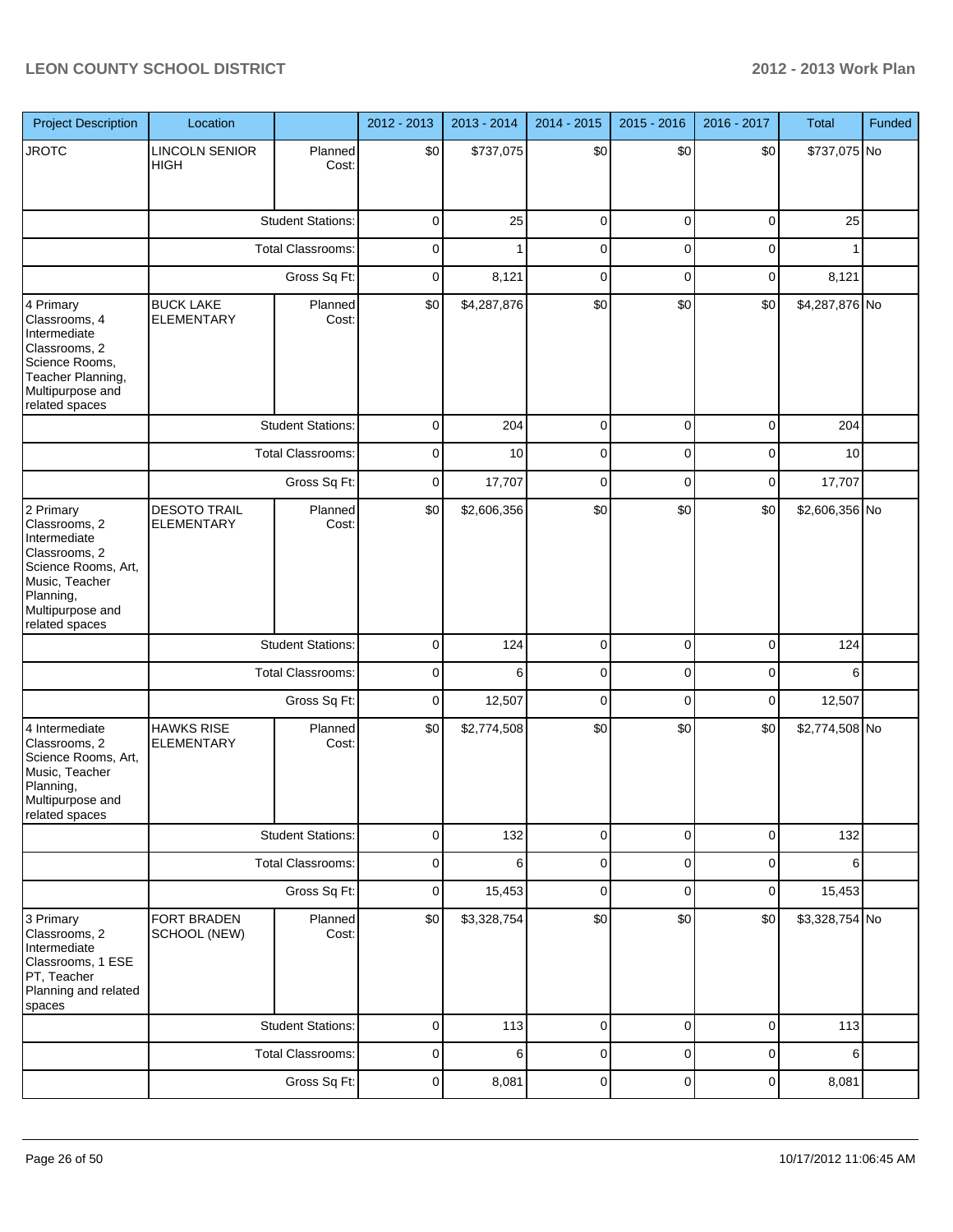| Project Description | Location | | 2012 - 2013 | 2013 - 2014 | 2014 - 2015 | 2015 - 2016 | 2016 - 2017 | Total | Funded |
|---|---|---|---|---|---|---|---|---|---|
| JROTC | LINCOLN SENIOR HIGH | Planned Cost: | $0 | $737,075 | $0 | $0 | $0 | $737,075 | No |
| | | Student Stations: | 0 | 25 | 0 | 0 | 0 | 25 | |
| | | Total Classrooms: | 0 | 1 | 0 | 0 | 0 | 1 | |
| | | Gross Sq Ft: | 0 | 8,121 | 0 | 0 | 0 | 8,121 | |
| 4 Primary Classrooms, 4 Intermediate Classrooms, 2 Science Rooms, Teacher Planning, Multipurpose and related spaces | BUCK LAKE ELEMENTARY | Planned Cost: | $0 | $4,287,876 | $0 | $0 | $0 | $4,287,876 | No |
| | | Student Stations: | 0 | 204 | 0 | 0 | 0 | 204 | |
| | | Total Classrooms: | 0 | 10 | 0 | 0 | 0 | 10 | |
| | | Gross Sq Ft: | 0 | 17,707 | 0 | 0 | 0 | 17,707 | |
| 2 Primary Classrooms, 2 Intermediate Classrooms, 2 Science Rooms, Art, Music, Teacher Planning, Multipurpose and related spaces | DESOTO TRAIL ELEMENTARY | Planned Cost: | $0 | $2,606,356 | $0 | $0 | $0 | $2,606,356 | No |
| | | Student Stations: | 0 | 124 | 0 | 0 | 0 | 124 | |
| | | Total Classrooms: | 0 | 6 | 0 | 0 | 0 | 6 | |
| | | Gross Sq Ft: | 0 | 12,507 | 0 | 0 | 0 | 12,507 | |
| 4 Intermediate Classrooms, 2 Science Rooms, Art, Music, Teacher Planning, Multipurpose and related spaces | HAWKS RISE ELEMENTARY | Planned Cost: | $0 | $2,774,508 | $0 | $0 | $0 | $2,774,508 | No |
| | | Student Stations: | 0 | 132 | 0 | 0 | 0 | 132 | |
| | | Total Classrooms: | 0 | 6 | 0 | 0 | 0 | 6 | |
| | | Gross Sq Ft: | 0 | 15,453 | 0 | 0 | 0 | 15,453 | |
| 3 Primary Classrooms, 2 Intermediate Classrooms, 1 ESE PT, Teacher Planning and related spaces | FORT BRADEN SCHOOL (NEW) | Planned Cost: | $0 | $3,328,754 | $0 | $0 | $0 | $3,328,754 | No |
| | | Student Stations: | 0 | 113 | 0 | 0 | 0 | 113 | |
| | | Total Classrooms: | 0 | 6 | 0 | 0 | 0 | 6 | |
| | | Gross Sq Ft: | 0 | 8,081 | 0 | 0 | 0 | 8,081 | |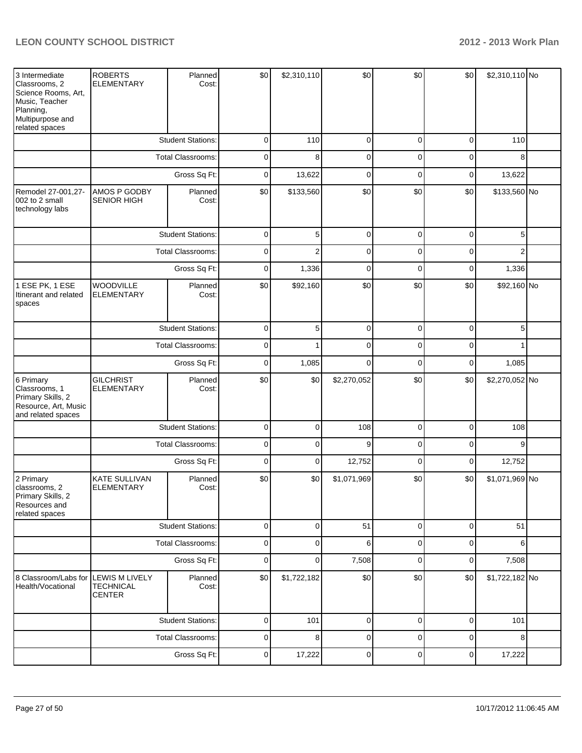| | | | | | | | | | |
|---|---|---|---|---|---|---|---|---|---|
| 3 Intermediate Classrooms, 2 Science Rooms, Art, Music, Teacher Planning, Multipurpose and related spaces | ROBERTS ELEMENTARY | Planned Cost: | $0 | $2,310,110 | $0 | $0 | $0 | $2,310,110 | No |
| | | Student Stations: | 0 | 110 | 0 | 0 | 0 | 110 | |
| | | Total Classrooms: | 0 | 8 | 0 | 0 | 0 | 8 | |
| | | Gross Sq Ft: | 0 | 13,622 | 0 | 0 | 0 | 13,622 | |
| Remodel 27-001,27-002 to 2 small technology labs | AMOS P GODBY SENIOR HIGH | Planned Cost: | $0 | $133,560 | $0 | $0 | $0 | $133,560 | No |
| | | Student Stations: | 0 | 5 | 0 | 0 | 0 | 5 | |
| | | Total Classrooms: | 0 | 2 | 0 | 0 | 0 | 2 | |
| | | Gross Sq Ft: | 0 | 1,336 | 0 | 0 | 0 | 1,336 | |
| 1 ESE PK, 1 ESE Itinerant and related spaces | WOODVILLE ELEMENTARY | Planned Cost: | $0 | $92,160 | $0 | $0 | $0 | $92,160 | No |
| | | Student Stations: | 0 | 5 | 0 | 0 | 0 | 5 | |
| | | Total Classrooms: | 0 | 1 | 0 | 0 | 0 | 1 | |
| | | Gross Sq Ft: | 0 | 1,085 | 0 | 0 | 0 | 1,085 | |
| 6 Primary Classrooms, 1 Primary Skills, 2 Resource, Art, Music and related spaces | GILCHRIST ELEMENTARY | Planned Cost: | $0 | $0 | $2,270,052 | $0 | $0 | $2,270,052 | No |
| | | Student Stations: | 0 | 0 | 108 | 0 | 0 | 108 | |
| | | Total Classrooms: | 0 | 0 | 9 | 0 | 0 | 9 | |
| | | Gross Sq Ft: | 0 | 0 | 12,752 | 0 | 0 | 12,752 | |
| 2 Primary classrooms, 2 Primary Skills, 2 Resources and related spaces | KATE SULLIVAN ELEMENTARY | Planned Cost: | $0 | $0 | $1,071,969 | $0 | $0 | $1,071,969 | No |
| | | Student Stations: | 0 | 0 | 51 | 0 | 0 | 51 | |
| | | Total Classrooms: | 0 | 0 | 6 | 0 | 0 | 6 | |
| | | Gross Sq Ft: | 0 | 0 | 7,508 | 0 | 0 | 7,508 | |
| 8 Classroom/Labs for Health/Vocational | LEWIS M LIVELY TECHNICAL CENTER | Planned Cost: | $0 | $1,722,182 | $0 | $0 | $0 | $1,722,182 | No |
| | | Student Stations: | 0 | 101 | 0 | 0 | 0 | 101 | |
| | | Total Classrooms: | 0 | 8 | 0 | 0 | 0 | 8 | |
| | | Gross Sq Ft: | 0 | 17,222 | 0 | 0 | 0 | 17,222 | |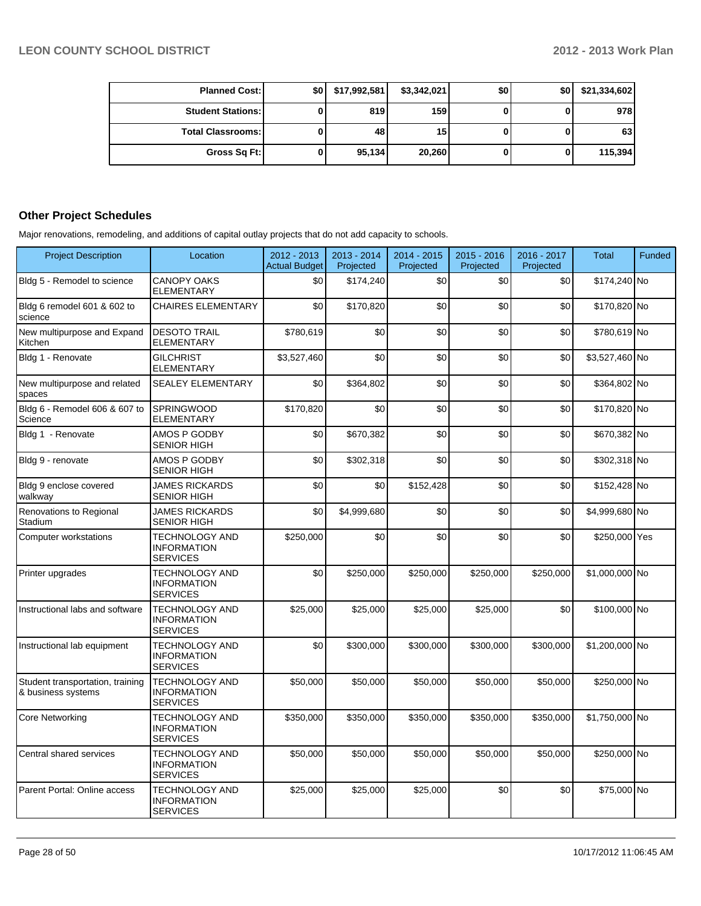| | | | | | | |
|---|---|---|---|---|---|---|
| **Planned Cost:** | $0 | $17,992,581 | $3,342,021 | $0 | $0 | $21,334,602 |
| **Student Stations:** | 0 | 819 | 159 | 0 | 0 | 978 |
| **Total Classrooms:** | 0 | 48 | 15 | 0 | 0 | 63 |
| **Gross Sq Ft:** | 0 | 95,134 | 20,260 | 0 | 0 | 115,394 |

## Other Project Schedules

Major renovations, remodeling, and additions of capital outlay projects that do not add capacity to schools.

| Project Description | Location | 2012 - 2013 Actual Budget | 2013 - 2014 Projected | 2014 - 2015 Projected | 2015 - 2016 Projected | 2016 - 2017 Projected | Total | Funded |
|---|---|---|---|---|---|---|---|---|
| Bldg 5 - Remodel to science | CANOPY OAKS ELEMENTARY | $0 | $174,240 | $0 | $0 | $0 | $174,240 | No |
| Bldg 6 remodel 601 & 602 to science | CHAIRES ELEMENTARY | $0 | $170,820 | $0 | $0 | $0 | $170,820 | No |
| New multipurpose and Expand Kitchen | DESOTO TRAIL ELEMENTARY | $780,619 | $0 | $0 | $0 | $0 | $780,619 | No |
| Bldg 1 - Renovate | GILCHRIST ELEMENTARY | $3,527,460 | $0 | $0 | $0 | $0 | $3,527,460 | No |
| New multipurpose and related spaces | SEALEY ELEMENTARY | $0 | $364,802 | $0 | $0 | $0 | $364,802 | No |
| Bldg 6 - Remodel 606 & 607 to Science | SPRINGWOOD ELEMENTARY | $170,820 | $0 | $0 | $0 | $0 | $170,820 | No |
| Bldg 1 - Renovate | AMOS P GODBY SENIOR HIGH | $0 | $670,382 | $0 | $0 | $0 | $670,382 | No |
| Bldg 9 - renovate | AMOS P GODBY SENIOR HIGH | $0 | $302,318 | $0 | $0 | $0 | $302,318 | No |
| Bldg 9 enclose covered walkway | JAMES RICKARDS SENIOR HIGH | $0 | $0 | $152,428 | $0 | $0 | $152,428 | No |
| Renovations to Regional Stadium | JAMES RICKARDS SENIOR HIGH | $0 | $4,999,680 | $0 | $0 | $0 | $4,999,680 | No |
| Computer workstations | TECHNOLOGY AND INFORMATION SERVICES | $250,000 | $0 | $0 | $0 | $0 | $250,000 | Yes |
| Printer upgrades | TECHNOLOGY AND INFORMATION SERVICES | $0 | $250,000 | $250,000 | $250,000 | $250,000 | $1,000,000 | No |
| Instructional labs and software | TECHNOLOGY AND INFORMATION SERVICES | $25,000 | $25,000 | $25,000 | $25,000 | $0 | $100,000 | No |
| Instructional lab equipment | TECHNOLOGY AND INFORMATION SERVICES | $0 | $300,000 | $300,000 | $300,000 | $300,000 | $1,200,000 | No |
| Student transportation, training & business systems | TECHNOLOGY AND INFORMATION SERVICES | $50,000 | $50,000 | $50,000 | $50,000 | $50,000 | $250,000 | No |
| Core Networking | TECHNOLOGY AND INFORMATION SERVICES | $350,000 | $350,000 | $350,000 | $350,000 | $350,000 | $1,750,000 | No |
| Central shared services | TECHNOLOGY AND INFORMATION SERVICES | $50,000 | $50,000 | $50,000 | $50,000 | $50,000 | $250,000 | No |
| Parent Portal: Online access | TECHNOLOGY AND INFORMATION SERVICES | $25,000 | $25,000 | $25,000 | $0 | $0 | $75,000 | No |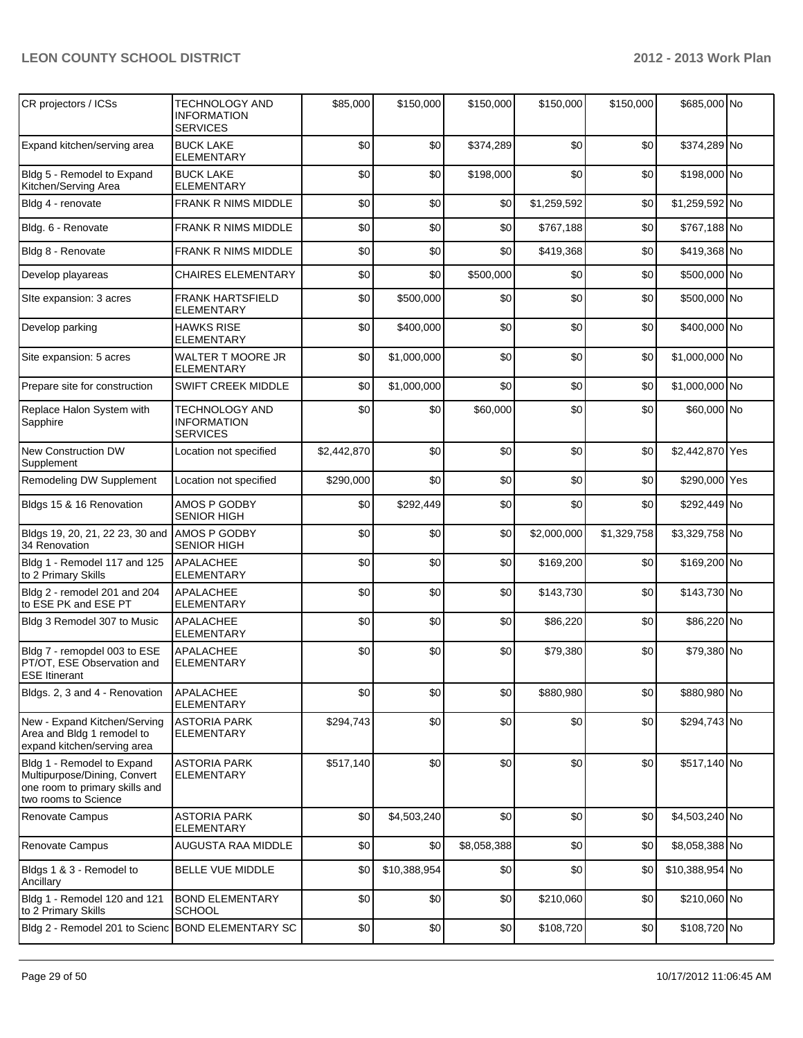| | | | | | | | | |
|---|---|---|---|---|---|---|---|---|
| CR projectors / ICSs | TECHNOLOGY AND INFORMATION SERVICES | $85,000 | $150,000 | $150,000 | $150,000 | $150,000 | $685,000 | No |
| Expand kitchen/serving area | BUCK LAKE ELEMENTARY | $0 | $0 | $374,289 | $0 | $0 | $374,289 | No |
| Bldg 5 - Remodel to Expand Kitchen/Serving Area | BUCK LAKE ELEMENTARY | $0 | $0 | $198,000 | $0 | $0 | $198,000 | No |
| Bldg 4 - renovate | FRANK R NIMS MIDDLE | $0 | $0 | $0 | $1,259,592 | $0 | $1,259,592 | No |
| Bldg. 6 - Renovate | FRANK R NIMS MIDDLE | $0 | $0 | $0 | $767,188 | $0 | $767,188 | No |
| Bldg 8 - Renovate | FRANK R NIMS MIDDLE | $0 | $0 | $0 | $419,368 | $0 | $419,368 | No |
| Develop playareas | CHAIRES ELEMENTARY | $0 | $0 | $500,000 | $0 | $0 | $500,000 | No |
| SIte expansion: 3 acres | FRANK HARTSFIELD ELEMENTARY | $0 | $500,000 | $0 | $0 | $0 | $500,000 | No |
| Develop parking | HAWKS RISE ELEMENTARY | $0 | $400,000 | $0 | $0 | $0 | $400,000 | No |
| Site expansion: 5 acres | WALTER T MOORE JR ELEMENTARY | $0 | $1,000,000 | $0 | $0 | $0 | $1,000,000 | No |
| Prepare site for construction | SWIFT CREEK MIDDLE | $0 | $1,000,000 | $0 | $0 | $0 | $1,000,000 | No |
| Replace Halon System with Sapphire | TECHNOLOGY AND INFORMATION SERVICES | $0 | $0 | $60,000 | $0 | $0 | $60,000 | No |
| New Construction DW Supplement | Location not specified | $2,442,870 | $0 | $0 | $0 | $0 | $2,442,870 | Yes |
| Remodeling DW Supplement | Location not specified | $290,000 | $0 | $0 | $0 | $0 | $290,000 | Yes |
| Bldgs 15 & 16 Renovation | AMOS P GODBY SENIOR HIGH | $0 | $292,449 | $0 | $0 | $0 | $292,449 | No |
| Bldgs 19, 20, 21, 22 23, 30 and 34 Renovation | AMOS P GODBY SENIOR HIGH | $0 | $0 | $0 | $2,000,000 | $1,329,758 | $3,329,758 | No |
| Bldg 1 - Remodel 117 and 125 to 2 Primary Skills | APALACHEE ELEMENTARY | $0 | $0 | $0 | $169,200 | $0 | $169,200 | No |
| Bldg 2 - remodel 201 and 204 to ESE PK and ESE PT | APALACHEE ELEMENTARY | $0 | $0 | $0 | $143,730 | $0 | $143,730 | No |
| Bldg 3 Remodel 307 to Music | APALACHEE ELEMENTARY | $0 | $0 | $0 | $86,220 | $0 | $86,220 | No |
| Bldg 7 - remopdel 003 to ESE PT/OT, ESE Observation and ESE Itinerant | APALACHEE ELEMENTARY | $0 | $0 | $0 | $79,380 | $0 | $79,380 | No |
| Bldgs. 2, 3 and 4 - Renovation | APALACHEE ELEMENTARY | $0 | $0 | $0 | $880,980 | $0 | $880,980 | No |
| New - Expand Kitchen/Serving Area and Bldg 1 remodel to expand kitchen/serving area | ASTORIA PARK ELEMENTARY | $294,743 | $0 | $0 | $0 | $0 | $294,743 | No |
| Bldg 1 - Remodel to Expand Multipurpose/Dining, Convert one room to primary skills and two rooms to Science | ASTORIA PARK ELEMENTARY | $517,140 | $0 | $0 | $0 | $0 | $517,140 | No |
| Renovate Campus | ASTORIA PARK ELEMENTARY | $0 | $4,503,240 | $0 | $0 | $0 | $4,503,240 | No |
| Renovate Campus | AUGUSTA RAA MIDDLE | $0 | $0 | $8,058,388 | $0 | $0 | $8,058,388 | No |
| Bldgs 1 & 3 - Remodel to Ancillary | BELLE VUE MIDDLE | $0 | $10,388,954 | $0 | $0 | $0 | $10,388,954 | No |
| Bldg 1 - Remodel 120 and 121 to 2 Primary Skills | BOND ELEMENTARY SCHOOL | $0 | $0 | $0 | $210,060 | $0 | $210,060 | No |
| Bldg 2 - Remodel 201 to Scienc | BOND ELEMENTARY SC | $0 | $0 | $0 | $108,720 | $0 | $108,720 | No |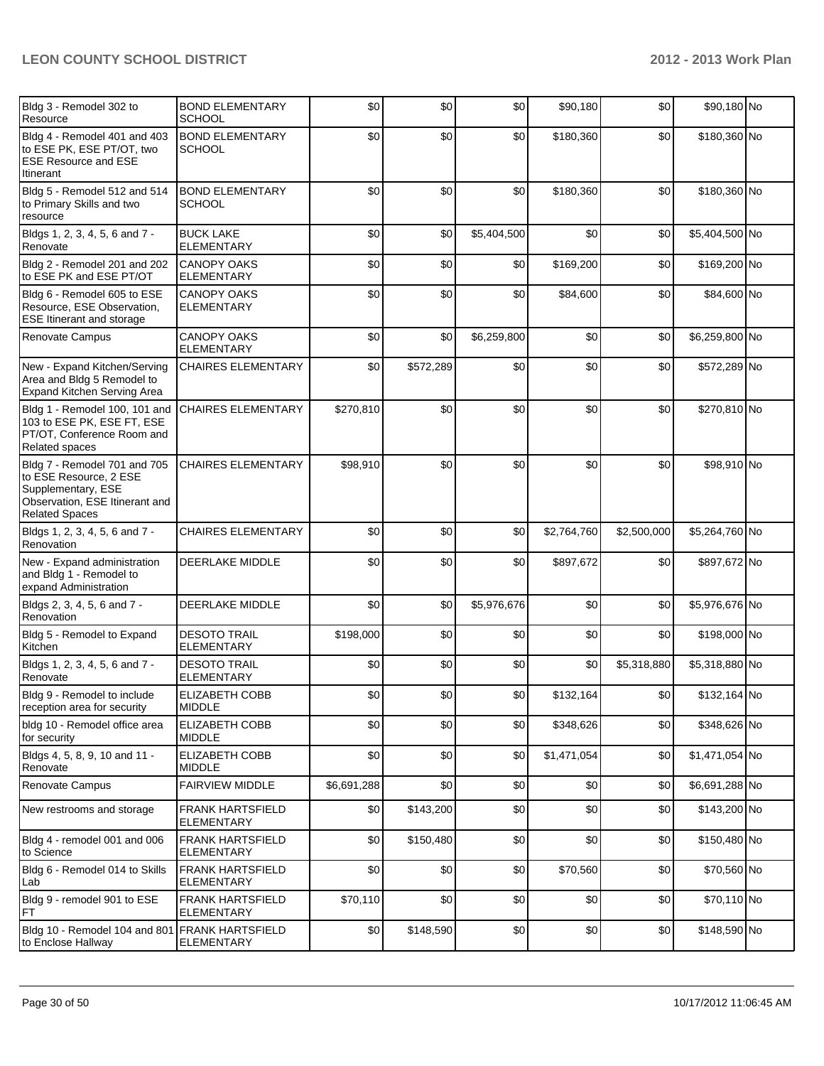| | | | | | | | | |
|---|---|---|---|---|---|---|---|---|
| Bldg 3 - Remodel 302 to Resource | BOND ELEMENTARY SCHOOL | $0 | $0 | $0 | $90,180 | $0 | $90,180 | No |
| Bldg 4 - Remodel 401 and 403 to ESE PK, ESE PT/OT, two ESE Resource and ESE Itinerant | BOND ELEMENTARY SCHOOL | $0 | $0 | $0 | $180,360 | $0 | $180,360 | No |
| Bldg 5 - Remodel 512 and 514 to Primary Skills and two resource | BOND ELEMENTARY SCHOOL | $0 | $0 | $0 | $180,360 | $0 | $180,360 | No |
| Bldgs 1, 2, 3, 4, 5, 6 and 7 - Renovate | BUCK LAKE ELEMENTARY | $0 | $0 | $5,404,500 | $0 | $0 | $5,404,500 | No |
| Bldg 2 - Remodel 201 and 202 to ESE PK and ESE PT/OT | CANOPY OAKS ELEMENTARY | $0 | $0 | $0 | $169,200 | $0 | $169,200 | No |
| Bldg 6 - Remodel 605 to ESE Resource, ESE Observation, ESE Itinerant and storage | CANOPY OAKS ELEMENTARY | $0 | $0 | $0 | $84,600 | $0 | $84,600 | No |
| Renovate Campus | CANOPY OAKS ELEMENTARY | $0 | $0 | $6,259,800 | $0 | $0 | $6,259,800 | No |
| New - Expand Kitchen/Serving Area and Bldg 5 Remodel to Expand Kitchen Serving Area | CHAIRES ELEMENTARY | $0 | $572,289 | $0 | $0 | $0 | $572,289 | No |
| Bldg 1 - Remodel 100, 101 and 103 to ESE PK, ESE FT, ESE PT/OT, Conference Room and Related spaces | CHAIRES ELEMENTARY | $270,810 | $0 | $0 | $0 | $0 | $270,810 | No |
| Bldg 7 - Remodel 701 and 705 to ESE Resource, 2 ESE Supplementary, ESE Observation, ESE Itinerant and Related Spaces | CHAIRES ELEMENTARY | $98,910 | $0 | $0 | $0 | $0 | $98,910 | No |
| Bldgs 1, 2, 3, 4, 5, 6 and 7 - Renovation | CHAIRES ELEMENTARY | $0 | $0 | $0 | $2,764,760 | $2,500,000 | $5,264,760 | No |
| New - Expand administration and Bldg 1 - Remodel to expand Administration | DEERLAKE MIDDLE | $0 | $0 | $0 | $897,672 | $0 | $897,672 | No |
| Bldgs 2, 3, 4, 5, 6 and 7 - Renovation | DEERLAKE MIDDLE | $0 | $0 | $5,976,676 | $0 | $0 | $5,976,676 | No |
| Bldg 5 - Remodel to Expand Kitchen | DESOTO TRAIL ELEMENTARY | $198,000 | $0 | $0 | $0 | $0 | $198,000 | No |
| Bldgs 1, 2, 3, 4, 5, 6 and 7 - Renovate | DESOTO TRAIL ELEMENTARY | $0 | $0 | $0 | $0 | $5,318,880 | $5,318,880 | No |
| Bldg 9 - Remodel to include reception area for security | ELIZABETH COBB MIDDLE | $0 | $0 | $0 | $132,164 | $0 | $132,164 | No |
| bldg 10 - Remodel office area for security | ELIZABETH COBB MIDDLE | $0 | $0 | $0 | $348,626 | $0 | $348,626 | No |
| Bldgs 4, 5, 8, 9, 10 and 11 - Renovate | ELIZABETH COBB MIDDLE | $0 | $0 | $0 | $1,471,054 | $0 | $1,471,054 | No |
| Renovate Campus | FAIRVIEW MIDDLE | $6,691,288 | $0 | $0 | $0 | $0 | $6,691,288 | No |
| New restrooms and storage | FRANK HARTSFIELD ELEMENTARY | $0 | $143,200 | $0 | $0 | $0 | $143,200 | No |
| Bldg 4 - remodel 001 and 006 to Science | FRANK HARTSFIELD ELEMENTARY | $0 | $150,480 | $0 | $0 | $0 | $150,480 | No |
| Bldg 6 - Remodel 014 to Skills Lab | FRANK HARTSFIELD ELEMENTARY | $0 | $0 | $0 | $70,560 | $0 | $70,560 | No |
| Bldg 9 - remodel 901 to ESE FT | FRANK HARTSFIELD ELEMENTARY | $70,110 | $0 | $0 | $0 | $0 | $70,110 | No |
| Bldg 10 - Remodel 104 and 801 to Enclose Hallway | FRANK HARTSFIELD ELEMENTARY | $0 | $148,590 | $0 | $0 | $0 | $148,590 | No |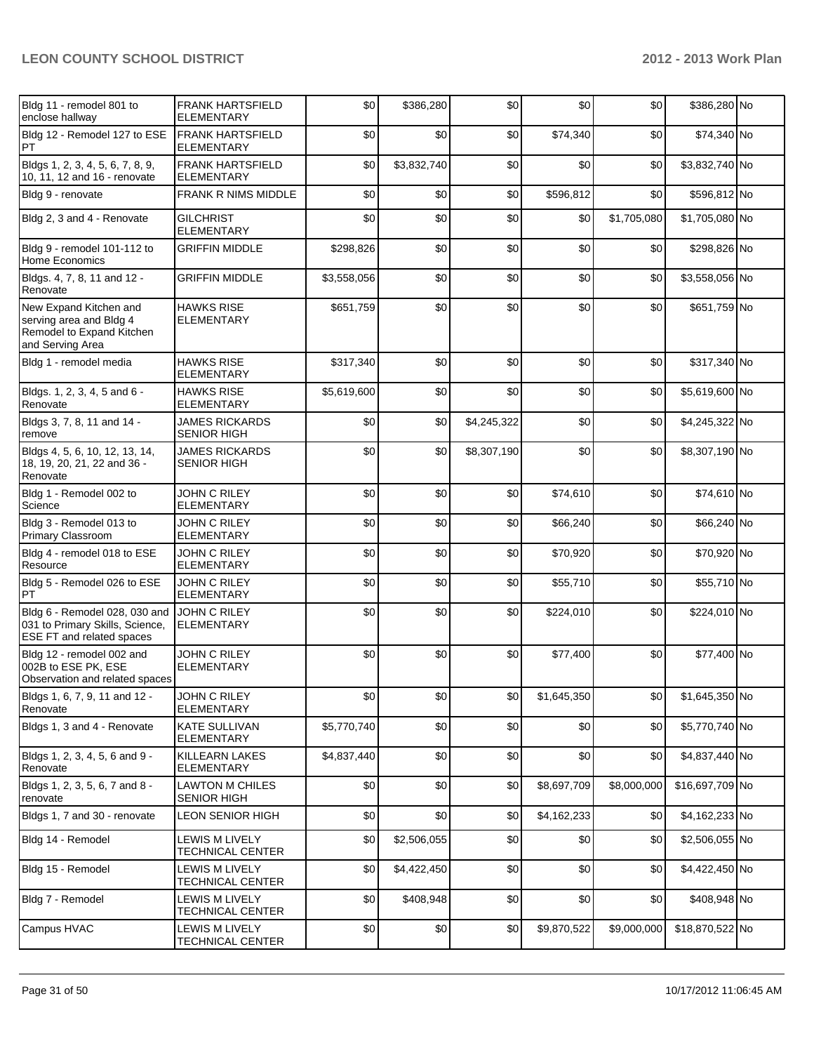| Bldg 11 - remodel 801 to enclose hallway | FRANK HARTSFIELD ELEMENTARY | $0 | $386,280 | $0 | $0 | $0 | $386,280 | No |
|---|---|---|---|---|---|---|---|---|
| Bldg 12 - Remodel 127 to ESE PT | FRANK HARTSFIELD ELEMENTARY | $0 | $0 | $0 | $74,340 | $0 | $74,340 | No |
| Bldgs 1, 2, 3, 4, 5, 6, 7, 8, 9, 10, 11, 12 and 16 - renovate | FRANK HARTSFIELD ELEMENTARY | $0 | $3,832,740 | $0 | $0 | $0 | $3,832,740 | No |
| Bldg 9 - renovate | FRANK R NIMS MIDDLE | $0 | $0 | $0 | $596,812 | $0 | $596,812 | No |
| Bldg 2, 3 and 4 - Renovate | GILCHRIST ELEMENTARY | $0 | $0 | $0 | $0 | $1,705,080 | $1,705,080 | No |
| Bldg 9 - remodel 101-112 to Home Economics | GRIFFIN MIDDLE | $298,826 | $0 | $0 | $0 | $0 | $298,826 | No |
| Bldgs. 4, 7, 8, 11 and 12 - Renovate | GRIFFIN MIDDLE | $3,558,056 | $0 | $0 | $0 | $0 | $3,558,056 | No |
| New Expand Kitchen and serving area and Bldg 4 Remodel to Expand Kitchen and Serving Area | HAWKS RISE ELEMENTARY | $651,759 | $0 | $0 | $0 | $0 | $651,759 | No |
| Bldg 1 - remodel media | HAWKS RISE ELEMENTARY | $317,340 | $0 | $0 | $0 | $0 | $317,340 | No |
| Bldgs. 1, 2, 3, 4, 5 and 6 - Renovate | HAWKS RISE ELEMENTARY | $5,619,600 | $0 | $0 | $0 | $0 | $5,619,600 | No |
| Bldgs 3, 7, 8, 11 and 14 - remove | JAMES RICKARDS SENIOR HIGH | $0 | $0 | $4,245,322 | $0 | $0 | $4,245,322 | No |
| Bldgs 4, 5, 6, 10, 12, 13, 14, 18, 19, 20, 21, 22 and 36 - Renovate | JAMES RICKARDS SENIOR HIGH | $0 | $0 | $8,307,190 | $0 | $0 | $8,307,190 | No |
| Bldg 1 - Remodel 002 to Science | JOHN C RILEY ELEMENTARY | $0 | $0 | $0 | $74,610 | $0 | $74,610 | No |
| Bldg 3 - Remodel 013 to Primary Classroom | JOHN C RILEY ELEMENTARY | $0 | $0 | $0 | $66,240 | $0 | $66,240 | No |
| Bldg 4 - remodel 018 to ESE Resource | JOHN C RILEY ELEMENTARY | $0 | $0 | $0 | $70,920 | $0 | $70,920 | No |
| Bldg 5 - Remodel 026 to ESE PT | JOHN C RILEY ELEMENTARY | $0 | $0 | $0 | $55,710 | $0 | $55,710 | No |
| Bldg 6 - Remodel 028, 030 and 031 to Primary Skills, Science, ESE FT and related spaces | JOHN C RILEY ELEMENTARY | $0 | $0 | $0 | $224,010 | $0 | $224,010 | No |
| Bldg 12 - remodel 002 and 002B to ESE PK, ESE Observation and related spaces | JOHN C RILEY ELEMENTARY | $0 | $0 | $0 | $77,400 | $0 | $77,400 | No |
| Bldgs 1, 6, 7, 9, 11 and 12 - Renovate | JOHN C RILEY ELEMENTARY | $0 | $0 | $0 | $1,645,350 | $0 | $1,645,350 | No |
| Bldgs 1, 3 and 4 - Renovate | KATE SULLIVAN ELEMENTARY | $5,770,740 | $0 | $0 | $0 | $0 | $5,770,740 | No |
| Bldgs 1, 2, 3, 4, 5, 6 and 9 - Renovate | KILLEARN LAKES ELEMENTARY | $4,837,440 | $0 | $0 | $0 | $0 | $4,837,440 | No |
| Bldgs 1, 2, 3, 5, 6, 7 and 8 - renovate | LAWTON M CHILES SENIOR HIGH | $0 | $0 | $0 | $8,697,709 | $8,000,000 | $16,697,709 | No |
| Bldgs 1, 7 and 30 - renovate | LEON SENIOR HIGH | $0 | $0 | $0 | $4,162,233 | $0 | $4,162,233 | No |
| Bldg 14 - Remodel | LEWIS M LIVELY TECHNICAL CENTER | $0 | $2,506,055 | $0 | $0 | $0 | $2,506,055 | No |
| Bldg 15 - Remodel | LEWIS M LIVELY TECHNICAL CENTER | $0 | $4,422,450 | $0 | $0 | $0 | $4,422,450 | No |
| Bldg 7 - Remodel | LEWIS M LIVELY TECHNICAL CENTER | $0 | $408,948 | $0 | $0 | $0 | $408,948 | No |
| Campus HVAC | LEWIS M LIVELY TECHNICAL CENTER | $0 | $0 | $0 | $9,870,522 | $9,000,000 | $18,870,522 | No |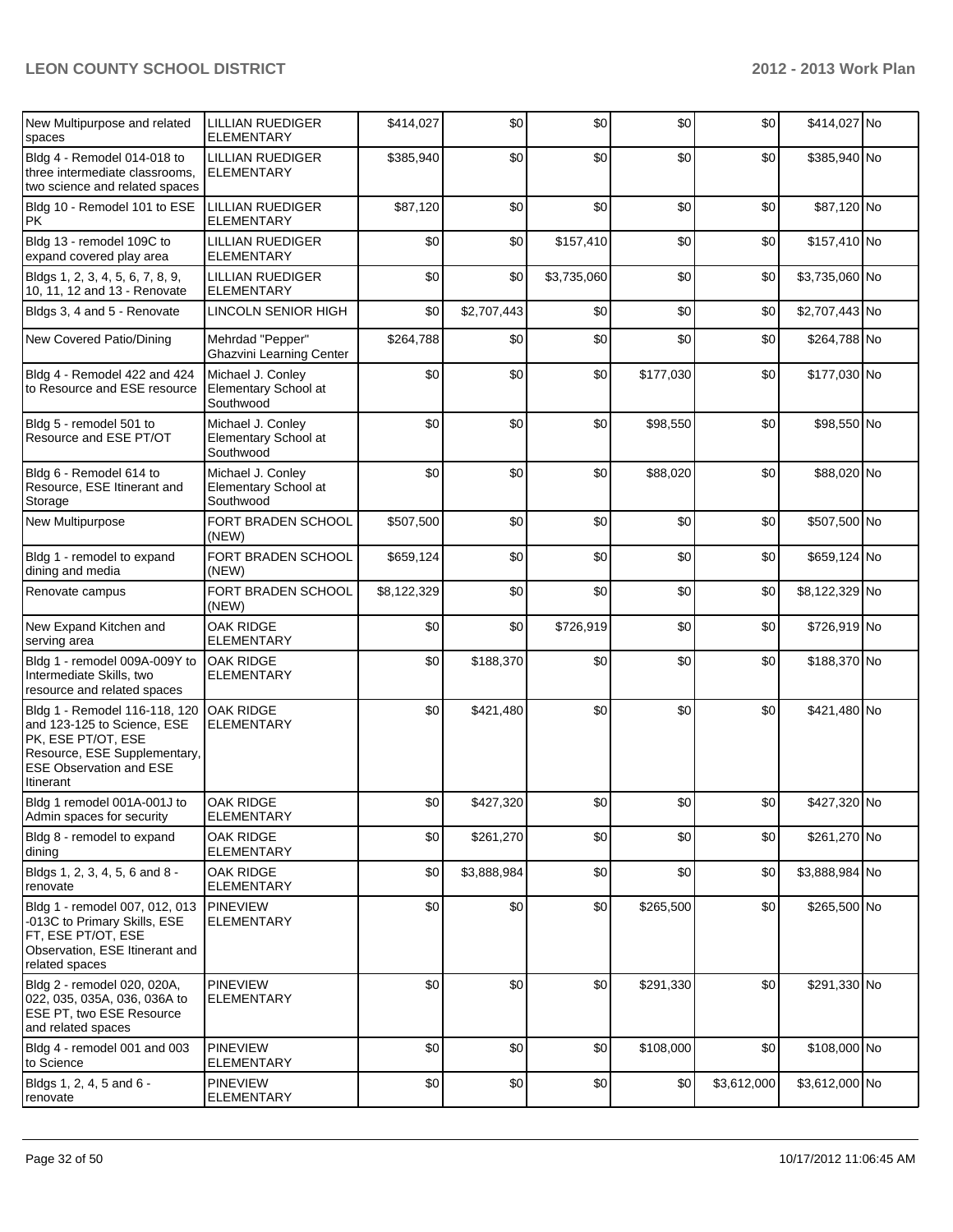| New Multipurpose and related spaces | LILLIAN RUEDIGER ELEMENTARY | $414,027 | $0 | $0 | $0 | $0 | $414,027 | No |
|---|---|---|---|---|---|---|---|---|
| Bldg 4 - Remodel 014-018 to three intermediate classrooms, two science and related spaces | LILLIAN RUEDIGER ELEMENTARY | $385,940 | $0 | $0 | $0 | $0 | $385,940 | No |
| Bldg 10 - Remodel 101 to ESE PK | LILLIAN RUEDIGER ELEMENTARY | $87,120 | $0 | $0 | $0 | $0 | $87,120 | No |
| Bldg 13 - remodel 109C to expand covered play area | LILLIAN RUEDIGER ELEMENTARY | $0 | $0 | $157,410 | $0 | $0 | $157,410 | No |
| Bldgs 1, 2, 3, 4, 5, 6, 7, 8, 9, 10, 11, 12 and 13 - Renovate | LILLIAN RUEDIGER ELEMENTARY | $0 | $0 | $3,735,060 | $0 | $0 | $3,735,060 | No |
| Bldgs 3, 4 and 5 - Renovate | LINCOLN SENIOR HIGH | $0 | $2,707,443 | $0 | $0 | $0 | $2,707,443 | No |
| New Covered Patio/Dining | Mehrdad "Pepper" Ghazvini Learning Center | $264,788 | $0 | $0 | $0 | $0 | $264,788 | No |
| Bldg 4 - Remodel 422 and 424 to Resource and ESE resource | Michael J. Conley Elementary School at Southwood | $0 | $0 | $0 | $177,030 | $0 | $177,030 | No |
| Bldg 5 - remodel 501 to Resource and ESE PT/OT | Michael J. Conley Elementary School at Southwood | $0 | $0 | $0 | $98,550 | $0 | $98,550 | No |
| Bldg 6 - Remodel 614 to Resource, ESE Itinerant and Storage | Michael J. Conley Elementary School at Southwood | $0 | $0 | $0 | $88,020 | $0 | $88,020 | No |
| New Multipurpose | FORT BRADEN SCHOOL (NEW) | $507,500 | $0 | $0 | $0 | $0 | $507,500 | No |
| Bldg 1 - remodel to expand dining and media | FORT BRADEN SCHOOL (NEW) | $659,124 | $0 | $0 | $0 | $0 | $659,124 | No |
| Renovate campus | FORT BRADEN SCHOOL (NEW) | $8,122,329 | $0 | $0 | $0 | $0 | $8,122,329 | No |
| New Expand Kitchen and serving area | OAK RIDGE ELEMENTARY | $0 | $0 | $726,919 | $0 | $0 | $726,919 | No |
| Bldg 1 - remodel 009A-009Y to Intermediate Skills, two resource and related spaces | OAK RIDGE ELEMENTARY | $0 | $188,370 | $0 | $0 | $0 | $188,370 | No |
| Bldg 1 - Remodel 116-118, 120 and 123-125 to Science, ESE PK, ESE PT/OT, ESE Resource, ESE Supplementary, ESE Observation and ESE Itinerant | OAK RIDGE ELEMENTARY | $0 | $421,480 | $0 | $0 | $0 | $421,480 | No |
| Bldg 1 remodel 001A-001J to Admin spaces for security | OAK RIDGE ELEMENTARY | $0 | $427,320 | $0 | $0 | $0 | $427,320 | No |
| Bldg 8 - remodel to expand dining | OAK RIDGE ELEMENTARY | $0 | $261,270 | $0 | $0 | $0 | $261,270 | No |
| Bldgs 1, 2, 3, 4, 5, 6 and 8 - renovate | OAK RIDGE ELEMENTARY | $0 | $3,888,984 | $0 | $0 | $0 | $3,888,984 | No |
| Bldg 1 - remodel 007, 012, 013 -013C to Primary Skills, ESE FT, ESE PT/OT, ESE Observation, ESE Itinerant and related spaces | PINEVIEW ELEMENTARY | $0 | $0 | $0 | $265,500 | $0 | $265,500 | No |
| Bldg 2 - remodel 020, 020A, 022, 035, 035A, 036, 036A to ESE PT, two ESE Resource and related spaces | PINEVIEW ELEMENTARY | $0 | $0 | $0 | $291,330 | $0 | $291,330 | No |
| Bldg 4 - remodel 001 and 003 to Science | PINEVIEW ELEMENTARY | $0 | $0 | $0 | $108,000 | $0 | $108,000 | No |
| Bldgs 1, 2, 4, 5 and 6 - renovate | PINEVIEW ELEMENTARY | $0 | $0 | $0 | $0 | $3,612,000 | $3,612,000 | No |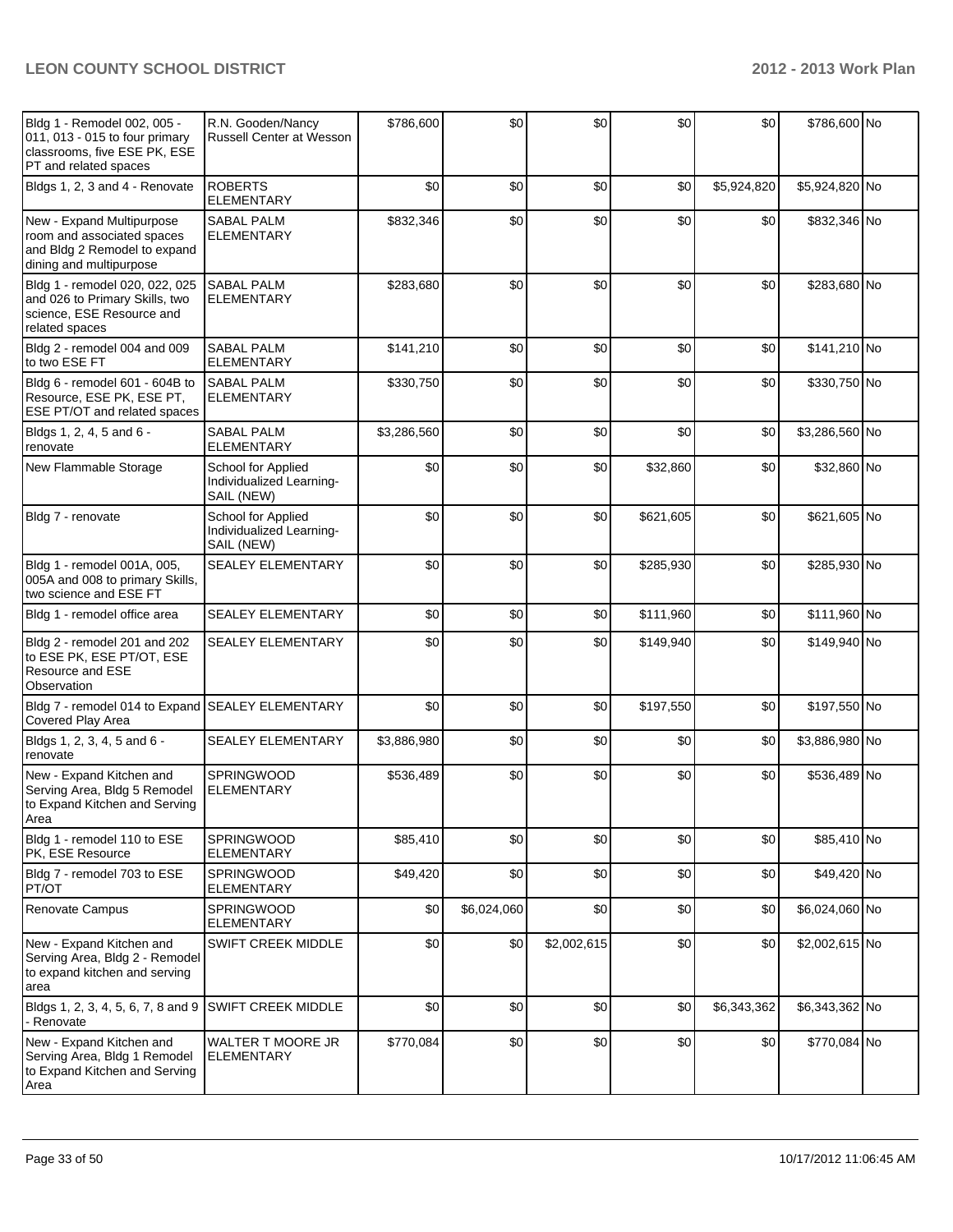| | | | | | | | | |
|---|---|---|---|---|---|---|---|---|
| Bldg 1 - Remodel 002, 005 - 011, 013 - 015 to four primary classrooms, five ESE PK, ESE PT and related spaces | R.N. Gooden/Nancy Russell Center at Wesson | $786,600 | $0 | $0 | $0 | $0 | $786,600 | No |
| Bldgs 1, 2, 3 and 4 - Renovate | ROBERTS ELEMENTARY | $0 | $0 | $0 | $0 | $5,924,820 | $5,924,820 | No |
| New - Expand Multipurpose room and associated spaces and Bldg 2 Remodel to expand dining and multipurpose | SABAL PALM ELEMENTARY | $832,346 | $0 | $0 | $0 | $0 | $832,346 | No |
| Bldg 1 - remodel 020, 022, 025 and 026 to Primary Skills, two science, ESE Resource and related spaces | SABAL PALM ELEMENTARY | $283,680 | $0 | $0 | $0 | $0 | $283,680 | No |
| Bldg 2 - remodel 004 and 009 to two ESE FT | SABAL PALM ELEMENTARY | $141,210 | $0 | $0 | $0 | $0 | $141,210 | No |
| Bldg 6 - remodel 601 - 604B to Resource, ESE PK, ESE PT, ESE PT/OT and related spaces | SABAL PALM ELEMENTARY | $330,750 | $0 | $0 | $0 | $0 | $330,750 | No |
| Bldgs 1, 2, 4, 5 and 6 - renovate | SABAL PALM ELEMENTARY | $3,286,560 | $0 | $0 | $0 | $0 | $3,286,560 | No |
| New Flammable Storage | School for Applied Individualized Learning-SAIL (NEW) | $0 | $0 | $0 | $32,860 | $0 | $32,860 | No |
| Bldg 7 - renovate | School for Applied Individualized Learning-SAIL (NEW) | $0 | $0 | $0 | $621,605 | $0 | $621,605 | No |
| Bldg 1 - remodel 001A, 005, 005A and 008 to primary Skills, two science and ESE FT | SEALEY ELEMENTARY | $0 | $0 | $0 | $285,930 | $0 | $285,930 | No |
| Bldg 1 - remodel office area | SEALEY ELEMENTARY | $0 | $0 | $0 | $111,960 | $0 | $111,960 | No |
| Bldg 2 - remodel 201 and 202 to ESE PK, ESE PT/OT, ESE Resource and ESE Observation | SEALEY ELEMENTARY | $0 | $0 | $0 | $149,940 | $0 | $149,940 | No |
| Bldg 7 - remodel 014 to Expand Covered Play Area | SEALEY ELEMENTARY | $0 | $0 | $0 | $197,550 | $0 | $197,550 | No |
| Bldgs 1, 2, 3, 4, 5 and 6 - renovate | SEALEY ELEMENTARY | $3,886,980 | $0 | $0 | $0 | $0 | $3,886,980 | No |
| New - Expand Kitchen and Serving Area, Bldg 5 Remodel to Expand Kitchen and Serving Area | SPRINGWOOD ELEMENTARY | $536,489 | $0 | $0 | $0 | $0 | $536,489 | No |
| Bldg 1 - remodel 110 to ESE PK, ESE Resource | SPRINGWOOD ELEMENTARY | $85,410 | $0 | $0 | $0 | $0 | $85,410 | No |
| Bldg 7 - remodel 703 to ESE PT/OT | SPRINGWOOD ELEMENTARY | $49,420 | $0 | $0 | $0 | $0 | $49,420 | No |
| Renovate Campus | SPRINGWOOD ELEMENTARY | $0 | $6,024,060 | $0 | $0 | $0 | $6,024,060 | No |
| New - Expand Kitchen and Serving Area, Bldg 2 - Remodel to expand kitchen and serving area | SWIFT CREEK MIDDLE | $0 | $0 | $2,002,615 | $0 | $0 | $2,002,615 | No |
| Bldgs 1, 2, 3, 4, 5, 6, 7, 8 and 9 - Renovate | SWIFT CREEK MIDDLE | $0 | $0 | $0 | $0 | $6,343,362 | $6,343,362 | No |
| New - Expand Kitchen and Serving Area, Bldg 1 Remodel to Expand Kitchen and Serving Area | WALTER T MOORE JR ELEMENTARY | $770,084 | $0 | $0 | $0 | $0 | $770,084 | No |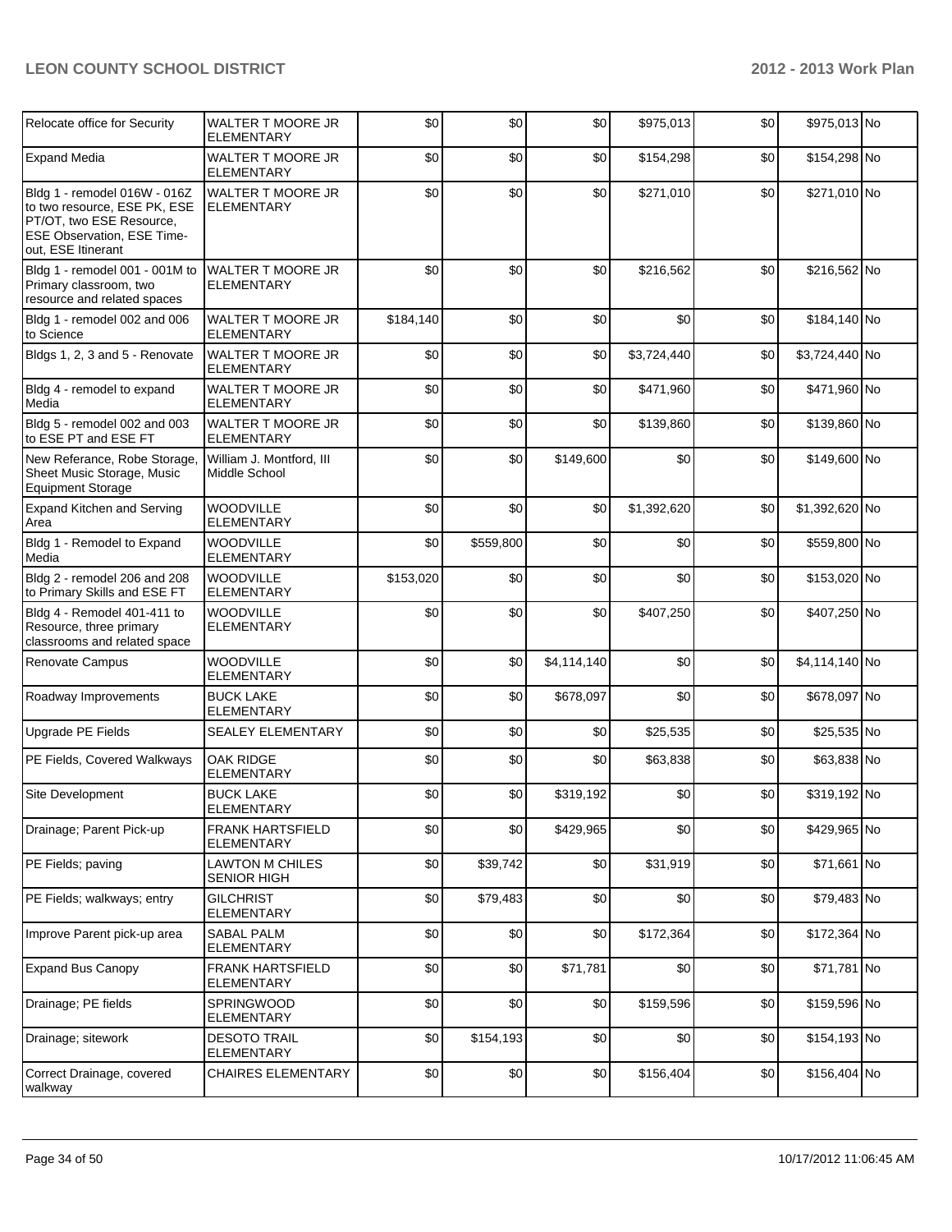| Relocate office for Security | WALTER T MOORE JR ELEMENTARY | $0 | $0 | $0 | $975,013 | $0 | $975,013 | No |
|---|---|---|---|---|---|---|---|---|
| Expand Media | WALTER T MOORE JR ELEMENTARY | $0 | $0 | $0 | $154,298 | $0 | $154,298 | No |
| Bldg 1 - remodel 016W - 016Z to two resource, ESE PK, ESE PT/OT, two ESE Resource, ESE Observation, ESE Time-out, ESE Itinerant | WALTER T MOORE JR ELEMENTARY | $0 | $0 | $0 | $271,010 | $0 | $271,010 | No |
| Bldg 1 - remodel 001 - 001M to Primary classroom, two resource and related spaces | WALTER T MOORE JR ELEMENTARY | $0 | $0 | $0 | $216,562 | $0 | $216,562 | No |
| Bldg 1 - remodel 002 and 006 to Science | WALTER T MOORE JR ELEMENTARY | $184,140 | $0 | $0 | $0 | $0 | $184,140 | No |
| Bldgs 1, 2, 3 and 5 - Renovate | WALTER T MOORE JR ELEMENTARY | $0 | $0 | $0 | $3,724,440 | $0 | $3,724,440 | No |
| Bldg 4 - remodel to expand Media | WALTER T MOORE JR ELEMENTARY | $0 | $0 | $0 | $471,960 | $0 | $471,960 | No |
| Bldg 5 - remodel 002 and 003 to ESE PT and ESE FT | WALTER T MOORE JR ELEMENTARY | $0 | $0 | $0 | $139,860 | $0 | $139,860 | No |
| New Referance, Robe Storage, Sheet Music Storage, Music Equipment Storage | William J. Montford, III Middle School | $0 | $0 | $149,600 | $0 | $0 | $149,600 | No |
| Expand Kitchen and Serving Area | WOODVILLE ELEMENTARY | $0 | $0 | $0 | $1,392,620 | $0 | $1,392,620 | No |
| Bldg 1 - Remodel to Expand Media | WOODVILLE ELEMENTARY | $0 | $559,800 | $0 | $0 | $0 | $559,800 | No |
| Bldg 2 - remodel 206 and 208 to Primary Skills and ESE FT | WOODVILLE ELEMENTARY | $153,020 | $0 | $0 | $0 | $0 | $153,020 | No |
| Bldg 4 - Remodel 401-411 to Resource, three primary classrooms and related space | WOODVILLE ELEMENTARY | $0 | $0 | $0 | $407,250 | $0 | $407,250 | No |
| Renovate Campus | WOODVILLE ELEMENTARY | $0 | $0 | $4,114,140 | $0 | $0 | $4,114,140 | No |
| Roadway Improvements | BUCK LAKE ELEMENTARY | $0 | $0 | $678,097 | $0 | $0 | $678,097 | No |
| Upgrade PE Fields | SEALEY ELEMENTARY | $0 | $0 | $0 | $25,535 | $0 | $25,535 | No |
| PE Fields, Covered Walkways | OAK RIDGE ELEMENTARY | $0 | $0 | $0 | $63,838 | $0 | $63,838 | No |
| Site Development | BUCK LAKE ELEMENTARY | $0 | $0 | $319,192 | $0 | $0 | $319,192 | No |
| Drainage; Parent Pick-up | FRANK HARTSFIELD ELEMENTARY | $0 | $0 | $429,965 | $0 | $0 | $429,965 | No |
| PE Fields; paving | LAWTON M CHILES SENIOR HIGH | $0 | $39,742 | $0 | $31,919 | $0 | $71,661 | No |
| PE Fields; walkways; entry | GILCHRIST ELEMENTARY | $0 | $79,483 | $0 | $0 | $0 | $79,483 | No |
| Improve Parent pick-up area | SABAL PALM ELEMENTARY | $0 | $0 | $0 | $172,364 | $0 | $172,364 | No |
| Expand Bus Canopy | FRANK HARTSFIELD ELEMENTARY | $0 | $0 | $71,781 | $0 | $0 | $71,781 | No |
| Drainage; PE fields | SPRINGWOOD ELEMENTARY | $0 | $0 | $0 | $159,596 | $0 | $159,596 | No |
| Drainage; sitework | DESOTO TRAIL ELEMENTARY | $0 | $154,193 | $0 | $0 | $0 | $154,193 | No |
| Correct Drainage, covered walkway | CHAIRES ELEMENTARY | $0 | $0 | $0 | $156,404 | $0 | $156,404 | No |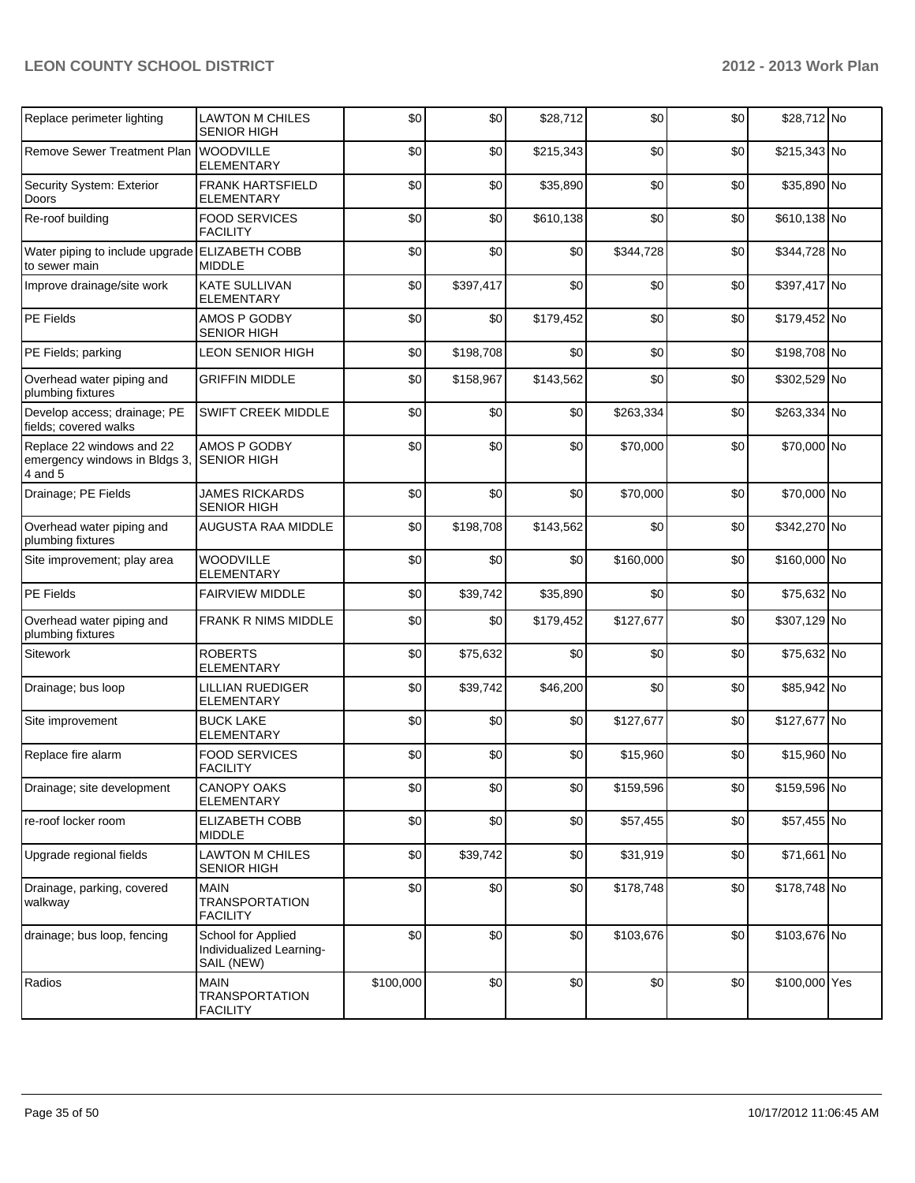| Replace perimeter lighting | LAWTON M CHILES SENIOR HIGH | $0 | $0 | $28,712 | $0 | $0 | $28,712 | No |
|---|---|---|---|---|---|---|---|---|
| Remove Sewer Treatment Plan | WOODVILLE ELEMENTARY | $0 | $0 | $215,343 | $0 | $0 | $215,343 | No |
| Security System: Exterior Doors | FRANK HARTSFIELD ELEMENTARY | $0 | $0 | $35,890 | $0 | $0 | $35,890 | No |
| Re-roof building | FOOD SERVICES FACILITY | $0 | $0 | $610,138 | $0 | $0 | $610,138 | No |
| Water piping to include upgrade to sewer main | ELIZABETH COBB MIDDLE | $0 | $0 | $0 | $344,728 | $0 | $344,728 | No |
| Improve drainage/site work | KATE SULLIVAN ELEMENTARY | $0 | $397,417 | $0 | $0 | $0 | $397,417 | No |
| PE Fields | AMOS P GODBY SENIOR HIGH | $0 | $0 | $179,452 | $0 | $0 | $179,452 | No |
| PE Fields; parking | LEON SENIOR HIGH | $0 | $198,708 | $0 | $0 | $0 | $198,708 | No |
| Overhead water piping and plumbing fixtures | GRIFFIN MIDDLE | $0 | $158,967 | $143,562 | $0 | $0 | $302,529 | No |
| Develop access; drainage; PE fields; covered walks | SWIFT CREEK MIDDLE | $0 | $0 | $0 | $263,334 | $0 | $263,334 | No |
| Replace 22 windows and 22 emergency windows in Bldgs 3, 4 and 5 | AMOS P GODBY SENIOR HIGH | $0 | $0 | $0 | $70,000 | $0 | $70,000 | No |
| Drainage; PE Fields | JAMES RICKARDS SENIOR HIGH | $0 | $0 | $0 | $70,000 | $0 | $70,000 | No |
| Overhead water piping and plumbing fixtures | AUGUSTA RAA MIDDLE | $0 | $198,708 | $143,562 | $0 | $0 | $342,270 | No |
| Site improvement; play area | WOODVILLE ELEMENTARY | $0 | $0 | $0 | $160,000 | $0 | $160,000 | No |
| PE Fields | FAIRVIEW MIDDLE | $0 | $39,742 | $35,890 | $0 | $0 | $75,632 | No |
| Overhead water piping and plumbing fixtures | FRANK R NIMS MIDDLE | $0 | $0 | $179,452 | $127,677 | $0 | $307,129 | No |
| Sitework | ROBERTS ELEMENTARY | $0 | $75,632 | $0 | $0 | $0 | $75,632 | No |
| Drainage; bus loop | LILLIAN RUEDIGER ELEMENTARY | $0 | $39,742 | $46,200 | $0 | $0 | $85,942 | No |
| Site improvement | BUCK LAKE ELEMENTARY | $0 | $0 | $0 | $127,677 | $0 | $127,677 | No |
| Replace fire alarm | FOOD SERVICES FACILITY | $0 | $0 | $0 | $15,960 | $0 | $15,960 | No |
| Drainage; site development | CANOPY OAKS ELEMENTARY | $0 | $0 | $0 | $159,596 | $0 | $159,596 | No |
| re-roof locker room | ELIZABETH COBB MIDDLE | $0 | $0 | $0 | $57,455 | $0 | $57,455 | No |
| Upgrade regional fields | LAWTON M CHILES SENIOR HIGH | $0 | $39,742 | $0 | $31,919 | $0 | $71,661 | No |
| Drainage, parking, covered walkway | MAIN TRANSPORTATION FACILITY | $0 | $0 | $0 | $178,748 | $0 | $178,748 | No |
| drainage; bus loop, fencing | School for Applied Individualized Learning-SAIL (NEW) | $0 | $0 | $0 | $103,676 | $0 | $103,676 | No |
| Radios | MAIN TRANSPORTATION FACILITY | $100,000 | $0 | $0 | $0 | $0 | $100,000 | Yes |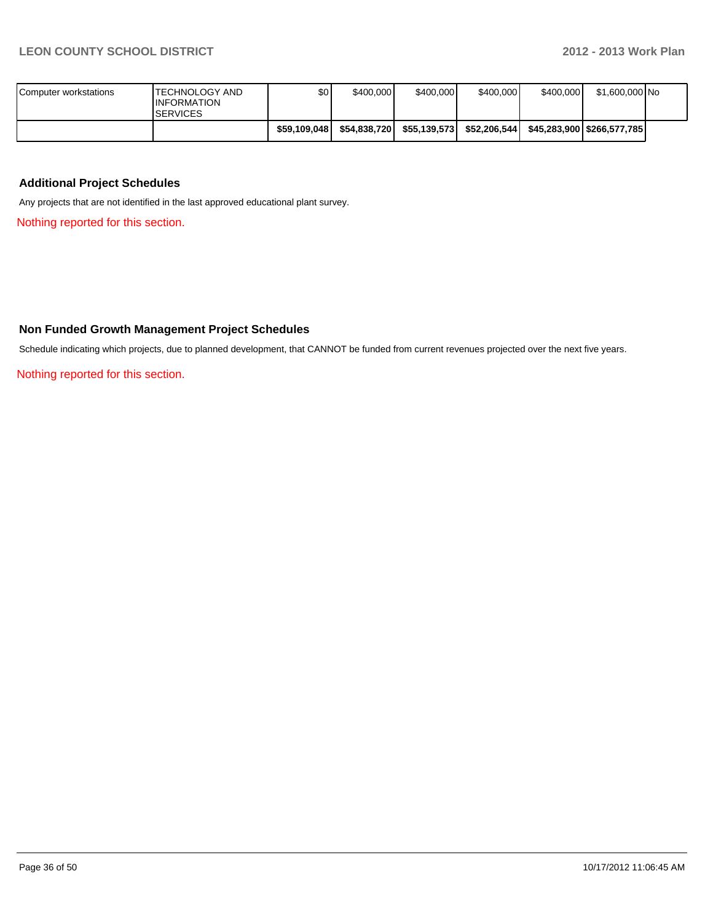| | | | | | | | | |
|---|---|---|---|---|---|---|---|---|
| Computer workstations | TECHNOLOGY AND INFORMATION SERVICES | $0 | $400,000 | $400,000 | $400,000 | $400,000 | $1,600,000 | No |
| | | **$59,109,048** | **$54,838,720** | **$55,139,573** | **$52,206,544** | **$45,283,900** | **$266,577,785** | |

### Additional Project Schedules

Any projects that are not identified in the last approved educational plant survey.

Nothing reported for this section.

### Non Funded Growth Management Project Schedules

Schedule indicating which projects, due to planned development, that CANNOT be funded from current revenues projected over the next five years.

Nothing reported for this section.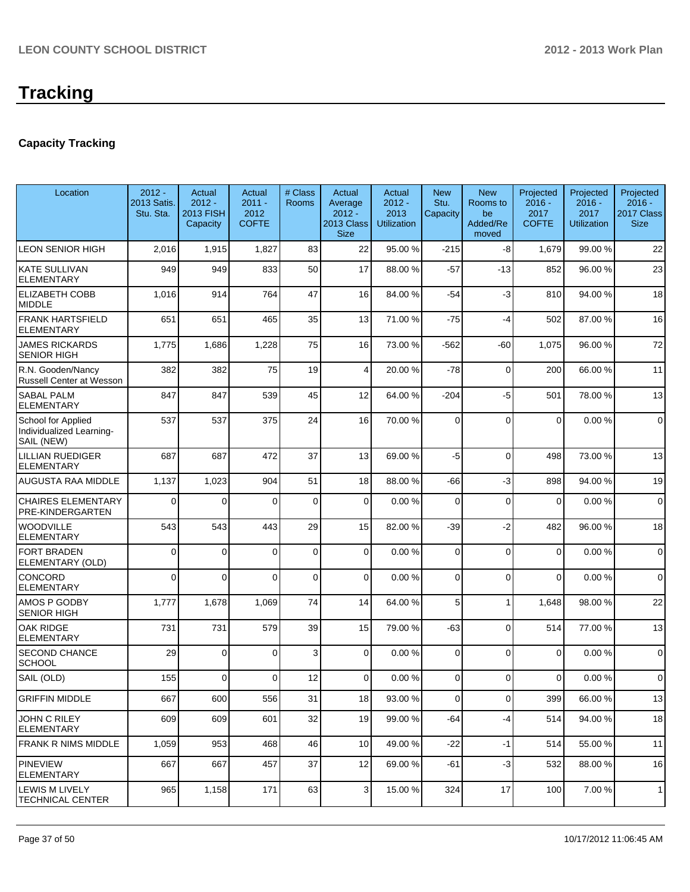# Tracking

### Capacity Tracking

| Location | 2012 - 2013 Satis. Stu. Sta. | Actual 2012 - 2013 FISH Capacity | Actual 2011 - 2012 COFTE | # Class Rooms | Actual Average 2012 - 2013 Class Size | Actual 2012 - 2013 Utilization | New Stu. Capacity | New Rooms to be Added/Removed | Projected 2016 - 2017 COFTE | Projected 2016 - 2017 Utilization | Projected 2016 - 2017 Class Size |
|---|---|---|---|---|---|---|---|---|---|---|---|
| LEON SENIOR HIGH | 2,016 | 1,915 | 1,827 | 83 | 22 | 95.00 % | -215 | -8 | 1,679 | 99.00 % | 22 |
| KATE SULLIVAN ELEMENTARY | 949 | 949 | 833 | 50 | 17 | 88.00 % | -57 | -13 | 852 | 96.00 % | 23 |
| ELIZABETH COBB MIDDLE | 1,016 | 914 | 764 | 47 | 16 | 84.00 % | -54 | -3 | 810 | 94.00 % | 18 |
| FRANK HARTSFIELD ELEMENTARY | 651 | 651 | 465 | 35 | 13 | 71.00 % | -75 | -4 | 502 | 87.00 % | 16 |
| JAMES RICKARDS SENIOR HIGH | 1,775 | 1,686 | 1,228 | 75 | 16 | 73.00 % | -562 | -60 | 1,075 | 96.00 % | 72 |
| R.N. Gooden/Nancy Russell Center at Wesson | 382 | 382 | 75 | 19 | 4 | 20.00 % | -78 | 0 | 200 | 66.00 % | 11 |
| SABAL PALM ELEMENTARY | 847 | 847 | 539 | 45 | 12 | 64.00 % | -204 | -5 | 501 | 78.00 % | 13 |
| School for Applied Individualized Learning-SAIL (NEW) | 537 | 537 | 375 | 24 | 16 | 70.00 % | 0 | 0 | 0 | 0.00 % | 0 |
| LILLIAN RUEDIGER ELEMENTARY | 687 | 687 | 472 | 37 | 13 | 69.00 % | -5 | 0 | 498 | 73.00 % | 13 |
| AUGUSTA RAA MIDDLE | 1,137 | 1,023 | 904 | 51 | 18 | 88.00 % | -66 | -3 | 898 | 94.00 % | 19 |
| CHAIRES ELEMENTARY PRE-KINDERGARTEN | 0 | 0 | 0 | 0 | 0 | 0.00 % | 0 | 0 | 0 | 0.00 % | 0 |
| WOODVILLE ELEMENTARY | 543 | 543 | 443 | 29 | 15 | 82.00 % | -39 | -2 | 482 | 96.00 % | 18 |
| FORT BRADEN ELEMENTARY (OLD) | 0 | 0 | 0 | 0 | 0 | 0.00 % | 0 | 0 | 0 | 0.00 % | 0 |
| CONCORD ELEMENTARY | 0 | 0 | 0 | 0 | 0 | 0.00 % | 0 | 0 | 0 | 0.00 % | 0 |
| AMOS P GODBY SENIOR HIGH | 1,777 | 1,678 | 1,069 | 74 | 14 | 64.00 % | 5 | 1 | 1,648 | 98.00 % | 22 |
| OAK RIDGE ELEMENTARY | 731 | 731 | 579 | 39 | 15 | 79.00 % | -63 | 0 | 514 | 77.00 % | 13 |
| SECOND CHANCE SCHOOL | 29 | 0 | 0 | 3 | 0 | 0.00 % | 0 | 0 | 0 | 0.00 % | 0 |
| SAIL (OLD) | 155 | 0 | 0 | 12 | 0 | 0.00 % | 0 | 0 | 0 | 0.00 % | 0 |
| GRIFFIN MIDDLE | 667 | 600 | 556 | 31 | 18 | 93.00 % | 0 | 0 | 399 | 66.00 % | 13 |
| JOHN C RILEY ELEMENTARY | 609 | 609 | 601 | 32 | 19 | 99.00 % | -64 | -4 | 514 | 94.00 % | 18 |
| FRANK R NIMS MIDDLE | 1,059 | 953 | 468 | 46 | 10 | 49.00 % | -22 | -1 | 514 | 55.00 % | 11 |
| PINEVIEW ELEMENTARY | 667 | 667 | 457 | 37 | 12 | 69.00 % | -61 | -3 | 532 | 88.00 % | 16 |
| LEWIS M LIVELY TECHNICAL CENTER | 965 | 1,158 | 171 | 63 | 3 | 15.00 % | 324 | 17 | 100 | 7.00 % | 1 |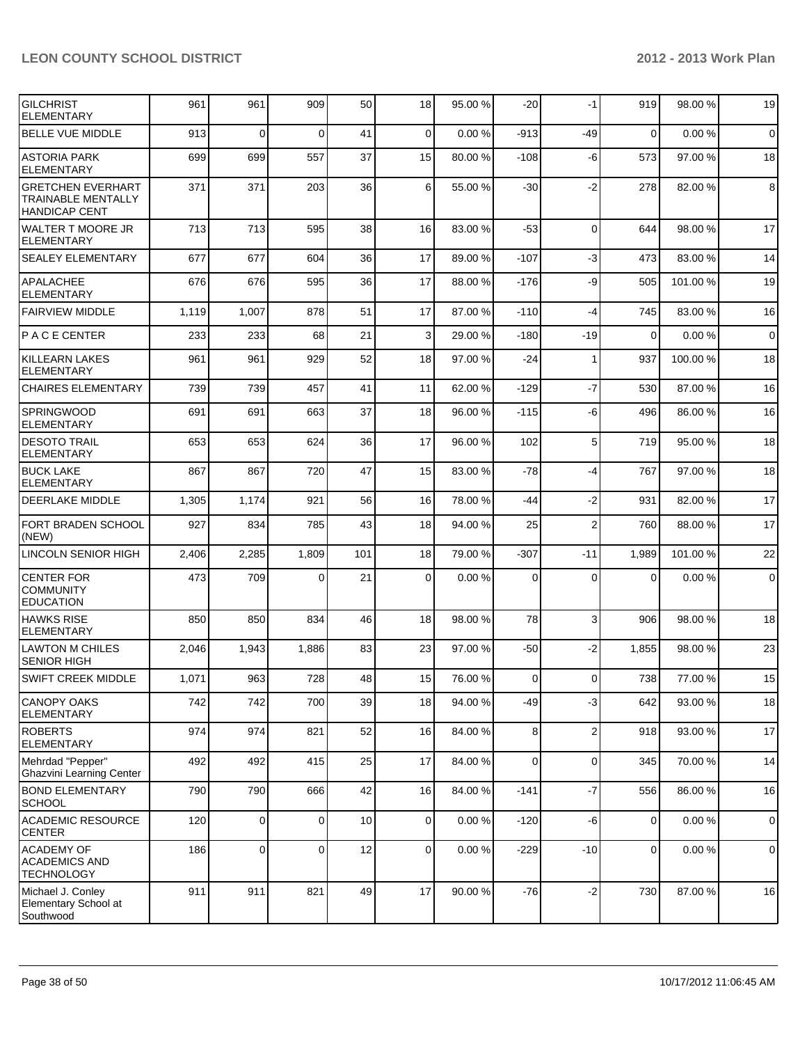| GILCHRIST ELEMENTARY | 961 | 961 | 909 | 50 | 18 | 95.00 % | -20 | -1 | 919 | 98.00 % | 19 |
|---|---|---|---|---|---|---|---|---|---|---|---|
| BELLE VUE MIDDLE | 913 | 0 | 0 | 41 | 0 | 0.00 % | -913 | -49 | 0 | 0.00 % | 0 |
| ASTORIA PARK ELEMENTARY | 699 | 699 | 557 | 37 | 15 | 80.00 % | -108 | -6 | 573 | 97.00 % | 18 |
| GRETCHEN EVERHART TRAINABLE MENTALLY HANDICAP CENT | 371 | 371 | 203 | 36 | 6 | 55.00 % | -30 | -2 | 278 | 82.00 % | 8 |
| WALTER T MOORE JR ELEMENTARY | 713 | 713 | 595 | 38 | 16 | 83.00 % | -53 | 0 | 644 | 98.00 % | 17 |
| SEALEY ELEMENTARY | 677 | 677 | 604 | 36 | 17 | 89.00 % | -107 | -3 | 473 | 83.00 % | 14 |
| APALACHEE ELEMENTARY | 676 | 676 | 595 | 36 | 17 | 88.00 % | -176 | -9 | 505 | 101.00 % | 19 |
| FAIRVIEW MIDDLE | 1,119 | 1,007 | 878 | 51 | 17 | 87.00 % | -110 | -4 | 745 | 83.00 % | 16 |
| P A C E CENTER | 233 | 233 | 68 | 21 | 3 | 29.00 % | -180 | -19 | 0 | 0.00 % | 0 |
| KILLEARN LAKES ELEMENTARY | 961 | 961 | 929 | 52 | 18 | 97.00 % | -24 | 1 | 937 | 100.00 % | 18 |
| CHAIRES ELEMENTARY | 739 | 739 | 457 | 41 | 11 | 62.00 % | -129 | -7 | 530 | 87.00 % | 16 |
| SPRINGWOOD ELEMENTARY | 691 | 691 | 663 | 37 | 18 | 96.00 % | -115 | -6 | 496 | 86.00 % | 16 |
| DESOTO TRAIL ELEMENTARY | 653 | 653 | 624 | 36 | 17 | 96.00 % | 102 | 5 | 719 | 95.00 % | 18 |
| BUCK LAKE ELEMENTARY | 867 | 867 | 720 | 47 | 15 | 83.00 % | -78 | -4 | 767 | 97.00 % | 18 |
| DEERLAKE MIDDLE | 1,305 | 1,174 | 921 | 56 | 16 | 78.00 % | -44 | -2 | 931 | 82.00 % | 17 |
| FORT BRADEN SCHOOL (NEW) | 927 | 834 | 785 | 43 | 18 | 94.00 % | 25 | 2 | 760 | 88.00 % | 17 |
| LINCOLN SENIOR HIGH | 2,406 | 2,285 | 1,809 | 101 | 18 | 79.00 % | -307 | -11 | 1,989 | 101.00 % | 22 |
| CENTER FOR COMMUNITY EDUCATION | 473 | 709 | 0 | 21 | 0 | 0.00 % | 0 | 0 | 0 | 0.00 % | 0 |
| HAWKS RISE ELEMENTARY | 850 | 850 | 834 | 46 | 18 | 98.00 % | 78 | 3 | 906 | 98.00 % | 18 |
| LAWTON M CHILES SENIOR HIGH | 2,046 | 1,943 | 1,886 | 83 | 23 | 97.00 % | -50 | -2 | 1,855 | 98.00 % | 23 |
| SWIFT CREEK MIDDLE | 1,071 | 963 | 728 | 48 | 15 | 76.00 % | 0 | 0 | 738 | 77.00 % | 15 |
| CANOPY OAKS ELEMENTARY | 742 | 742 | 700 | 39 | 18 | 94.00 % | -49 | -3 | 642 | 93.00 % | 18 |
| ROBERTS ELEMENTARY | 974 | 974 | 821 | 52 | 16 | 84.00 % | 8 | 2 | 918 | 93.00 % | 17 |
| Mehrdad "Pepper" Ghazvini Learning Center | 492 | 492 | 415 | 25 | 17 | 84.00 % | 0 | 0 | 345 | 70.00 % | 14 |
| BOND ELEMENTARY SCHOOL | 790 | 790 | 666 | 42 | 16 | 84.00 % | -141 | -7 | 556 | 86.00 % | 16 |
| ACADEMIC RESOURCE CENTER | 120 | 0 | 0 | 10 | 0 | 0.00 % | -120 | -6 | 0 | 0.00 % | 0 |
| ACADEMY OF ACADEMICS AND TECHNOLOGY | 186 | 0 | 0 | 12 | 0 | 0.00 % | -229 | -10 | 0 | 0.00 % | 0 |
| Michael J. Conley Elementary School at Southwood | 911 | 911 | 821 | 49 | 17 | 90.00 % | -76 | -2 | 730 | 87.00 % | 16 |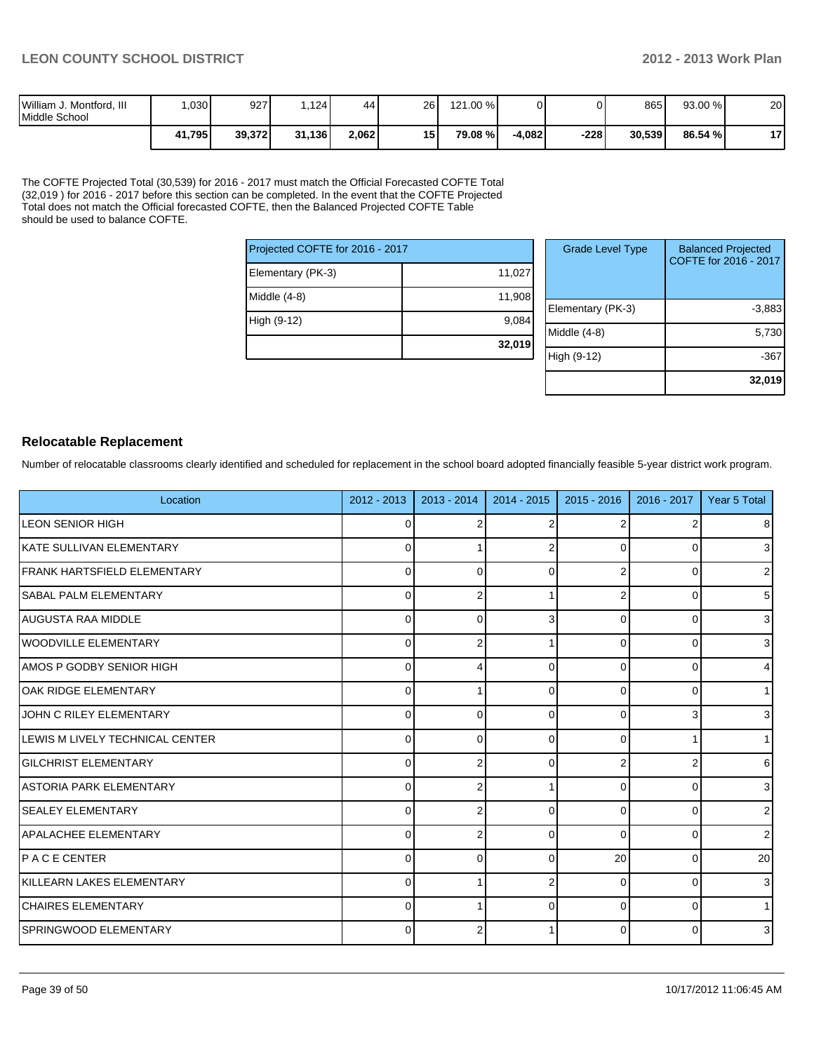| William J. Montford, III Middle School | 1,030 | 927 | 1,124 | 44 | 26 | 121.00 % | 0 | 0 | 865 | 93.00 % | 20 |
|---|---|---|---|---|---|---|---|---|---|---|---|
| | **41,795** | **39,372** | **31,136** | **2,062** | **15** | **79.08 %** | **-4,082** | **-228** | **30,539** | **86.54 %** | **17** |

The COFTE Projected Total (30,539) for 2016 - 2017 must match the Official Forecasted COFTE Total (32,019 ) for 2016 - 2017 before this section can be completed. In the event that the COFTE Projected Total does not match the Official forecasted COFTE, then the Balanced Projected COFTE Table should be used to balance COFTE.

| Projected COFTE for 2016 - 2017 | |
|---|---|
| Elementary (PK-3) | 11,027 |
| Middle (4-8) | 11,908 |
| High (9-12) | 9,084 |
| | **32,019** |

| Grade Level Type | Balanced Projected COFTE for 2016 - 2017 |
|---|---|
| Elementary (PK-3) | -3,883 |
| Middle (4-8) | 5,730 |
| High (9-12) | -367 |
| | **32,019** |

## Relocatable Replacement

Number of relocatable classrooms clearly identified and scheduled for replacement in the school board adopted financially feasible 5-year district work program.

| Location | 2012 - 2013 | 2013 - 2014 | 2014 - 2015 | 2015 - 2016 | 2016 - 2017 | Year 5 Total |
|---|---|---|---|---|---|---|
| LEON SENIOR HIGH | 0 | 2 | 2 | 2 | 2 | 8 |
| KATE SULLIVAN ELEMENTARY | 0 | 1 | 2 | 0 | 0 | 3 |
| FRANK HARTSFIELD ELEMENTARY | 0 | 0 | 0 | 2 | 0 | 2 |
| SABAL PALM ELEMENTARY | 0 | 2 | 1 | 2 | 0 | 5 |
| AUGUSTA RAA MIDDLE | 0 | 0 | 3 | 0 | 0 | 3 |
| WOODVILLE ELEMENTARY | 0 | 2 | 1 | 0 | 0 | 3 |
| AMOS P GODBY SENIOR HIGH | 0 | 4 | 0 | 0 | 0 | 4 |
| OAK RIDGE ELEMENTARY | 0 | 1 | 0 | 0 | 0 | 1 |
| JOHN C RILEY ELEMENTARY | 0 | 0 | 0 | 0 | 3 | 3 |
| LEWIS M LIVELY TECHNICAL CENTER | 0 | 0 | 0 | 0 | 1 | 1 |
| GILCHRIST ELEMENTARY | 0 | 2 | 0 | 2 | 2 | 6 |
| ASTORIA PARK ELEMENTARY | 0 | 2 | 1 | 0 | 0 | 3 |
| SEALEY ELEMENTARY | 0 | 2 | 0 | 0 | 0 | 2 |
| APALACHEE ELEMENTARY | 0 | 2 | 0 | 0 | 0 | 2 |
| P A C E CENTER | 0 | 0 | 0 | 20 | 0 | 20 |
| KILLEARN LAKES ELEMENTARY | 0 | 1 | 2 | 0 | 0 | 3 |
| CHAIRES ELEMENTARY | 0 | 1 | 0 | 0 | 0 | 1 |
| SPRINGWOOD ELEMENTARY | 0 | 2 | 1 | 0 | 0 | 3 |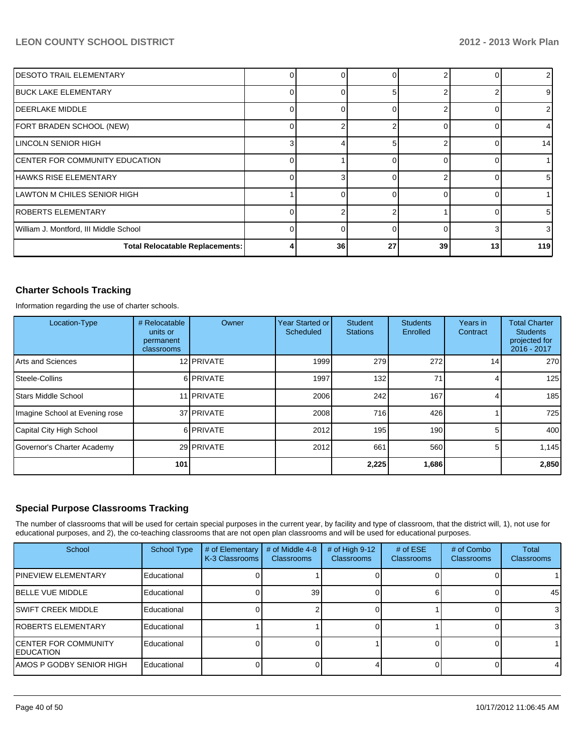| | | | | | | |
|---|---|---|---|---|---|---|
| DESOTO TRAIL ELEMENTARY | 0 | 0 | 0 | 2 | 0 | 2 |
| BUCK LAKE ELEMENTARY | 0 | 0 | 5 | 2 | 2 | 9 |
| DEERLAKE MIDDLE | 0 | 0 | 0 | 2 | 0 | 2 |
| FORT BRADEN SCHOOL (NEW) | 0 | 2 | 2 | 0 | 0 | 4 |
| LINCOLN SENIOR HIGH | 3 | 4 | 5 | 2 | 0 | 14 |
| CENTER FOR COMMUNITY EDUCATION | 0 | 1 | 0 | 0 | 0 | 1 |
| HAWKS RISE ELEMENTARY | 0 | 3 | 0 | 2 | 0 | 5 |
| LAWTON M CHILES SENIOR HIGH | 1 | 0 | 0 | 0 | 0 | 1 |
| ROBERTS ELEMENTARY | 0 | 2 | 2 | 1 | 0 | 5 |
| William J. Montford, III Middle School | 0 | 0 | 0 | 0 | 3 | 3 |
| **Total Relocatable Replacements:** | **4** | **36** | **27** | **39** | **13** | **119** |

## Charter Schools Tracking

Information regarding the use of charter schools.

| Location-Type | # Relocatable units or permanent classrooms | Owner | Year Started or Scheduled | Student Stations | Students Enrolled | Years in Contract | Total Charter Students projected for 2016 - 2017 |
|---|---|---|---|---|---|---|---|
| Arts and Sciences | 12 | PRIVATE | 1999 | 279 | 272 | 14 | 270 |
| Steele-Collins | 6 | PRIVATE | 1997 | 132 | 71 | 4 | 125 |
| Stars Middle School | 11 | PRIVATE | 2006 | 242 | 167 | 4 | 185 |
| Imagine School at Evening rose | 37 | PRIVATE | 2008 | 716 | 426 | 1 | 725 |
| Capital City High School | 6 | PRIVATE | 2012 | 195 | 190 | 5 | 400 |
| Governor's Charter Academy | 29 | PRIVATE | 2012 | 661 | 560 | 5 | 1,145 |
| | **101** | | | **2,225** | **1,686** | | **2,850** |

## Special Purpose Classrooms Tracking

The number of classrooms that will be used for certain special purposes in the current year, by facility and type of classroom, that the district will, 1), not use for educational purposes, and 2), the co-teaching classrooms that are not open plan classrooms and will be used for educational purposes.

| School | School Type | # of Elementary K-3 Classrooms | # of Middle 4-8 Classrooms | # of High 9-12 Classrooms | # of ESE Classrooms | # of Combo Classrooms | Total Classrooms |
|---|---|---|---|---|---|---|---|
| PINEVIEW ELEMENTARY | Educational | 0 | 1 | 0 | 0 | 0 | 1 |
| BELLE VUE MIDDLE | Educational | 0 | 39 | 0 | 6 | 0 | 45 |
| SWIFT CREEK MIDDLE | Educational | 0 | 2 | 0 | 1 | 0 | 3 |
| ROBERTS ELEMENTARY | Educational | 1 | 1 | 0 | 1 | 0 | 3 |
| CENTER FOR COMMUNITY EDUCATION | Educational | 0 | 0 | 1 | 0 | 0 | 1 |
| AMOS P GODBY SENIOR HIGH | Educational | 0 | 0 | 4 | 0 | 0 | 4 |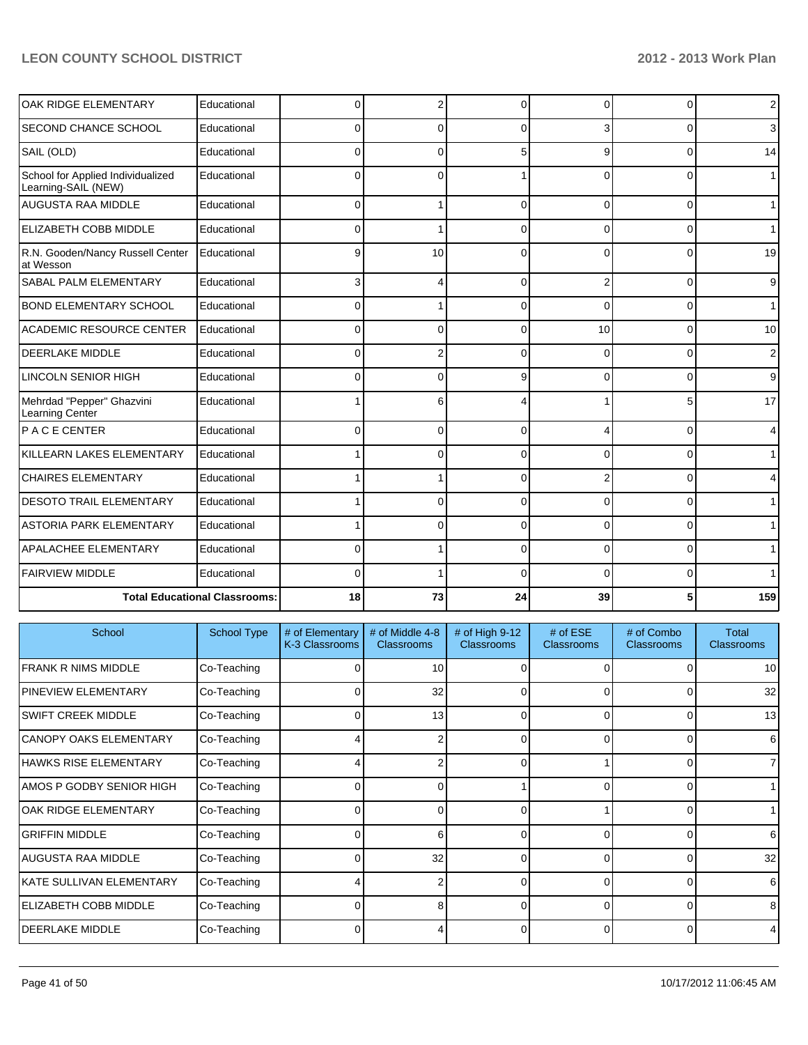| School | School Type | # of Elementary K-3 Classrooms | # of Middle 4-8 Classrooms | # of High 9-12 Classrooms | # of ESE Classrooms | # of Combo Classrooms | Total Classrooms |
|---|---|---|---|---|---|---|---|
| OAK RIDGE ELEMENTARY | Educational | 0 | 2 | 0 | 0 | 0 | 2 |
| SECOND CHANCE SCHOOL | Educational | 0 | 0 | 0 | 3 | 0 | 3 |
| SAIL (OLD) | Educational | 0 | 0 | 5 | 9 | 0 | 14 |
| School for Applied Individualized Learning-SAIL (NEW) | Educational | 0 | 0 | 1 | 0 | 0 | 1 |
| AUGUSTA RAA MIDDLE | Educational | 0 | 1 | 0 | 0 | 0 | 1 |
| ELIZABETH COBB MIDDLE | Educational | 0 | 1 | 0 | 0 | 0 | 1 |
| R.N. Gooden/Nancy Russell Center at Wesson | Educational | 9 | 10 | 0 | 0 | 0 | 19 |
| SABAL PALM ELEMENTARY | Educational | 3 | 4 | 0 | 2 | 0 | 9 |
| BOND ELEMENTARY SCHOOL | Educational | 0 | 1 | 0 | 0 | 0 | 1 |
| ACADEMIC RESOURCE CENTER | Educational | 0 | 0 | 0 | 10 | 0 | 10 |
| DEERLAKE MIDDLE | Educational | 0 | 2 | 0 | 0 | 0 | 2 |
| LINCOLN SENIOR HIGH | Educational | 0 | 0 | 9 | 0 | 0 | 9 |
| Mehrdad "Pepper" Ghazvini Learning Center | Educational | 1 | 6 | 4 | 1 | 5 | 17 |
| P A C E CENTER | Educational | 0 | 0 | 0 | 4 | 0 | 4 |
| KILLEARN LAKES ELEMENTARY | Educational | 1 | 0 | 0 | 0 | 0 | 1 |
| CHAIRES ELEMENTARY | Educational | 1 | 1 | 0 | 2 | 0 | 4 |
| DESOTO TRAIL ELEMENTARY | Educational | 1 | 0 | 0 | 0 | 0 | 1 |
| ASTORIA PARK ELEMENTARY | Educational | 1 | 0 | 0 | 0 | 0 | 1 |
| APALACHEE ELEMENTARY | Educational | 0 | 1 | 0 | 0 | 0 | 1 |
| FAIRVIEW MIDDLE | Educational | 0 | 1 | 0 | 0 | 0 | 1 |
| Total Educational Classrooms: | | 18 | 73 | 24 | 39 | 5 | 159 |

| School | School Type | # of Elementary K-3 Classrooms | # of Middle 4-8 Classrooms | # of High 9-12 Classrooms | # of ESE Classrooms | # of Combo Classrooms | Total Classrooms |
|---|---|---|---|---|---|---|---|
| FRANK R NIMS MIDDLE | Co-Teaching | 0 | 10 | 0 | 0 | 0 | 10 |
| PINEVIEW ELEMENTARY | Co-Teaching | 0 | 32 | 0 | 0 | 0 | 32 |
| SWIFT CREEK MIDDLE | Co-Teaching | 0 | 13 | 0 | 0 | 0 | 13 |
| CANOPY OAKS ELEMENTARY | Co-Teaching | 4 | 2 | 0 | 0 | 0 | 6 |
| HAWKS RISE ELEMENTARY | Co-Teaching | 4 | 2 | 0 | 1 | 0 | 7 |
| AMOS P GODBY SENIOR HIGH | Co-Teaching | 0 | 0 | 1 | 0 | 0 | 1 |
| OAK RIDGE ELEMENTARY | Co-Teaching | 0 | 0 | 0 | 1 | 0 | 1 |
| GRIFFIN MIDDLE | Co-Teaching | 0 | 6 | 0 | 0 | 0 | 6 |
| AUGUSTA RAA MIDDLE | Co-Teaching | 0 | 32 | 0 | 0 | 0 | 32 |
| KATE SULLIVAN ELEMENTARY | Co-Teaching | 4 | 2 | 0 | 0 | 0 | 6 |
| ELIZABETH COBB MIDDLE | Co-Teaching | 0 | 8 | 0 | 0 | 0 | 8 |
| DEERLAKE MIDDLE | Co-Teaching | 0 | 4 | 0 | 0 | 0 | 4 |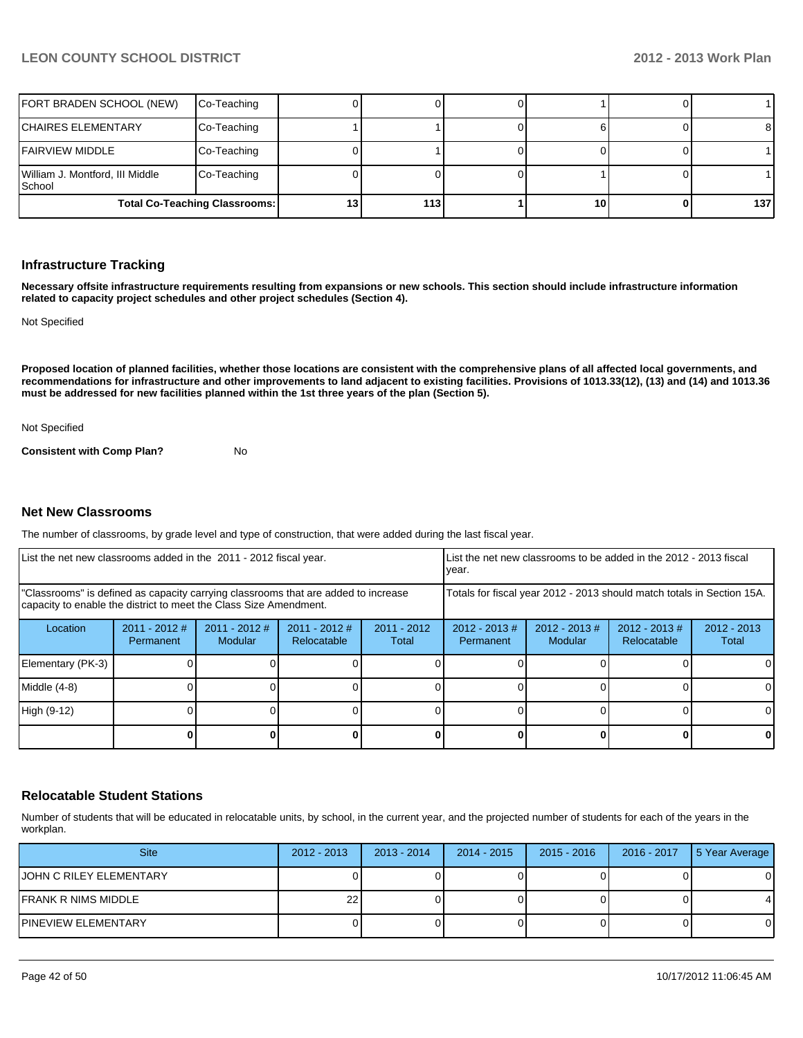| | | | | | | | |
|---|---|---|---|---|---|---|---|
| FORT BRADEN SCHOOL (NEW) | Co-Teaching | 0 | 0 | 0 | 1 | 0 | 1 |
| CHAIRES ELEMENTARY | Co-Teaching | 1 | 1 | 0 | 6 | 0 | 8 |
| FAIRVIEW MIDDLE | Co-Teaching | 0 | 1 | 0 | 0 | 0 | 1 |
| William J. Montford, III Middle School | Co-Teaching | 0 | 0 | 0 | 1 | 0 | 1 |
| **Total Co-Teaching Classrooms:** | | **13** | **113** | **1** | **10** | **0** | **137** |

## Infrastructure Tracking

**Necessary offsite infrastructure requirements resulting from expansions or new schools. This section should include infrastructure information related to capacity project schedules and other project schedules (Section 4).**

Not Specified

**Proposed location of planned facilities, whether those locations are consistent with the comprehensive plans of all affected local governments, and recommendations for infrastructure and other improvements to land adjacent to existing facilities. Provisions of 1013.33(12), (13) and (14) and 1013.36 must be addressed for new facilities planned within the 1st three years of the plan (Section 5).**

Not Specified

**Consistent with Comp Plan?** No

## Net New Classrooms

The number of classrooms, by grade level and type of construction, that were added during the last fiscal year.

| List the net new classrooms added in the 2011 - 2012 fiscal year. | | | | | List the net new classrooms to be added in the 2012 - 2013 fiscal year. | | | |
|---|---|---|---|---|---|---|---|---|
| "Classrooms" is defined as capacity carrying classrooms that are added to increase capacity to enable the district to meet the Class Size Amendment. | | | | | Totals for fiscal year 2012 - 2013 should match totals in Section 15A. | | | |
| Location | 2011 - 2012 # Permanent | 2011 - 2012 # Modular | 2011 - 2012 # Relocatable | 2011 - 2012 Total | 2012 - 2013 # Permanent | 2012 - 2013 # Modular | 2012 - 2013 # Relocatable | 2012 - 2013 Total |
| Elementary (PK-3) | 0 | 0 | 0 | 0 | 0 | 0 | 0 | 0 |
| Middle (4-8) | 0 | 0 | 0 | 0 | 0 | 0 | 0 | 0 |
| High (9-12) | 0 | 0 | 0 | 0 | 0 | 0 | 0 | 0 |
| | **0** | **0** | **0** | **0** | **0** | **0** | **0** | **0** |

## Relocatable Student Stations

Number of students that will be educated in relocatable units, by school, in the current year, and the projected number of students for each of the years in the workplan.

| Site | 2012 - 2013 | 2013 - 2014 | 2014 - 2015 | 2015 - 2016 | 2016 - 2017 | 5 Year Average |
|---|---|---|---|---|---|---|
| JOHN C RILEY ELEMENTARY | 0 | 0 | 0 | 0 | 0 | 0 |
| FRANK R NIMS MIDDLE | 22 | 0 | 0 | 0 | 0 | 4 |
| PINEVIEW ELEMENTARY | 0 | 0 | 0 | 0 | 0 | 0 |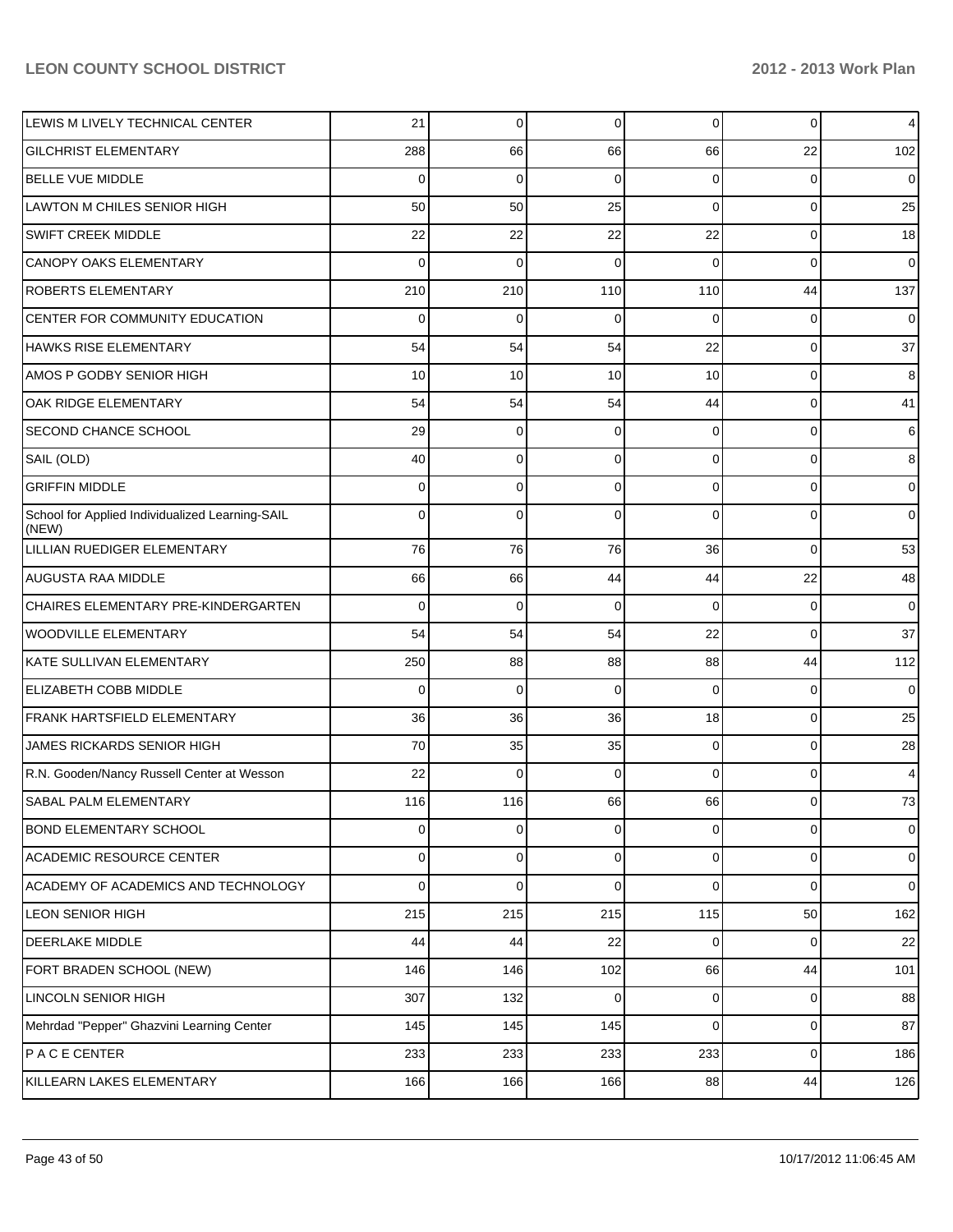| | | | | | | |
|---|---|---|---|---|---|---|
| LEWIS M LIVELY TECHNICAL CENTER | 21 | 0 | 0 | 0 | 0 | 4 |
| GILCHRIST ELEMENTARY | 288 | 66 | 66 | 66 | 22 | 102 |
| BELLE VUE MIDDLE | 0 | 0 | 0 | 0 | 0 | 0 |
| LAWTON M CHILES SENIOR HIGH | 50 | 50 | 25 | 0 | 0 | 25 |
| SWIFT CREEK MIDDLE | 22 | 22 | 22 | 22 | 0 | 18 |
| CANOPY OAKS ELEMENTARY | 0 | 0 | 0 | 0 | 0 | 0 |
| ROBERTS ELEMENTARY | 210 | 210 | 110 | 110 | 44 | 137 |
| CENTER FOR COMMUNITY EDUCATION | 0 | 0 | 0 | 0 | 0 | 0 |
| HAWKS RISE ELEMENTARY | 54 | 54 | 54 | 22 | 0 | 37 |
| AMOS P GODBY SENIOR HIGH | 10 | 10 | 10 | 10 | 0 | 8 |
| OAK RIDGE ELEMENTARY | 54 | 54 | 54 | 44 | 0 | 41 |
| SECOND CHANCE SCHOOL | 29 | 0 | 0 | 0 | 0 | 6 |
| SAIL (OLD) | 40 | 0 | 0 | 0 | 0 | 8 |
| GRIFFIN MIDDLE | 0 | 0 | 0 | 0 | 0 | 0 |
| School for Applied Individualized Learning-SAIL (NEW) | 0 | 0 | 0 | 0 | 0 | 0 |
| LILLIAN RUEDIGER ELEMENTARY | 76 | 76 | 76 | 36 | 0 | 53 |
| AUGUSTA RAA MIDDLE | 66 | 66 | 44 | 44 | 22 | 48 |
| CHAIRES ELEMENTARY PRE-KINDERGARTEN | 0 | 0 | 0 | 0 | 0 | 0 |
| WOODVILLE ELEMENTARY | 54 | 54 | 54 | 22 | 0 | 37 |
| KATE SULLIVAN ELEMENTARY | 250 | 88 | 88 | 88 | 44 | 112 |
| ELIZABETH COBB MIDDLE | 0 | 0 | 0 | 0 | 0 | 0 |
| FRANK HARTSFIELD ELEMENTARY | 36 | 36 | 36 | 18 | 0 | 25 |
| JAMES RICKARDS SENIOR HIGH | 70 | 35 | 35 | 0 | 0 | 28 |
| R.N. Gooden/Nancy Russell Center at Wesson | 22 | 0 | 0 | 0 | 0 | 4 |
| SABAL PALM ELEMENTARY | 116 | 116 | 66 | 66 | 0 | 73 |
| BOND ELEMENTARY SCHOOL | 0 | 0 | 0 | 0 | 0 | 0 |
| ACADEMIC RESOURCE CENTER | 0 | 0 | 0 | 0 | 0 | 0 |
| ACADEMY OF ACADEMICS AND TECHNOLOGY | 0 | 0 | 0 | 0 | 0 | 0 |
| LEON SENIOR HIGH | 215 | 215 | 215 | 115 | 50 | 162 |
| DEERLAKE MIDDLE | 44 | 44 | 22 | 0 | 0 | 22 |
| FORT BRADEN SCHOOL (NEW) | 146 | 146 | 102 | 66 | 44 | 101 |
| LINCOLN SENIOR HIGH | 307 | 132 | 0 | 0 | 0 | 88 |
| Mehrdad "Pepper" Ghazvini Learning Center | 145 | 145 | 145 | 0 | 0 | 87 |
| P A C E CENTER | 233 | 233 | 233 | 233 | 0 | 186 |
| KILLEARN LAKES ELEMENTARY | 166 | 166 | 166 | 88 | 44 | 126 |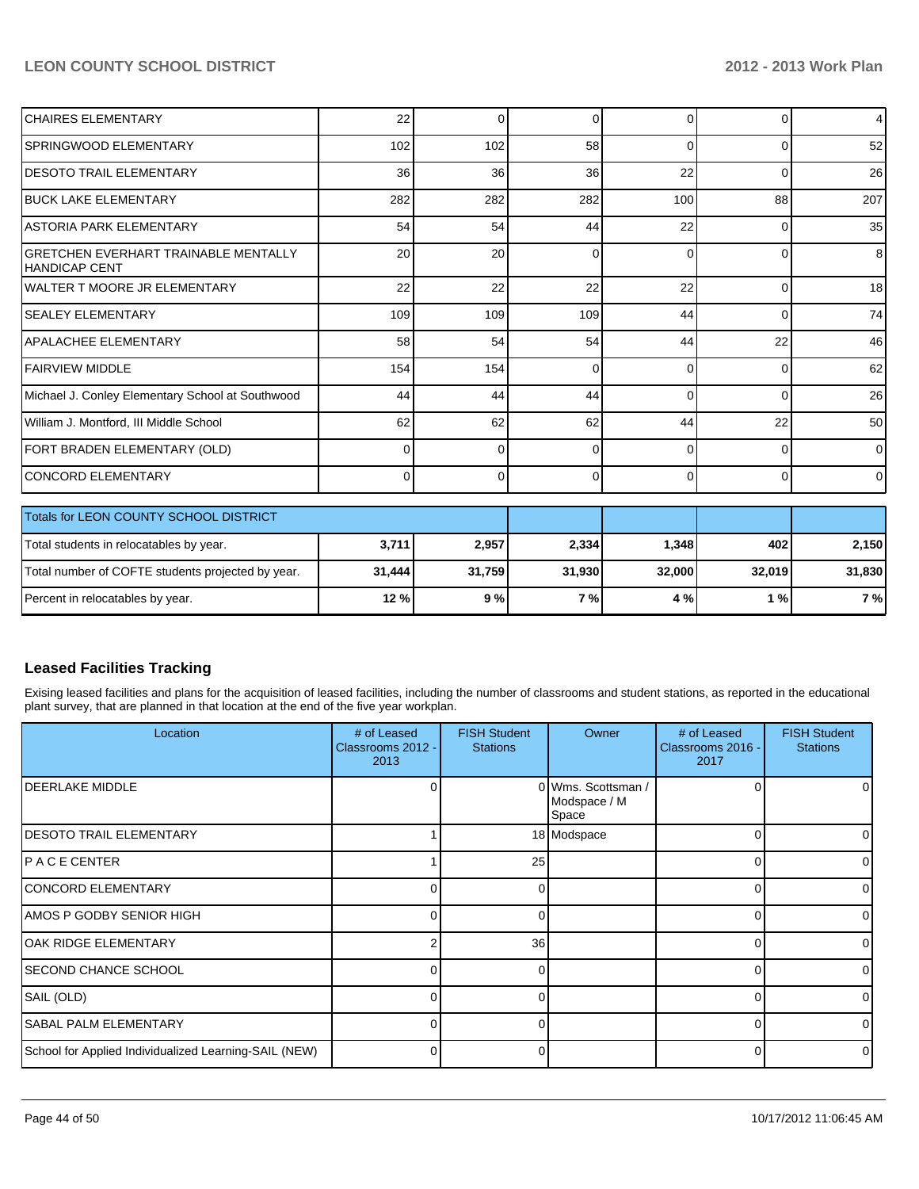| | | | | | | |
|---|---|---|---|---|---|---|
| CHAIRES ELEMENTARY | 22 | 0 | 0 | 0 | 0 | 4 |
| SPRINGWOOD ELEMENTARY | 102 | 102 | 58 | 0 | 0 | 52 |
| DESOTO TRAIL ELEMENTARY | 36 | 36 | 36 | 22 | 0 | 26 |
| BUCK LAKE ELEMENTARY | 282 | 282 | 282 | 100 | 88 | 207 |
| ASTORIA PARK ELEMENTARY | 54 | 54 | 44 | 22 | 0 | 35 |
| GRETCHEN EVERHART TRAINABLE MENTALLY HANDICAP CENT | 20 | 20 | 0 | 0 | 0 | 8 |
| WALTER T MOORE JR ELEMENTARY | 22 | 22 | 22 | 22 | 0 | 18 |
| SEALEY ELEMENTARY | 109 | 109 | 109 | 44 | 0 | 74 |
| APALACHEE ELEMENTARY | 58 | 54 | 54 | 44 | 22 | 46 |
| FAIRVIEW MIDDLE | 154 | 154 | 0 | 0 | 0 | 62 |
| Michael J. Conley Elementary School at Southwood | 44 | 44 | 44 | 0 | 0 | 26 |
| William J. Montford, III Middle School | 62 | 62 | 62 | 44 | 22 | 50 |
| FORT BRADEN ELEMENTARY (OLD) | 0 | 0 | 0 | 0 | 0 | 0 |
| CONCORD ELEMENTARY | 0 | 0 | 0 | 0 | 0 | 0 |

| Totals for LEON COUNTY SCHOOL DISTRICT | | | | | | |
|---|---|---|---|---|---|---|
| Total students in relocatables by year. | **3,711** | **2,957** | **2,334** | **1,348** | **402** | **2,150** |
| Total number of COFTE students projected by year. | **31,444** | **31,759** | **31,930** | **32,000** | **32,019** | **31,830** |
| Percent in relocatables by year. | **12 %** | **9 %** | **7 %** | **4 %** | **1 %** | **7 %** |

## Leased Facilities Tracking

Exising leased facilities and plans for the acquisition of leased facilities, including the number of classrooms and student stations, as reported in the educational plant survey, that are planned in that location at the end of the five year workplan.

| Location | # of Leased Classrooms 2012 - 2013 | FISH Student Stations | Owner | # of Leased Classrooms 2016 - 2017 | FISH Student Stations |
|---|---|---|---|---|---|
| DEERLAKE MIDDLE | 0 | 0 | Wms. Scottsman / Modspace / M Space | 0 | 0 |
| DESOTO TRAIL ELEMENTARY | 1 | 18 | Modspace | 0 | 0 |
| P A C E CENTER | 1 | 25 | | 0 | 0 |
| CONCORD ELEMENTARY | 0 | 0 | | 0 | 0 |
| AMOS P GODBY SENIOR HIGH | 0 | 0 | | 0 | 0 |
| OAK RIDGE ELEMENTARY | 2 | 36 | | 0 | 0 |
| SECOND CHANCE SCHOOL | 0 | 0 | | 0 | 0 |
| SAIL (OLD) | 0 | 0 | | 0 | 0 |
| SABAL PALM ELEMENTARY | 0 | 0 | | 0 | 0 |
| School for Applied Individualized Learning-SAIL (NEW) | 0 | 0 | | 0 | 0 |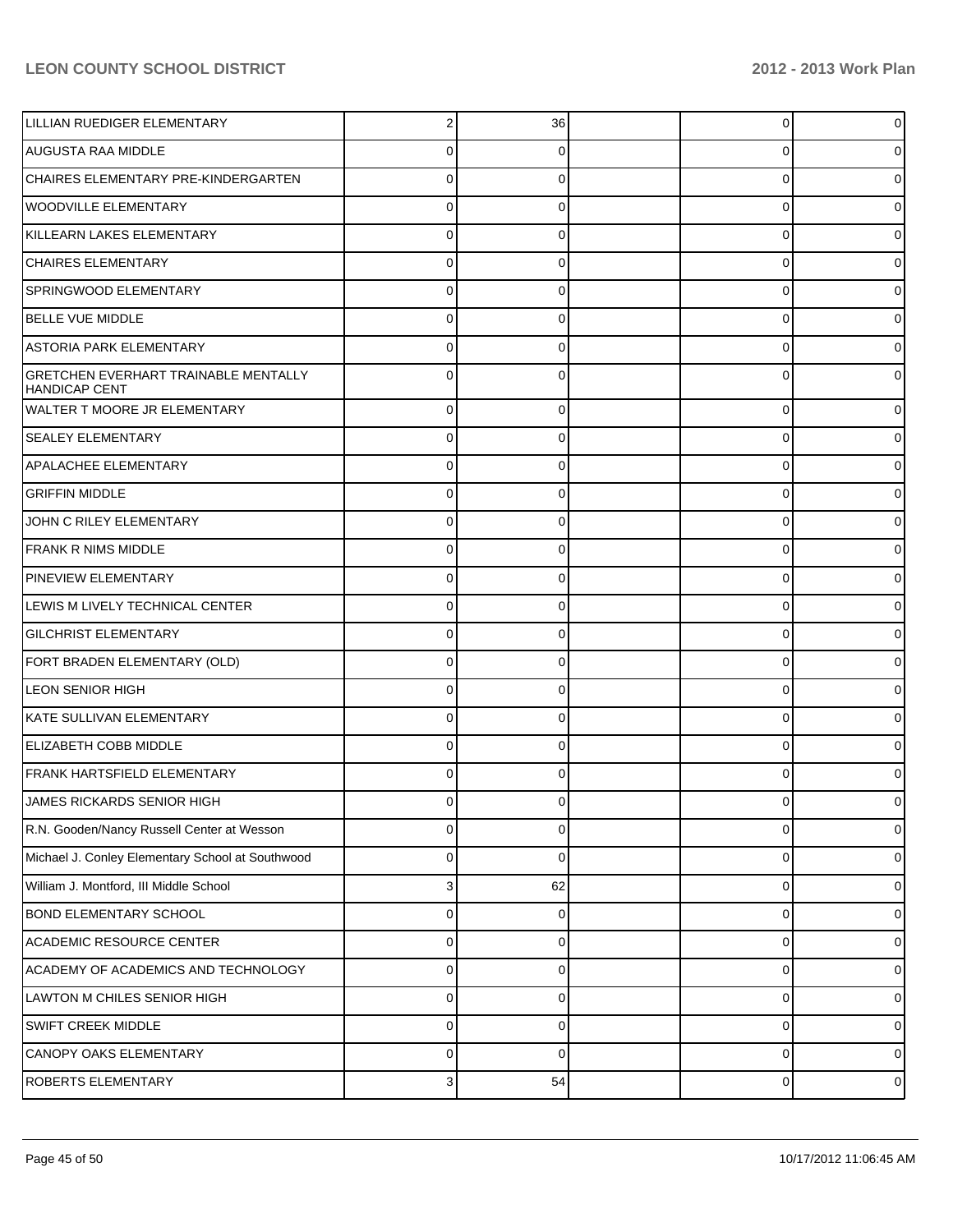| | | | | | |
|---|---|---|---|---|---|
| LILLIAN RUEDIGER ELEMENTARY | 2 | 36 | | 0 | 0 |
| AUGUSTA RAA MIDDLE | 0 | 0 | | 0 | 0 |
| CHAIRES ELEMENTARY PRE-KINDERGARTEN | 0 | 0 | | 0 | 0 |
| WOODVILLE ELEMENTARY | 0 | 0 | | 0 | 0 |
| KILLEARN LAKES ELEMENTARY | 0 | 0 | | 0 | 0 |
| CHAIRES ELEMENTARY | 0 | 0 | | 0 | 0 |
| SPRINGWOOD ELEMENTARY | 0 | 0 | | 0 | 0 |
| BELLE VUE MIDDLE | 0 | 0 | | 0 | 0 |
| ASTORIA PARK ELEMENTARY | 0 | 0 | | 0 | 0 |
| GRETCHEN EVERHART TRAINABLE MENTALLY HANDICAP CENT | 0 | 0 | | 0 | 0 |
| WALTER T MOORE JR ELEMENTARY | 0 | 0 | | 0 | 0 |
| SEALEY ELEMENTARY | 0 | 0 | | 0 | 0 |
| APALACHEE ELEMENTARY | 0 | 0 | | 0 | 0 |
| GRIFFIN MIDDLE | 0 | 0 | | 0 | 0 |
| JOHN C RILEY ELEMENTARY | 0 | 0 | | 0 | 0 |
| FRANK R NIMS MIDDLE | 0 | 0 | | 0 | 0 |
| PINEVIEW ELEMENTARY | 0 | 0 | | 0 | 0 |
| LEWIS M LIVELY TECHNICAL CENTER | 0 | 0 | | 0 | 0 |
| GILCHRIST ELEMENTARY | 0 | 0 | | 0 | 0 |
| FORT BRADEN ELEMENTARY (OLD) | 0 | 0 | | 0 | 0 |
| LEON SENIOR HIGH | 0 | 0 | | 0 | 0 |
| KATE SULLIVAN ELEMENTARY | 0 | 0 | | 0 | 0 |
| ELIZABETH COBB MIDDLE | 0 | 0 | | 0 | 0 |
| FRANK HARTSFIELD ELEMENTARY | 0 | 0 | | 0 | 0 |
| JAMES RICKARDS SENIOR HIGH | 0 | 0 | | 0 | 0 |
| R.N. Gooden/Nancy Russell Center at Wesson | 0 | 0 | | 0 | 0 |
| Michael J. Conley Elementary School at Southwood | 0 | 0 | | 0 | 0 |
| William J. Montford, III Middle School | 3 | 62 | | 0 | 0 |
| BOND ELEMENTARY SCHOOL | 0 | 0 | | 0 | 0 |
| ACADEMIC RESOURCE CENTER | 0 | 0 | | 0 | 0 |
| ACADEMY OF ACADEMICS AND TECHNOLOGY | 0 | 0 | | 0 | 0 |
| LAWTON M CHILES SENIOR HIGH | 0 | 0 | | 0 | 0 |
| SWIFT CREEK MIDDLE | 0 | 0 | | 0 | 0 |
| CANOPY OAKS ELEMENTARY | 0 | 0 | | 0 | 0 |
| ROBERTS ELEMENTARY | 3 | 54 | | 0 | 0 |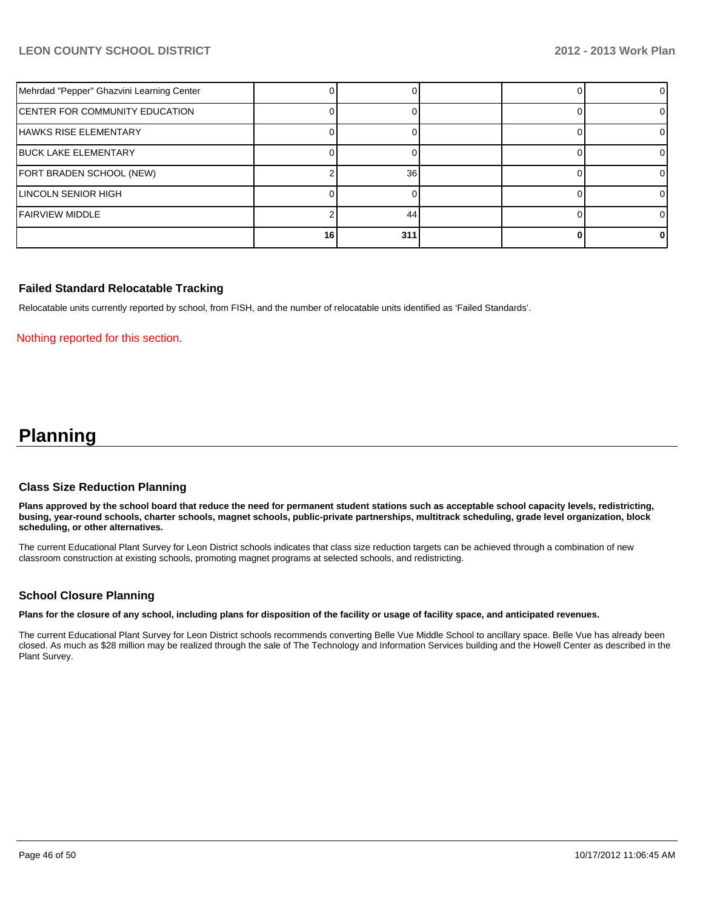| | | | | | |
|---|---|---|---|---|---|
| Mehrdad "Pepper" Ghazvini Learning Center | 0 | 0 | | 0 | 0 |
| CENTER FOR COMMUNITY EDUCATION | 0 | 0 | | 0 | 0 |
| HAWKS RISE ELEMENTARY | 0 | 0 | | 0 | 0 |
| BUCK LAKE ELEMENTARY | 0 | 0 | | 0 | 0 |
| FORT BRADEN SCHOOL (NEW) | 2 | 36 | | 0 | 0 |
| LINCOLN SENIOR HIGH | 0 | 0 | | 0 | 0 |
| FAIRVIEW MIDDLE | 2 | 44 | | 0 | 0 |
| | **16** | **311** | | **0** | **0** |

### Failed Standard Relocatable Tracking

Relocatable units currently reported by school, from FISH, and the number of relocatable units identified as 'Failed Standards'.

Nothing reported for this section.

# Planning

### Class Size Reduction Planning

**Plans approved by the school board that reduce the need for permanent student stations such as acceptable school capacity levels, redistricting, busing, year-round schools, charter schools, magnet schools, public-private partnerships, multitrack scheduling, grade level organization, block scheduling, or other alternatives.**

The current Educational Plant Survey for Leon District schools indicates that class size reduction targets can be achieved through a combination of new classroom construction at existing schools, promoting magnet programs at selected schools, and redistricting.

### School Closure Planning

**Plans for the closure of any school, including plans for disposition of the facility or usage of facility space, and anticipated revenues.**

The current Educational Plant Survey for Leon District schools recommends converting Belle Vue Middle School to ancillary space. Belle Vue has already been closed. As much as $28 million may be realized through the sale of The Technology and Information Services building and the Howell Center as described in the Plant Survey.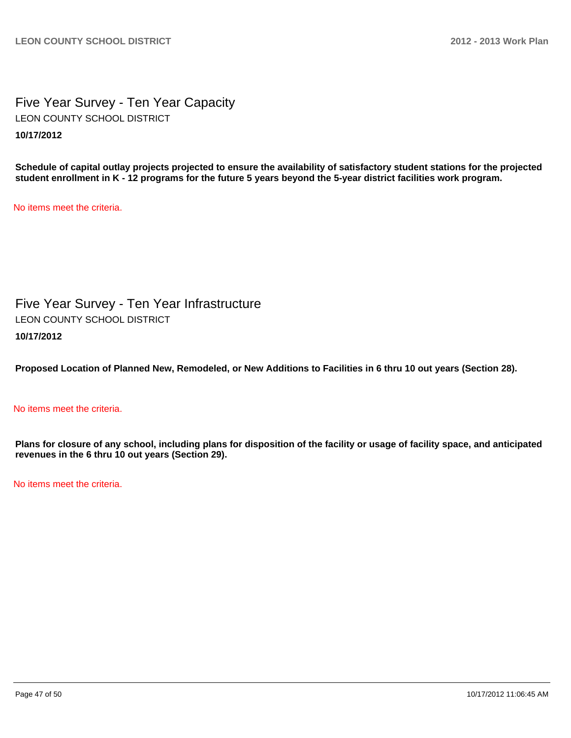# Five Year Survey - Ten Year Capacity

LEON COUNTY SCHOOL DISTRICT

**10/17/2012**

**Schedule of capital outlay projects projected to ensure the availability of satisfactory student stations for the projected student enrollment in K - 12 programs for the future 5 years beyond the 5-year district facilities work program.**

No items meet the criteria.

# Five Year Survey - Ten Year Infrastructure

LEON COUNTY SCHOOL DISTRICT

**10/17/2012**

**Proposed Location of Planned New, Remodeled, or New Additions to Facilities in 6 thru 10 out years (Section 28).**

No items meet the criteria.

**Plans for closure of any school, including plans for disposition of the facility or usage of facility space, and anticipated revenues in the 6 thru 10 out years (Section 29).**

No items meet the criteria.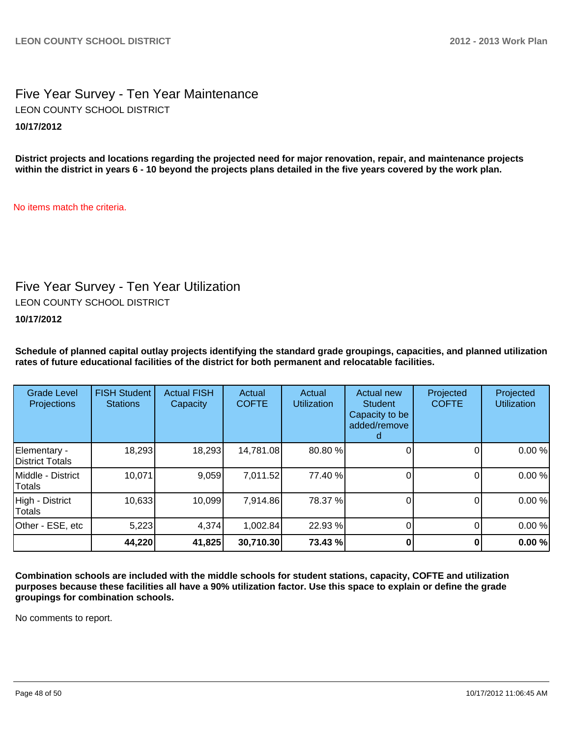# Five Year Survey - Ten Year Maintenance

LEON COUNTY SCHOOL DISTRICT

**10/17/2012**

**District projects and locations regarding the projected need for major renovation, repair, and maintenance projects within the district in years 6 - 10 beyond the projects plans detailed in the five years covered by the work plan.**

No items match the criteria.

# Five Year Survey - Ten Year Utilization

LEON COUNTY SCHOOL DISTRICT

**10/17/2012**

**Schedule of planned capital outlay projects identifying the standard grade groupings, capacities, and planned utilization rates of future educational facilities of the district for both permanent and relocatable facilities.**

| Grade Level Projections | FISH Student Stations | Actual FISH Capacity | Actual COFTE | Actual Utilization | Actual new Student Capacity to be added/removed | Projected COFTE | Projected Utilization |
|---|---|---|---|---|---|---|---|
| Elementary - District Totals | 18,293 | 18,293 | 14,781.08 | 80.80 % | 0 | 0 | 0.00 % |
| Middle - District Totals | 10,071 | 9,059 | 7,011.52 | 77.40 % | 0 | 0 | 0.00 % |
| High - District Totals | 10,633 | 10,099 | 7,914.86 | 78.37 % | 0 | 0 | 0.00 % |
| Other - ESE, etc | 5,223 | 4,374 | 1,002.84 | 22.93 % | 0 | 0 | 0.00 % |
| | **44,220** | **41,825** | **30,710.30** | **73.43 %** | **0** | **0** | **0.00 %** |

**Combination schools are included with the middle schools for student stations, capacity, COFTE and utilization purposes because these facilities all have a 90% utilization factor. Use this space to explain or define the grade groupings for combination schools.**

No comments to report.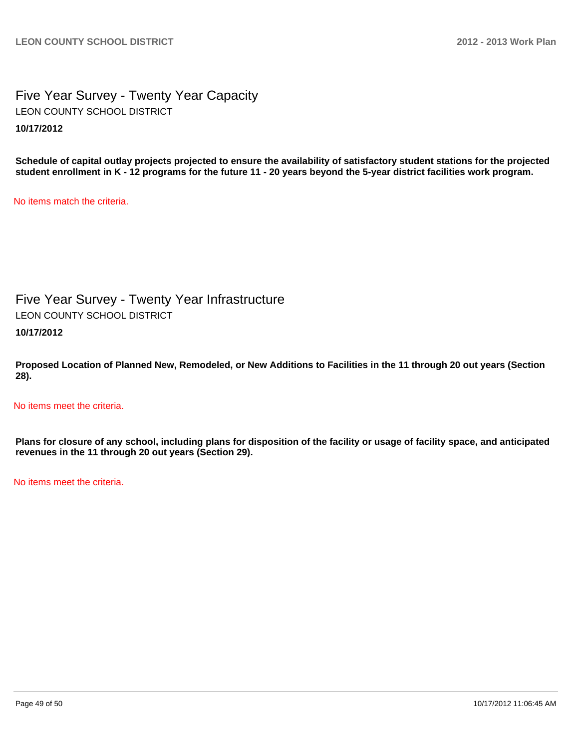# Five Year Survey - Twenty Year Capacity

LEON COUNTY SCHOOL DISTRICT

**10/17/2012**

**Schedule of capital outlay projects projected to ensure the availability of satisfactory student stations for the projected student enrollment in K - 12 programs for the future 11 - 20 years beyond the 5-year district facilities work program.**

No items match the criteria.

# Five Year Survey - Twenty Year Infrastructure

LEON COUNTY SCHOOL DISTRICT

**10/17/2012**

**Proposed Location of Planned New, Remodeled, or New Additions to Facilities in the 11 through 20 out years (Section 28).**

No items meet the criteria.

**Plans for closure of any school, including plans for disposition of the facility or usage of facility space, and anticipated revenues in the 11 through 20 out years (Section 29).**

No items meet the criteria.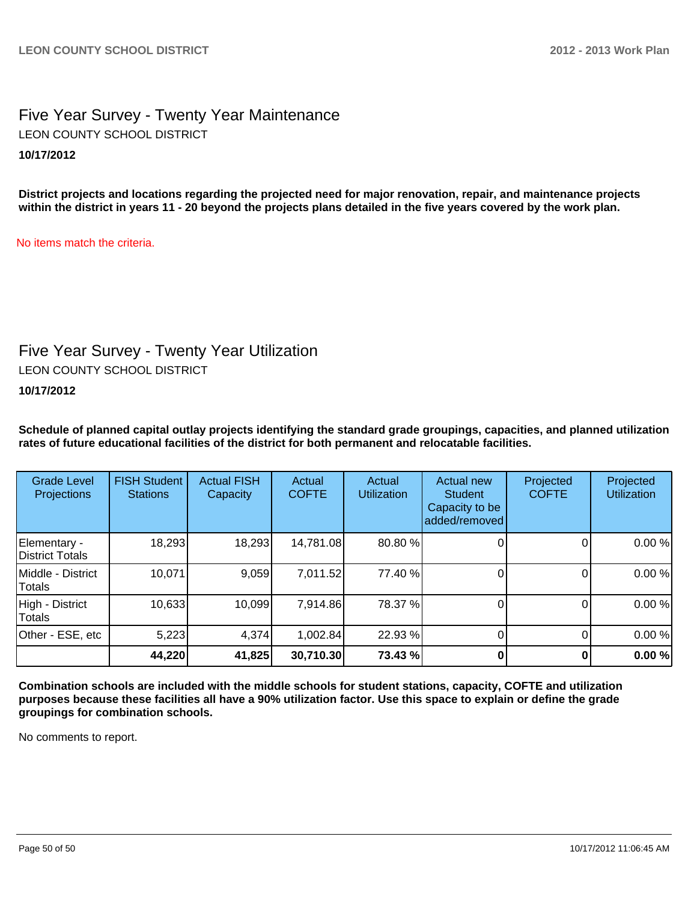## Five Year Survey - Twenty Year Maintenance

LEON COUNTY SCHOOL DISTRICT

**10/17/2012**

**District projects and locations regarding the projected need for major renovation, repair, and maintenance projects within the district in years 11 - 20 beyond the projects plans detailed in the five years covered by the work plan.**

No items match the criteria.

## Five Year Survey - Twenty Year Utilization

LEON COUNTY SCHOOL DISTRICT

**10/17/2012**

**Schedule of planned capital outlay projects identifying the standard grade groupings, capacities, and planned utilization rates of future educational facilities of the district for both permanent and relocatable facilities.**

| Grade Level Projections | FISH Student Stations | Actual FISH Capacity | Actual COFTE | Actual Utilization | Actual new Student Capacity to be added/removed | Projected COFTE | Projected Utilization |
|---|---|---|---|---|---|---|---|
| Elementary - District Totals | 18,293 | 18,293 | 14,781.08 | 80.80 % | 0 | 0 | 0.00 % |
| Middle - District Totals | 10,071 | 9,059 | 7,011.52 | 77.40 % | 0 | 0 | 0.00 % |
| High - District Totals | 10,633 | 10,099 | 7,914.86 | 78.37 % | 0 | 0 | 0.00 % |
| Other - ESE, etc | 5,223 | 4,374 | 1,002.84 | 22.93 % | 0 | 0 | 0.00 % |
| | **44,220** | **41,825** | **30,710.30** | **73.43 %** | **0** | **0** | **0.00 %** |

**Combination schools are included with the middle schools for student stations, capacity, COFTE and utilization purposes because these facilities all have a 90% utilization factor. Use this space to explain or define the grade groupings for combination schools.**

No comments to report.